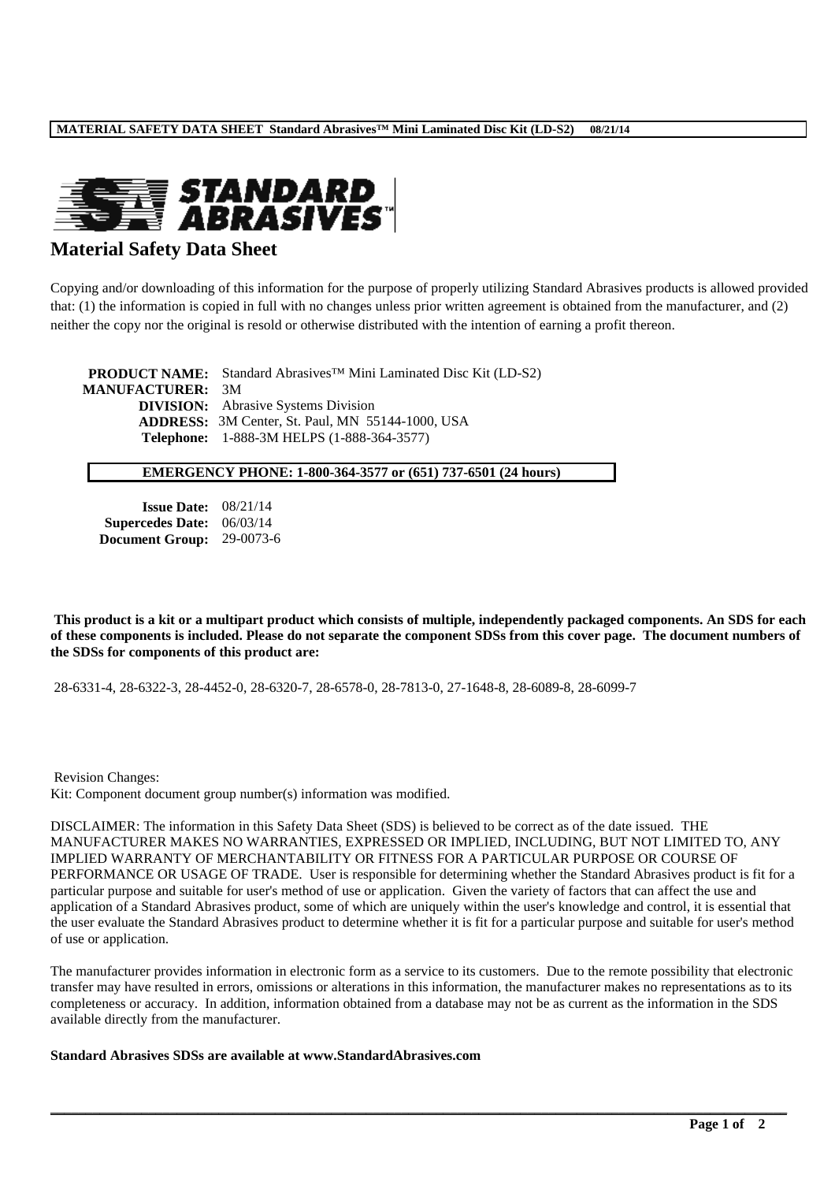# Material Safety Data Sheet

Copying and/or downloading of this information for the purpose of properly utilizing Standard Abrasives products is allowed provided that: (1) the information is copied in full with no changes unless prior written agreement is obtained from the manufacturer, and (2) neither the copy nor the original is resold or otherwise distributed with the intention of earning a profit thereon.

**PRODUCT NAME:** Standard Abrasives™ Mini Laminated Disc Kit (LD-S2)
**MANUFACTURER:** 3M
**DIVISION:** Abrasive Systems Division
**ADDRESS:** 3M Center, St. Paul, MN 55144-1000, USA
**Telephone:** 1-888-3M HELPS (1-888-364-3577)

**EMERGENCY PHONE: 1-800-364-3577 or (651) 737-6501 (24 hours)**

**Issue Date:** 08/21/14
**Supercedes Date:** 06/03/14
**Document Group:** 29-0073-6

**This product is a kit or a multipart product which consists of multiple, independently packaged components. An SDS for each of these components is included. Please do not separate the component SDSs from this cover page. The document numbers of the SDSs for components of this product are:**

28-6331-4, 28-6322-3, 28-4452-0, 28-6320-7, 28-6578-0, 28-7813-0, 27-1648-8, 28-6089-8, 28-6099-7

Revision Changes:
Kit: Component document group number(s) information was modified.

DISCLAIMER: The information in this Safety Data Sheet (SDS) is believed to be correct as of the date issued. THE MANUFACTURER MAKES NO WARRANTIES, EXPRESSED OR IMPLIED, INCLUDING, BUT NOT LIMITED TO, ANY IMPLIED WARRANTY OF MERCHANTABILITY OR FITNESS FOR A PARTICULAR PURPOSE OR COURSE OF PERFORMANCE OR USAGE OF TRADE. User is responsible for determining whether the Standard Abrasives product is fit for a particular purpose and suitable for user's method of use or application. Given the variety of factors that can affect the use and application of a Standard Abrasives product, some of which are uniquely within the user's knowledge and control, it is essential that the user evaluate the Standard Abrasives product to determine whether it is fit for a particular purpose and suitable for user's method of use or application.

The manufacturer provides information in electronic form as a service to its customers. Due to the remote possibility that electronic transfer may have resulted in errors, omissions or alterations in this information, the manufacturer makes no representations as to its completeness or accuracy. In addition, information obtained from a database may not be as current as the information in the SDS available directly from the manufacturer.

**Standard Abrasives SDSs are available at www.StandardAbrasives.com**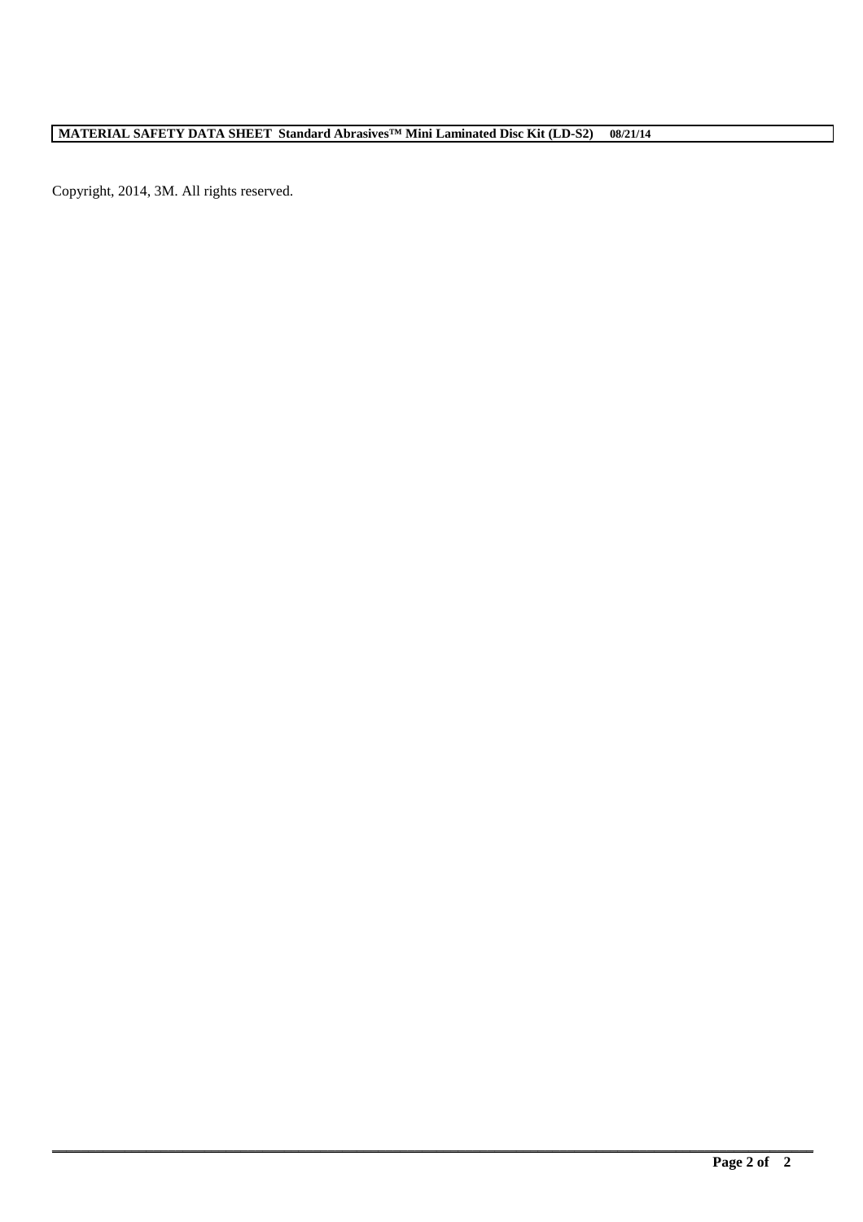Copyright, 2014, 3M. All rights reserved.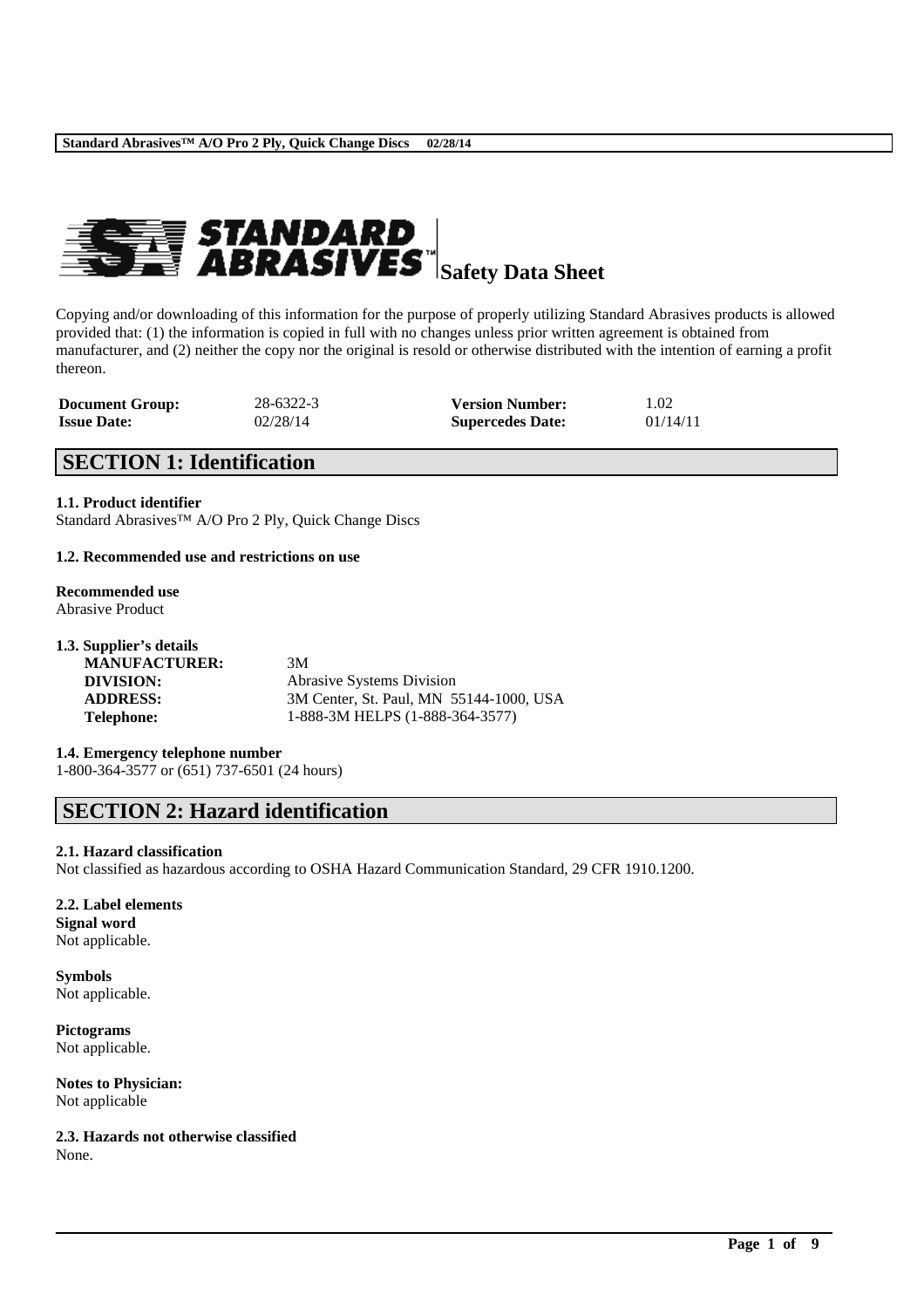# Safety Data Sheet

Copying and/or downloading of this information for the purpose of properly utilizing Standard Abrasives products is allowed provided that: (1) the information is copied in full with no changes unless prior written agreement is obtained from manufacturer, and (2) neither the copy nor the original is resold or otherwise distributed with the intention of earning a profit thereon.

| | | | |
|---|---|---|---|
| **Document Group:** | 28-6322-3 | **Version Number:** | 1.02 |
| **Issue Date:** | 02/28/14 | **Supercedes Date:** | 01/14/11 |

## SECTION 1: Identification

**1.1. Product identifier**
Standard Abrasives™ A/O Pro 2 Ply, Quick Change Discs

**1.2. Recommended use and restrictions on use**

**Recommended use**
Abrasive Product

**1.3. Supplier's details**

| | |
|---|---|
| **MANUFACTURER:** | 3M |
| **DIVISION:** | Abrasive Systems Division |
| **ADDRESS:** | 3M Center, St. Paul, MN 55144-1000, USA |
| **Telephone:** | 1-888-3M HELPS (1-888-364-3577) |

**1.4. Emergency telephone number**
1-800-364-3577 or (651) 737-6501 (24 hours)

## SECTION 2: Hazard identification

**2.1. Hazard classification**
Not classified as hazardous according to OSHA Hazard Communication Standard, 29 CFR 1910.1200.

**2.2. Label elements**
**Signal word**
Not applicable.

**Symbols**
Not applicable.

**Pictograms**
Not applicable.

**Notes to Physician:**
Not applicable

**2.3. Hazards not otherwise classified**
None.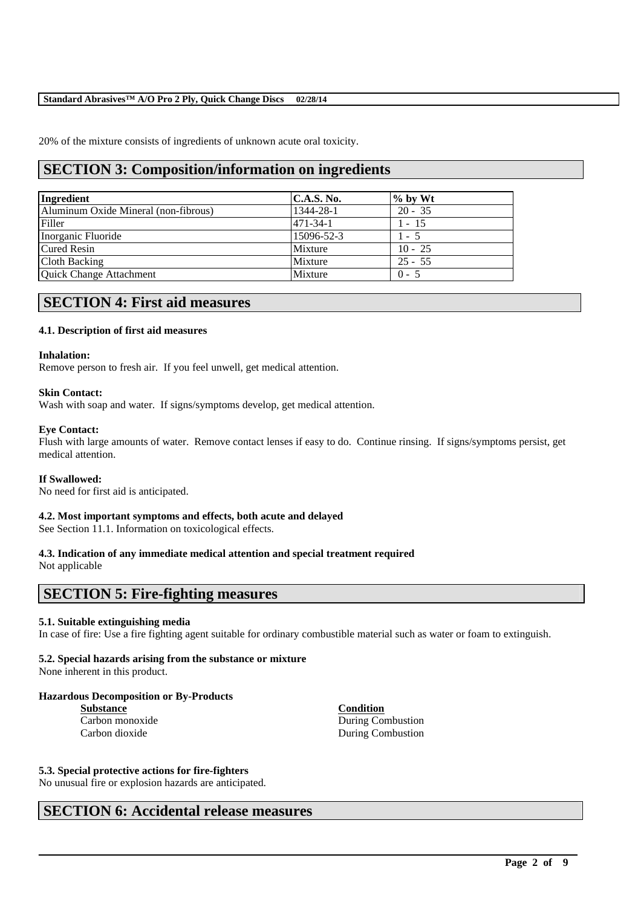20% of the mixture consists of ingredients of unknown acute oral toxicity.

## SECTION 3: Composition/information on ingredients

| Ingredient | C.A.S. No. | % by Wt |
|---|---|---|
| Aluminum Oxide Mineral (non-fibrous) | 1344-28-1 | 20 - 35 |
| Filler | 471-34-1 | 1 - 15 |
| Inorganic Fluoride | 15096-52-3 | 1 - 5 |
| Cured Resin | Mixture | 10 - 25 |
| Cloth Backing | Mixture | 25 - 55 |
| Quick Change Attachment | Mixture | 0 - 5 |

## SECTION 4: First aid measures

### 4.1. Description of first aid measures

**Inhalation:**
Remove person to fresh air. If you feel unwell, get medical attention.

**Skin Contact:**
Wash with soap and water. If signs/symptoms develop, get medical attention.

**Eye Contact:**
Flush with large amounts of water. Remove contact lenses if easy to do. Continue rinsing. If signs/symptoms persist, get medical attention.

**If Swallowed:**
No need for first aid is anticipated.

### 4.2. Most important symptoms and effects, both acute and delayed

See Section 11.1. Information on toxicological effects.

### 4.3. Indication of any immediate medical attention and special treatment required

Not applicable

## SECTION 5: Fire-fighting measures

### 5.1. Suitable extinguishing media

In case of fire: Use a fire fighting agent suitable for ordinary combustible material such as water or foam to extinguish.

### 5.2. Special hazards arising from the substance or mixture

None inherent in this product.

**Hazardous Decomposition or By-Products**

| Substance | Condition |
|---|---|
| Carbon monoxide | During Combustion |
| Carbon dioxide | During Combustion |

### 5.3. Special protective actions for fire-fighters

No unusual fire or explosion hazards are anticipated.

## SECTION 6: Accidental release measures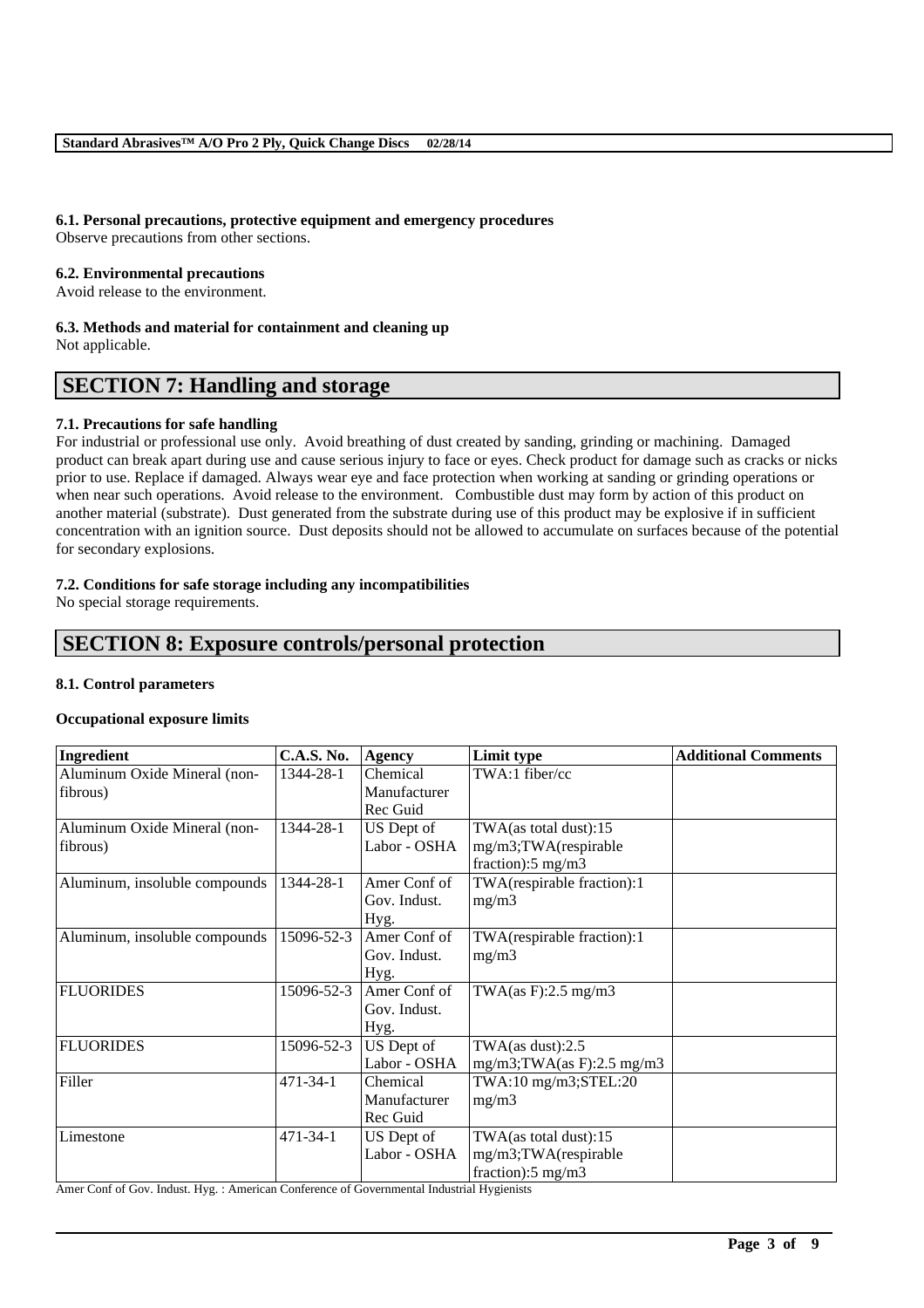#### 6.1. Personal precautions, protective equipment and emergency procedures
Observe precautions from other sections.

#### 6.2. Environmental precautions
Avoid release to the environment.

#### 6.3. Methods and material for containment and cleaning up
Not applicable.

## SECTION 7: Handling and storage

#### 7.1. Precautions for safe handling
For industrial or professional use only. Avoid breathing of dust created by sanding, grinding or machining. Damaged product can break apart during use and cause serious injury to face or eyes. Check product for damage such as cracks or nicks prior to use. Replace if damaged. Always wear eye and face protection when working at sanding or grinding operations or when near such operations. Avoid release to the environment. Combustible dust may form by action of this product on another material (substrate). Dust generated from the substrate during use of this product may be explosive if in sufficient concentration with an ignition source. Dust deposits should not be allowed to accumulate on surfaces because of the potential for secondary explosions.

#### 7.2. Conditions for safe storage including any incompatibilities
No special storage requirements.

## SECTION 8: Exposure controls/personal protection

#### 8.1. Control parameters

**Occupational exposure limits**

| Ingredient | C.A.S. No. | Agency | Limit type | Additional Comments |
| --- | --- | --- | --- | --- |
| Aluminum Oxide Mineral (non-fibrous) | 1344-28-1 | Chemical Manufacturer Rec Guid | TWA:1 fiber/cc | |
| Aluminum Oxide Mineral (non-fibrous) | 1344-28-1 | US Dept of Labor - OSHA | TWA(as total dust):15 mg/m3;TWA(respirable fraction):5 mg/m3 | |
| Aluminum, insoluble compounds | 1344-28-1 | Amer Conf of Gov. Indust. Hyg. | TWA(respirable fraction):1 mg/m3 | |
| Aluminum, insoluble compounds | 15096-52-3 | Amer Conf of Gov. Indust. Hyg. | TWA(respirable fraction):1 mg/m3 | |
| FLUORIDES | 15096-52-3 | Amer Conf of Gov. Indust. Hyg. | TWA(as F):2.5 mg/m3 | |
| FLUORIDES | 15096-52-3 | US Dept of Labor - OSHA | TWA(as dust):2.5 mg/m3;TWA(as F):2.5 mg/m3 | |
| Filler | 471-34-1 | Chemical Manufacturer Rec Guid | TWA:10 mg/m3;STEL:20 mg/m3 | |
| Limestone | 471-34-1 | US Dept of Labor - OSHA | TWA(as total dust):15 mg/m3;TWA(respirable fraction):5 mg/m3 | |

Amer Conf of Gov. Indust. Hyg. : American Conference of Governmental Industrial Hygienists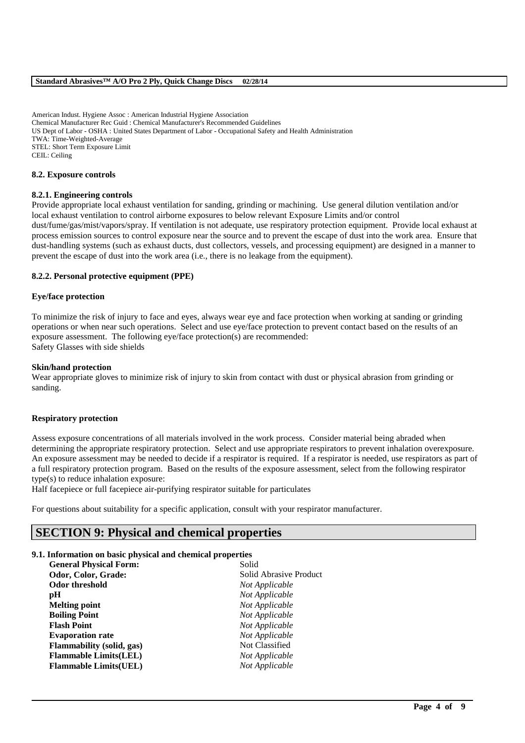American Indust. Hygiene Assoc : American Industrial Hygiene Association
Chemical Manufacturer Rec Guid : Chemical Manufacturer's Recommended Guidelines
US Dept of Labor - OSHA : United States Department of Labor - Occupational Safety and Health Administration
TWA: Time-Weighted-Average
STEL: Short Term Exposure Limit
CEIL: Ceiling

### 8.2. Exposure controls

#### 8.2.1. Engineering controls

Provide appropriate local exhaust ventilation for sanding, grinding or machining. Use general dilution ventilation and/or local exhaust ventilation to control airborne exposures to below relevant Exposure Limits and/or control dust/fume/gas/mist/vapors/spray. If ventilation is not adequate, use respiratory protection equipment. Provide local exhaust at process emission sources to control exposure near the source and to prevent the escape of dust into the work area. Ensure that dust-handling systems (such as exhaust ducts, dust collectors, vessels, and processing equipment) are designed in a manner to prevent the escape of dust into the work area (i.e., there is no leakage from the equipment).

#### 8.2.2. Personal protective equipment (PPE)

**Eye/face protection**

To minimize the risk of injury to face and eyes, always wear eye and face protection when working at sanding or grinding operations or when near such operations. Select and use eye/face protection to prevent contact based on the results of an exposure assessment. The following eye/face protection(s) are recommended:
Safety Glasses with side shields

**Skin/hand protection**

Wear appropriate gloves to minimize risk of injury to skin from contact with dust or physical abrasion from grinding or sanding.

**Respiratory protection**

Assess exposure concentrations of all materials involved in the work process. Consider material being abraded when determining the appropriate respiratory protection. Select and use appropriate respirators to prevent inhalation overexposure. An exposure assessment may be needed to decide if a respirator is required. If a respirator is needed, use respirators as part of a full respiratory protection program. Based on the results of the exposure assessment, select from the following respirator type(s) to reduce inhalation exposure:
Half facepiece or full facepiece air-purifying respirator suitable for particulates

For questions about suitability for a specific application, consult with your respirator manufacturer.

## SECTION 9: Physical and chemical properties

### 9.1. Information on basic physical and chemical properties

| | |
|---|---|
| **General Physical Form:** | Solid |
| **Odor, Color, Grade:** | Solid Abrasive Product |
| **Odor threshold** | *Not Applicable* |
| **pH** | *Not Applicable* |
| **Melting point** | *Not Applicable* |
| **Boiling Point** | *Not Applicable* |
| **Flash Point** | *Not Applicable* |
| **Evaporation rate** | *Not Applicable* |
| **Flammability (solid, gas)** | Not Classified |
| **Flammable Limits(LEL)** | *Not Applicable* |
| **Flammable Limits(UEL)** | *Not Applicable* |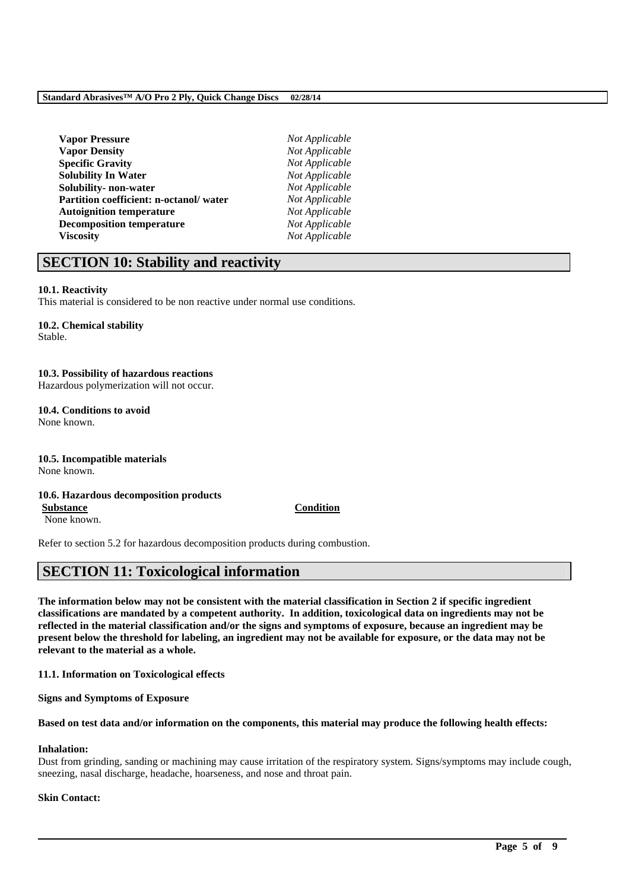| | |
|---|---|
| **Vapor Pressure** | *Not Applicable* |
| **Vapor Density** | *Not Applicable* |
| **Specific Gravity** | *Not Applicable* |
| **Solubility In Water** | *Not Applicable* |
| **Solubility- non-water** | *Not Applicable* |
| **Partition coefficient: n-octanol/ water** | *Not Applicable* |
| **Autoignition temperature** | *Not Applicable* |
| **Decomposition temperature** | *Not Applicable* |
| **Viscosity** | *Not Applicable* |

## SECTION 10: Stability and reactivity

**10.1. Reactivity**
This material is considered to be non reactive under normal use conditions.

**10.2. Chemical stability**
Stable.

**10.3. Possibility of hazardous reactions**
Hazardous polymerization will not occur.

**10.4. Conditions to avoid**
None known.

**10.5. Incompatible materials**
None known.

**10.6. Hazardous decomposition products**

| Substance | Condition |
|---|---|
| None known. | |

Refer to section 5.2 for hazardous decomposition products during combustion.

## SECTION 11: Toxicological information

**The information below may not be consistent with the material classification in Section 2 if specific ingredient classifications are mandated by a competent authority. In addition, toxicological data on ingredients may not be reflected in the material classification and/or the signs and symptoms of exposure, because an ingredient may be present below the threshold for labeling, an ingredient may not be available for exposure, or the data may not be relevant to the material as a whole.**

**11.1. Information on Toxicological effects**

**Signs and Symptoms of Exposure**

**Based on test data and/or information on the components, this material may produce the following health effects:**

**Inhalation:**
Dust from grinding, sanding or machining may cause irritation of the respiratory system. Signs/symptoms may include cough, sneezing, nasal discharge, headache, hoarseness, and nose and throat pain.

**Skin Contact:**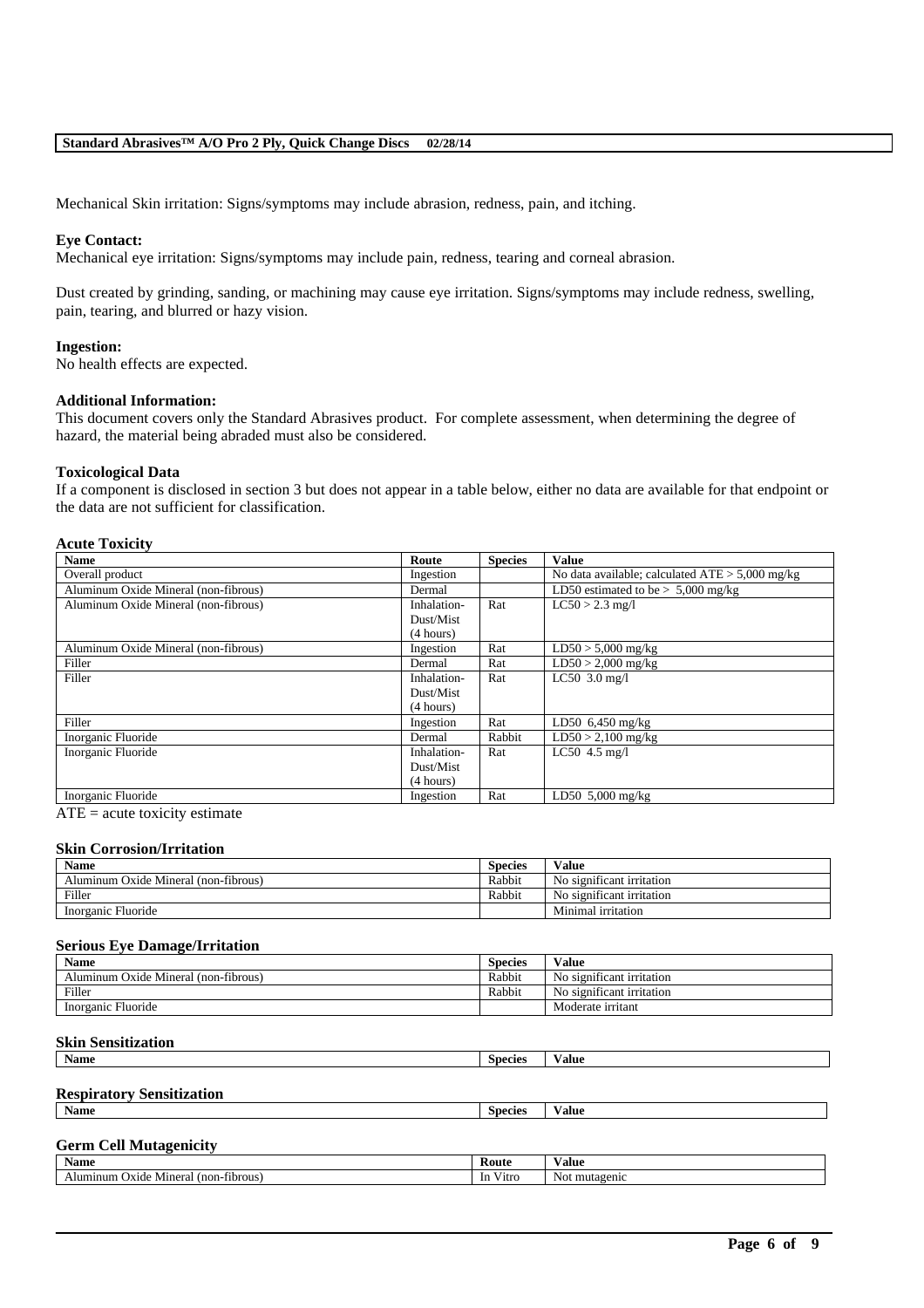Mechanical Skin irritation: Signs/symptoms may include abrasion, redness, pain, and itching.

**Eye Contact:**
Mechanical eye irritation: Signs/symptoms may include pain, redness, tearing and corneal abrasion.

Dust created by grinding, sanding, or machining may cause eye irritation. Signs/symptoms may include redness, swelling, pain, tearing, and blurred or hazy vision.

**Ingestion:**
No health effects are expected.

**Additional Information:**
This document covers only the Standard Abrasives product. For complete assessment, when determining the degree of hazard, the material being abraded must also be considered.

**Toxicological Data**
If a component is disclosed in section 3 but does not appear in a table below, either no data are available for that endpoint or the data are not sufficient for classification.

**Acute Toxicity**

| Name | Route | Species | Value |
|---|---|---|---|
| Overall product | Ingestion | | No data available; calculated ATE > 5,000 mg/kg |
| Aluminum Oxide Mineral (non-fibrous) | Dermal | | LD50 estimated to be > 5,000 mg/kg |
| Aluminum Oxide Mineral (non-fibrous) | Inhalation-Dust/Mist (4 hours) | Rat | LC50 > 2.3 mg/l |
| Aluminum Oxide Mineral (non-fibrous) | Ingestion | Rat | LD50 > 5,000 mg/kg |
| Filler | Dermal | Rat | LD50 > 2,000 mg/kg |
| Filler | Inhalation-Dust/Mist (4 hours) | Rat | LC50 3.0 mg/l |
| Filler | Ingestion | Rat | LD50 6,450 mg/kg |
| Inorganic Fluoride | Dermal | Rabbit | LD50 > 2,100 mg/kg |
| Inorganic Fluoride | Inhalation-Dust/Mist (4 hours) | Rat | LC50 4.5 mg/l |
| Inorganic Fluoride | Ingestion | Rat | LD50 5,000 mg/kg |

ATE = acute toxicity estimate

**Skin Corrosion/Irritation**

| Name | Species | Value |
|---|---|---|
| Aluminum Oxide Mineral (non-fibrous) | Rabbit | No significant irritation |
| Filler | Rabbit | No significant irritation |
| Inorganic Fluoride | | Minimal irritation |

**Serious Eye Damage/Irritation**

| Name | Species | Value |
|---|---|---|
| Aluminum Oxide Mineral (non-fibrous) | Rabbit | No significant irritation |
| Filler | Rabbit | No significant irritation |
| Inorganic Fluoride | | Moderate irritant |

**Skin Sensitization**

| Name | Species | Value |
|---|---|---|

**Respiratory Sensitization**

| Name | Species | Value |
|---|---|---|

**Germ Cell Mutagenicity**

| Name | Route | Value |
|---|---|---|
| Aluminum Oxide Mineral (non-fibrous) | In Vitro | Not mutagenic |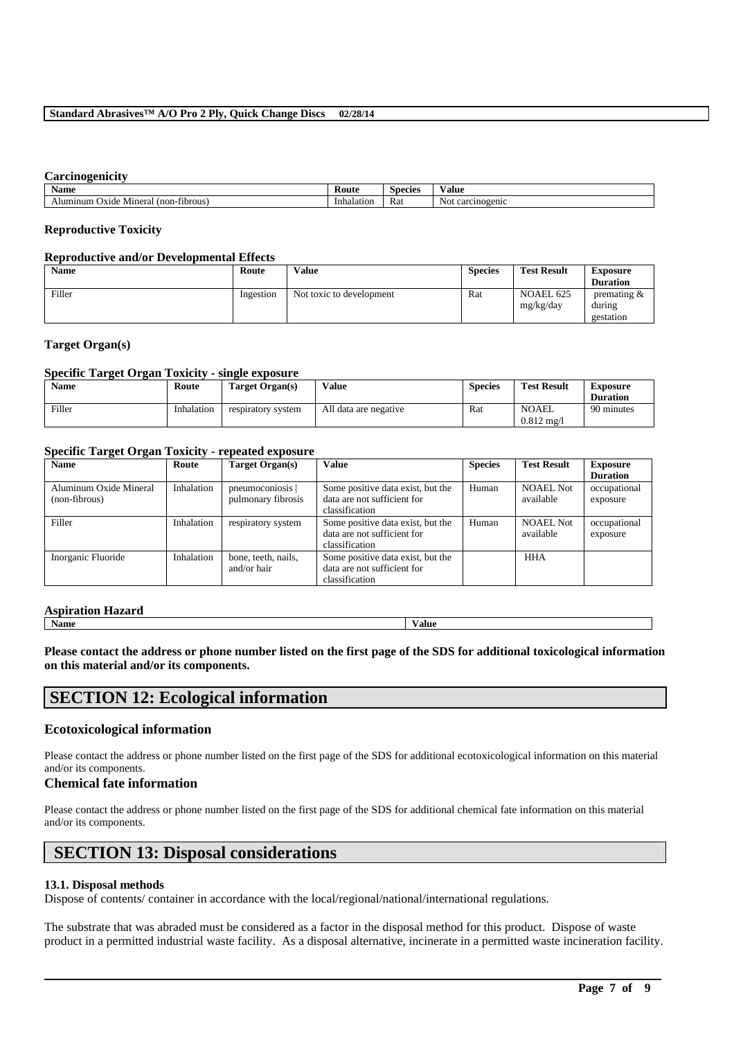#### Carcinogenicity

| Name | Route | Species | Value |
|---|---|---|---|
| Aluminum Oxide Mineral (non-fibrous) | Inhalation | Rat | Not carcinogenic |

#### Reproductive Toxicity

#### Reproductive and/or Developmental Effects

| Name | Route | Value | Species | Test Result | Exposure Duration |
|---|---|---|---|---|---|
| Filler | Ingestion | Not toxic to development | Rat | NOAEL 625 mg/kg/day | premating & during gestation |

#### Target Organ(s)

#### Specific Target Organ Toxicity - single exposure

| Name | Route | Target Organ(s) | Value | Species | Test Result | Exposure Duration |
|---|---|---|---|---|---|---|
| Filler | Inhalation | respiratory system | All data are negative | Rat | NOAEL 0.812 mg/l | 90 minutes |

#### Specific Target Organ Toxicity - repeated exposure

| Name | Route | Target Organ(s) | Value | Species | Test Result | Exposure Duration |
|---|---|---|---|---|---|---|
| Aluminum Oxide Mineral (non-fibrous) | Inhalation | pneumoconiosis \| pulmonary fibrosis | Some positive data exist, but the data are not sufficient for classification | Human | NOAEL Not available | occupational exposure |
| Filler | Inhalation | respiratory system | Some positive data exist, but the data are not sufficient for classification | Human | NOAEL Not available | occupational exposure |
| Inorganic Fluoride | Inhalation | bone, teeth, nails, and/or hair | Some positive data exist, but the data are not sufficient for classification | | HHA | |

#### Aspiration Hazard

| Name | Value |
|---|---|

**Please contact the address or phone number listed on the first page of the SDS for additional toxicological information on this material and/or its components.**

# SECTION 12: Ecological information

### Ecotoxicological information

Please contact the address or phone number listed on the first page of the SDS for additional ecotoxicological information on this material and/or its components.

### Chemical fate information

Please contact the address or phone number listed on the first page of the SDS for additional chemical fate information on this material and/or its components.

# SECTION 13: Disposal considerations

#### 13.1. Disposal methods

Dispose of contents/ container in accordance with the local/regional/national/international regulations.

The substrate that was abraded must be considered as a factor in the disposal method for this product. Dispose of waste product in a permitted industrial waste facility. As a disposal alternative, incinerate in a permitted waste incineration facility.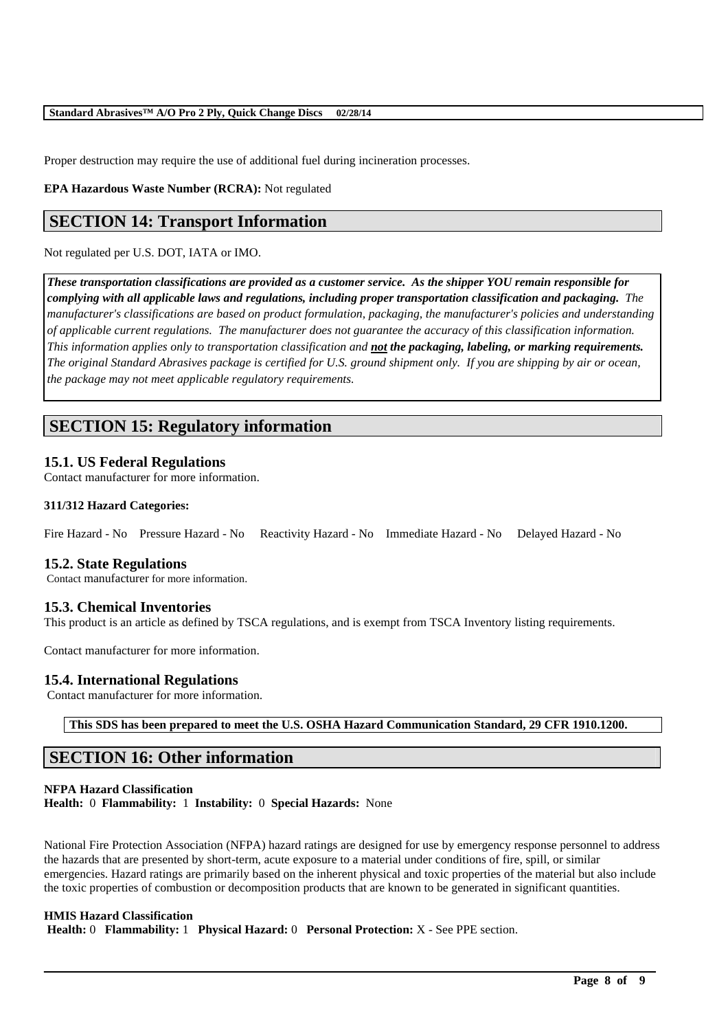Proper destruction may require the use of additional fuel during incineration processes.

**EPA Hazardous Waste Number (RCRA):** Not regulated

## SECTION 14: Transport Information

Not regulated per U.S. DOT, IATA or IMO.

***These transportation classifications are provided as a customer service. As the shipper YOU remain responsible for complying with all applicable laws and regulations, including proper transportation classification and packaging.*** *The manufacturer's classifications are based on product formulation, packaging, the manufacturer's policies and understanding of applicable current regulations. The manufacturer does not guarantee the accuracy of this classification information. This information applies only to transportation classification and* ***not the packaging, labeling, or marking requirements.*** *The original Standard Abrasives package is certified for U.S. ground shipment only. If you are shipping by air or ocean, the package may not meet applicable regulatory requirements.*

## SECTION 15: Regulatory information

### 15.1. US Federal Regulations

Contact manufacturer for more information.

**311/312 Hazard Categories:**

Fire Hazard - No    Pressure Hazard - No    Reactivity Hazard - No    Immediate Hazard - No    Delayed Hazard - No

### 15.2. State Regulations

Contact manufacturer for more information.

### 15.3. Chemical Inventories

This product is an article as defined by TSCA regulations, and is exempt from TSCA Inventory listing requirements.

Contact manufacturer for more information.

### 15.4. International Regulations

Contact manufacturer for more information.

**This SDS has been prepared to meet the U.S. OSHA Hazard Communication Standard, 29 CFR 1910.1200.**

## SECTION 16: Other information

**NFPA Hazard Classification**
**Health:** 0 **Flammability:** 1 **Instability:** 0 **Special Hazards:** None

National Fire Protection Association (NFPA) hazard ratings are designed for use by emergency response personnel to address the hazards that are presented by short-term, acute exposure to a material under conditions of fire, spill, or similar emergencies. Hazard ratings are primarily based on the inherent physical and toxic properties of the material but also include the toxic properties of combustion or decomposition products that are known to be generated in significant quantities.

**HMIS Hazard Classification**
**Health:** 0 **Flammability:** 1 **Physical Hazard:** 0 **Personal Protection:** X - See PPE section.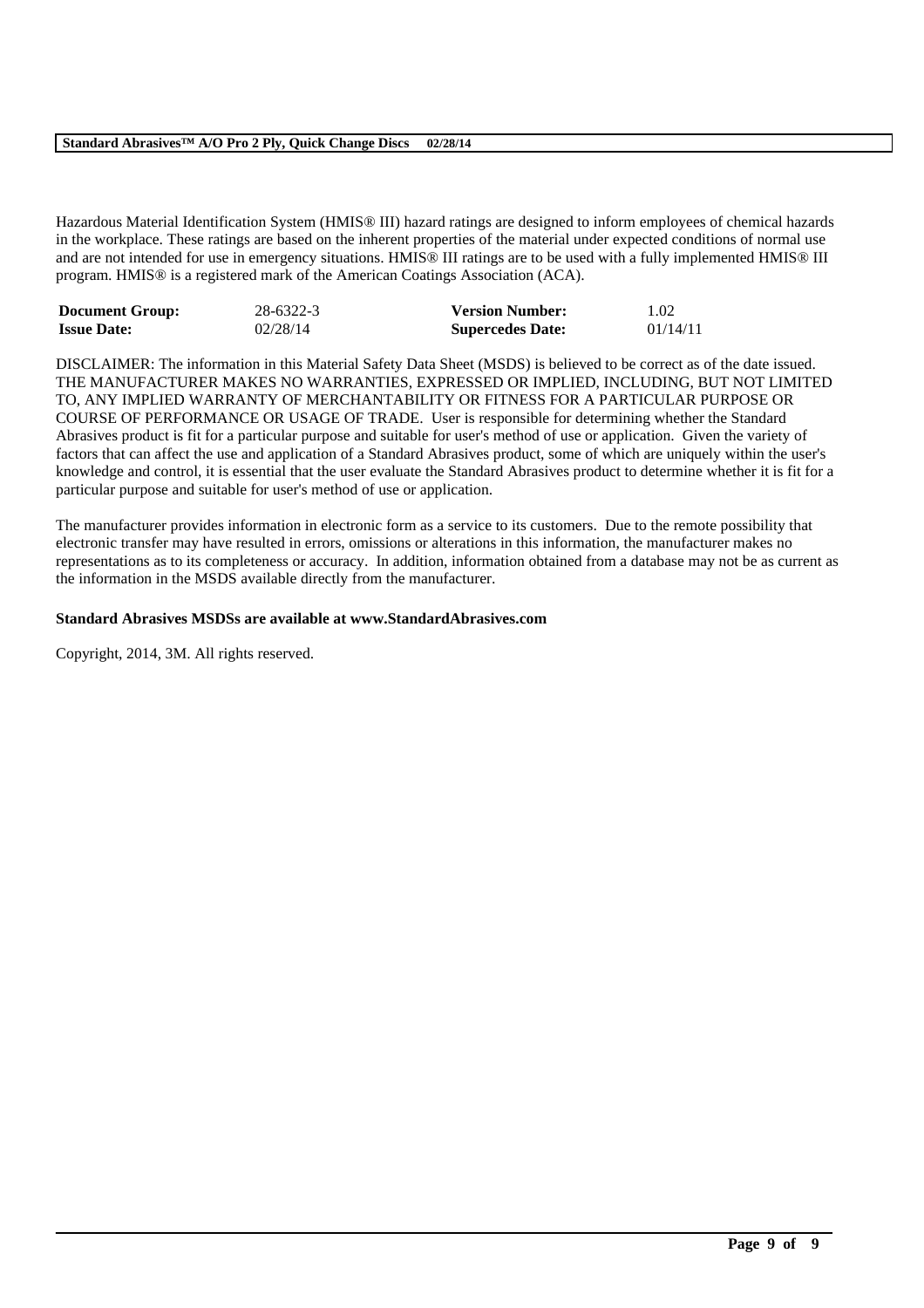Hazardous Material Identification System (HMIS® III) hazard ratings are designed to inform employees of chemical hazards in the workplace. These ratings are based on the inherent properties of the material under expected conditions of normal use and are not intended for use in emergency situations. HMIS® III ratings are to be used with a fully implemented HMIS® III program. HMIS® is a registered mark of the American Coatings Association (ACA).

| **Document Group:** | 28-6322-3 | **Version Number:** | 1.02 |
| --- | --- | --- | --- |
| **Issue Date:** | 02/28/14 | **Supercedes Date:** | 01/14/11 |

DISCLAIMER: The information in this Material Safety Data Sheet (MSDS) is believed to be correct as of the date issued. THE MANUFACTURER MAKES NO WARRANTIES, EXPRESSED OR IMPLIED, INCLUDING, BUT NOT LIMITED TO, ANY IMPLIED WARRANTY OF MERCHANTABILITY OR FITNESS FOR A PARTICULAR PURPOSE OR COURSE OF PERFORMANCE OR USAGE OF TRADE. User is responsible for determining whether the Standard Abrasives product is fit for a particular purpose and suitable for user's method of use or application. Given the variety of factors that can affect the use and application of a Standard Abrasives product, some of which are uniquely within the user's knowledge and control, it is essential that the user evaluate the Standard Abrasives product to determine whether it is fit for a particular purpose and suitable for user's method of use or application.

The manufacturer provides information in electronic form as a service to its customers. Due to the remote possibility that electronic transfer may have resulted in errors, omissions or alterations in this information, the manufacturer makes no representations as to its completeness or accuracy. In addition, information obtained from a database may not be as current as the information in the MSDS available directly from the manufacturer.

**Standard Abrasives MSDSs are available at www.StandardAbrasives.com**

Copyright, 2014, 3M. All rights reserved.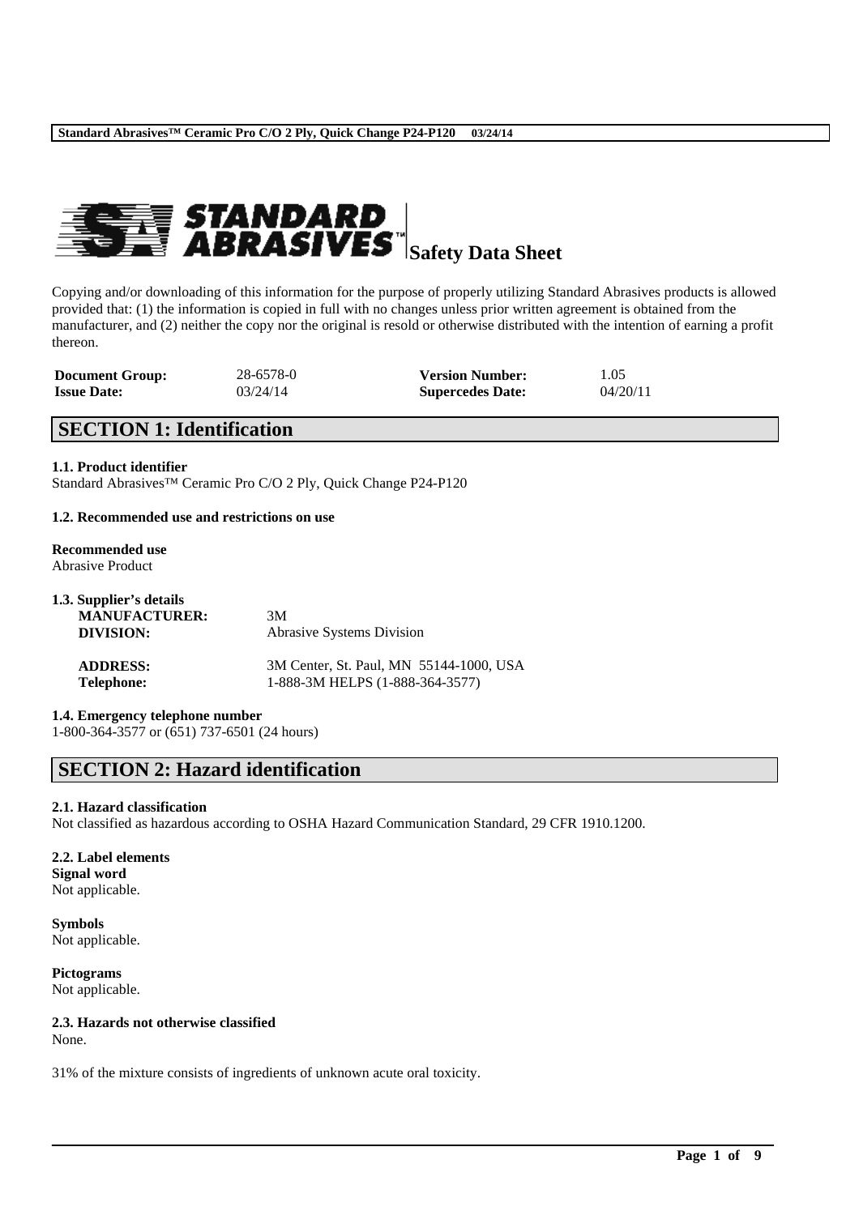Safety Data Sheet

Copying and/or downloading of this information for the purpose of properly utilizing Standard Abrasives products is allowed provided that: (1) the information is copied in full with no changes unless prior written agreement is obtained from the manufacturer, and (2) neither the copy nor the original is resold or otherwise distributed with the intention of earning a profit thereon.

| | | | |
|---|---|---|---|
| **Document Group:** | 28-6578-0 | **Version Number:** | 1.05 |
| **Issue Date:** | 03/24/14 | **Supercedes Date:** | 04/20/11 |

## SECTION 1: Identification

**1.1. Product identifier**

Standard Abrasives™ Ceramic Pro C/O 2 Ply, Quick Change P24-P120

**1.2. Recommended use and restrictions on use**

**Recommended use**

Abrasive Product

**1.3. Supplier's details**

| | |
|---|---|
| **MANUFACTURER:** | 3M |
| **DIVISION:** | Abrasive Systems Division |
| **ADDRESS:** | 3M Center, St. Paul, MN 55144-1000, USA |
| **Telephone:** | 1-888-3M HELPS (1-888-364-3577) |

**1.4. Emergency telephone number**

1-800-364-3577 or (651) 737-6501 (24 hours)

## SECTION 2: Hazard identification

**2.1. Hazard classification**

Not classified as hazardous according to OSHA Hazard Communication Standard, 29 CFR 1910.1200.

**2.2. Label elements**

**Signal word**

Not applicable.

**Symbols**

Not applicable.

**Pictograms**

Not applicable.

**2.3. Hazards not otherwise classified**

None.

31% of the mixture consists of ingredients of unknown acute oral toxicity.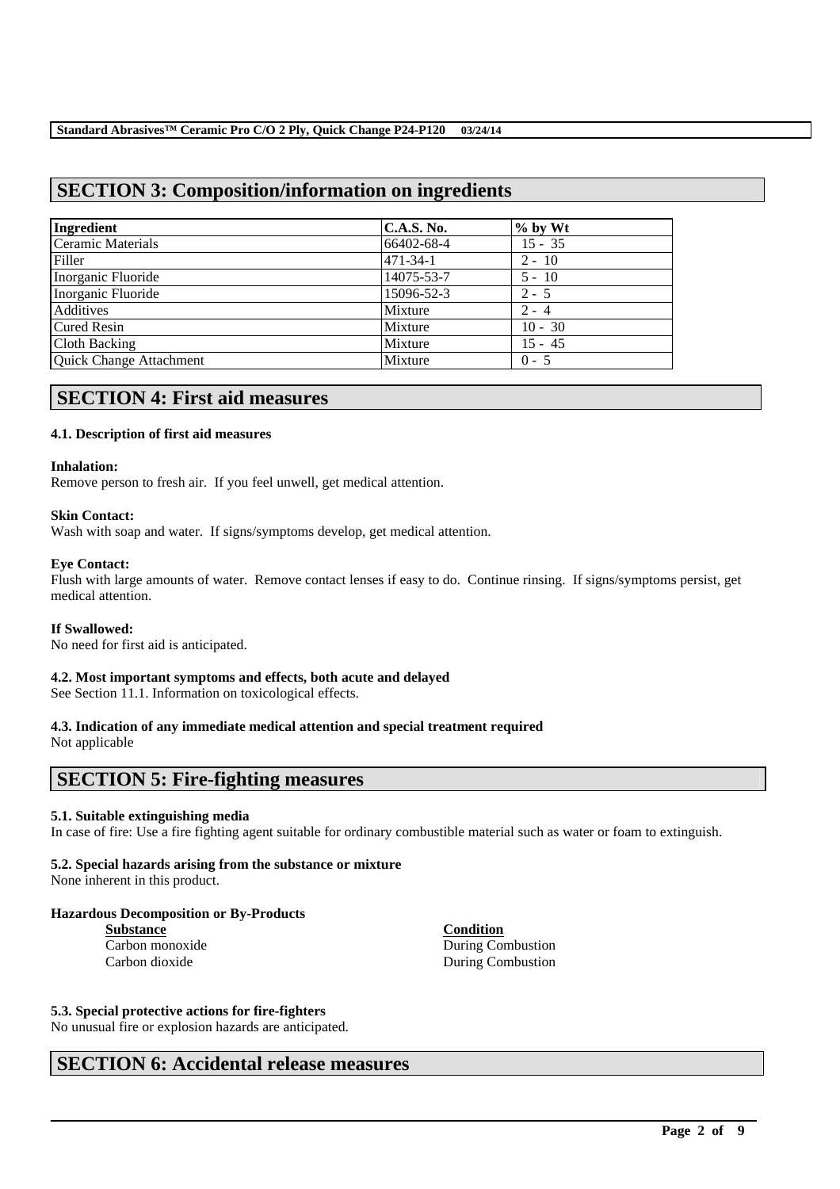## SECTION 3: Composition/information on ingredients

| Ingredient | C.A.S. No. | % by Wt |
|---|---|---|
| Ceramic Materials | 66402-68-4 | 15 - 35 |
| Filler | 471-34-1 | 2 - 10 |
| Inorganic Fluoride | 14075-53-7 | 5 - 10 |
| Inorganic Fluoride | 15096-52-3 | 2 - 5 |
| Additives | Mixture | 2 - 4 |
| Cured Resin | Mixture | 10 - 30 |
| Cloth Backing | Mixture | 15 - 45 |
| Quick Change Attachment | Mixture | 0 - 5 |

## SECTION 4: First aid measures

### 4.1. Description of first aid measures

**Inhalation:**
Remove person to fresh air. If you feel unwell, get medical attention.

**Skin Contact:**
Wash with soap and water. If signs/symptoms develop, get medical attention.

**Eye Contact:**
Flush with large amounts of water. Remove contact lenses if easy to do. Continue rinsing. If signs/symptoms persist, get medical attention.

**If Swallowed:**
No need for first aid is anticipated.

### 4.2. Most important symptoms and effects, both acute and delayed

See Section 11.1. Information on toxicological effects.

### 4.3. Indication of any immediate medical attention and special treatment required

Not applicable

## SECTION 5: Fire-fighting measures

### 5.1. Suitable extinguishing media

In case of fire: Use a fire fighting agent suitable for ordinary combustible material such as water or foam to extinguish.

### 5.2. Special hazards arising from the substance or mixture

None inherent in this product.

**Hazardous Decomposition or By-Products**

| Substance | Condition |
|---|---|
| Carbon monoxide | During Combustion |
| Carbon dioxide | During Combustion |

### 5.3. Special protective actions for fire-fighters

No unusual fire or explosion hazards are anticipated.

## SECTION 6: Accidental release measures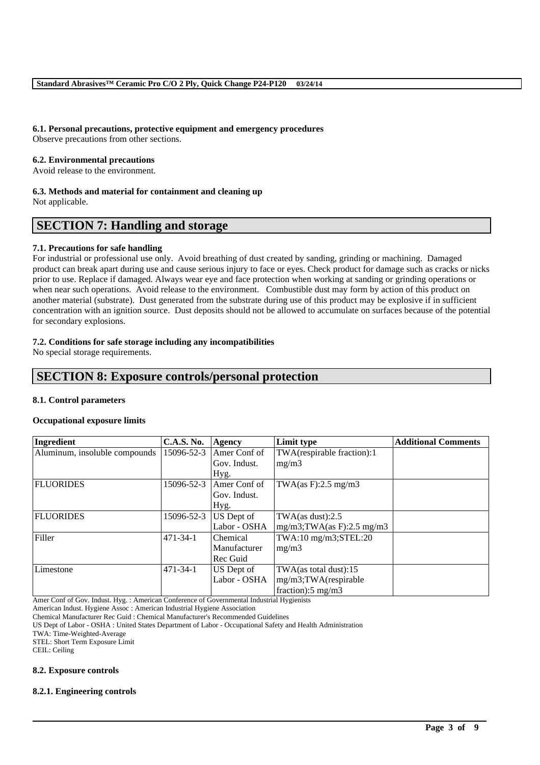### 6.1. Personal precautions, protective equipment and emergency procedures

Observe precautions from other sections.

### 6.2. Environmental precautions

Avoid release to the environment.

### 6.3. Methods and material for containment and cleaning up

Not applicable.

## SECTION 7: Handling and storage

### 7.1. Precautions for safe handling

For industrial or professional use only. Avoid breathing of dust created by sanding, grinding or machining. Damaged product can break apart during use and cause serious injury to face or eyes. Check product for damage such as cracks or nicks prior to use. Replace if damaged. Always wear eye and face protection when working at sanding or grinding operations or when near such operations. Avoid release to the environment. Combustible dust may form by action of this product on another material (substrate). Dust generated from the substrate during use of this product may be explosive if in sufficient concentration with an ignition source. Dust deposits should not be allowed to accumulate on surfaces because of the potential for secondary explosions.

### 7.2. Conditions for safe storage including any incompatibilities

No special storage requirements.

## SECTION 8: Exposure controls/personal protection

### 8.1. Control parameters

**Occupational exposure limits**

| Ingredient | C.A.S. No. | Agency | Limit type | Additional Comments |
|---|---|---|---|---|
| Aluminum, insoluble compounds | 15096-52-3 | Amer Conf of Gov. Indust. Hyg. | TWA(respirable fraction):1 mg/m3 | |
| FLUORIDES | 15096-52-3 | Amer Conf of Gov. Indust. Hyg. | TWA(as F):2.5 mg/m3 | |
| FLUORIDES | 15096-52-3 | US Dept of Labor - OSHA | TWA(as dust):2.5 mg/m3;TWA(as F):2.5 mg/m3 | |
| Filler | 471-34-1 | Chemical Manufacturer Rec Guid | TWA:10 mg/m3;STEL:20 mg/m3 | |
| Limestone | 471-34-1 | US Dept of Labor - OSHA | TWA(as total dust):15 mg/m3;TWA(respirable fraction):5 mg/m3 | |

Amer Conf of Gov. Indust. Hyg. : American Conference of Governmental Industrial Hygienists
American Indust. Hygiene Assoc : American Industrial Hygiene Association
Chemical Manufacturer Rec Guid : Chemical Manufacturer's Recommended Guidelines
US Dept of Labor - OSHA : United States Department of Labor - Occupational Safety and Health Administration
TWA: Time-Weighted-Average
STEL: Short Term Exposure Limit
CEIL: Ceiling

### 8.2. Exposure controls

#### 8.2.1. Engineering controls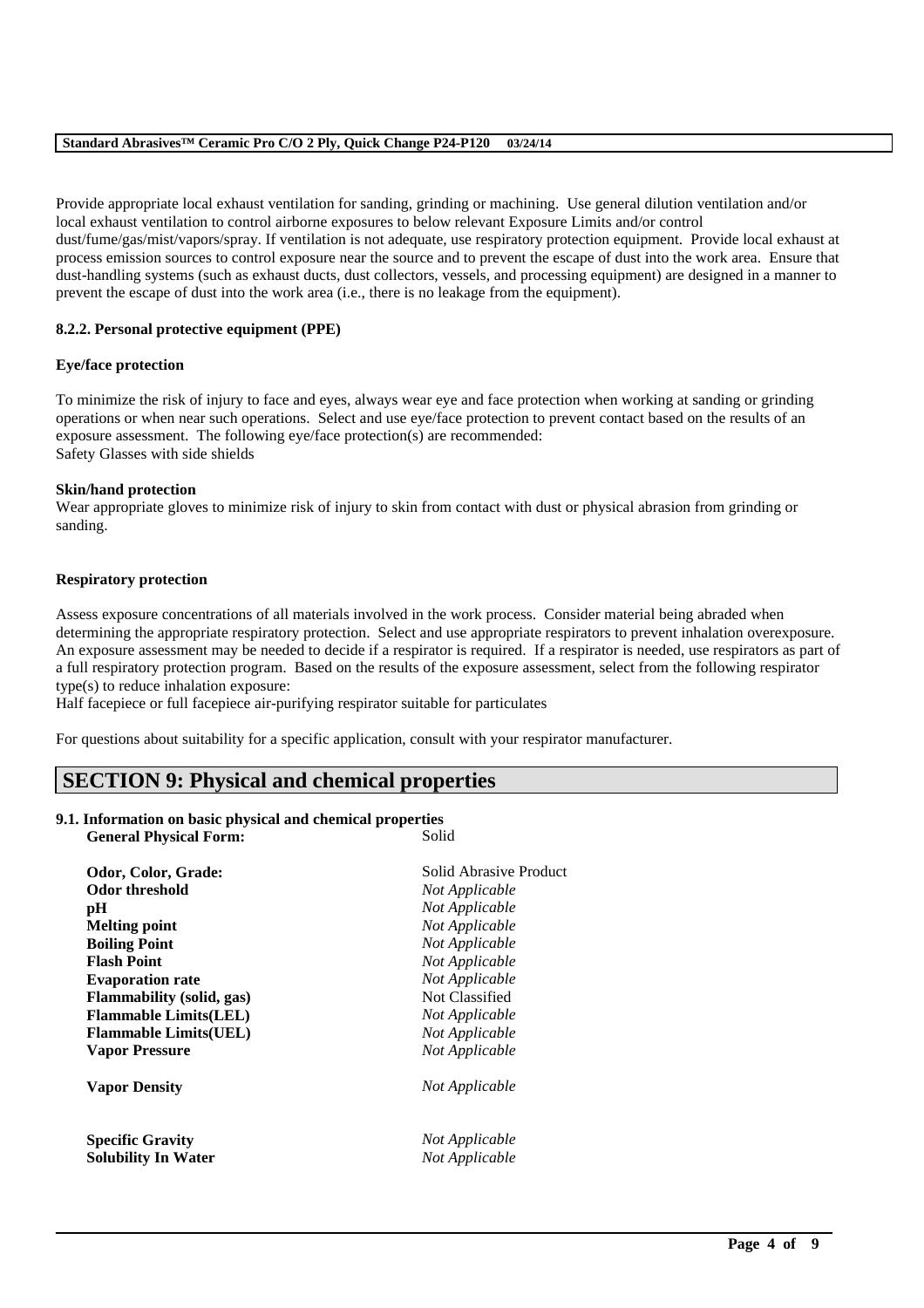Provide appropriate local exhaust ventilation for sanding, grinding or machining. Use general dilution ventilation and/or local exhaust ventilation to control airborne exposures to below relevant Exposure Limits and/or control dust/fume/gas/mist/vapors/spray. If ventilation is not adequate, use respiratory protection equipment. Provide local exhaust at process emission sources to control exposure near the source and to prevent the escape of dust into the work area. Ensure that dust-handling systems (such as exhaust ducts, dust collectors, vessels, and processing equipment) are designed in a manner to prevent the escape of dust into the work area (i.e., there is no leakage from the equipment).

### 8.2.2. Personal protective equipment (PPE)

**Eye/face protection**

To minimize the risk of injury to face and eyes, always wear eye and face protection when working at sanding or grinding operations or when near such operations. Select and use eye/face protection to prevent contact based on the results of an exposure assessment. The following eye/face protection(s) are recommended:
Safety Glasses with side shields

**Skin/hand protection**

Wear appropriate gloves to minimize risk of injury to skin from contact with dust or physical abrasion from grinding or sanding.

**Respiratory protection**

Assess exposure concentrations of all materials involved in the work process. Consider material being abraded when determining the appropriate respiratory protection. Select and use appropriate respirators to prevent inhalation overexposure. An exposure assessment may be needed to decide if a respirator is required. If a respirator is needed, use respirators as part of a full respiratory protection program. Based on the results of the exposure assessment, select from the following respirator type(s) to reduce inhalation exposure:
Half facepiece or full facepiece air-purifying respirator suitable for particulates

For questions about suitability for a specific application, consult with your respirator manufacturer.

## SECTION 9: Physical and chemical properties

### 9.1. Information on basic physical and chemical properties

| | |
|---|---|
| **General Physical Form:** | Solid |
| **Odor, Color, Grade:** | Solid Abrasive Product |
| **Odor threshold** | *Not Applicable* |
| **pH** | *Not Applicable* |
| **Melting point** | *Not Applicable* |
| **Boiling Point** | *Not Applicable* |
| **Flash Point** | *Not Applicable* |
| **Evaporation rate** | *Not Applicable* |
| **Flammability (solid, gas)** | Not Classified |
| **Flammable Limits(LEL)** | *Not Applicable* |
| **Flammable Limits(UEL)** | *Not Applicable* |
| **Vapor Pressure** | *Not Applicable* |
| **Vapor Density** | *Not Applicable* |
| **Specific Gravity** | *Not Applicable* |
| **Solubility In Water** | *Not Applicable* |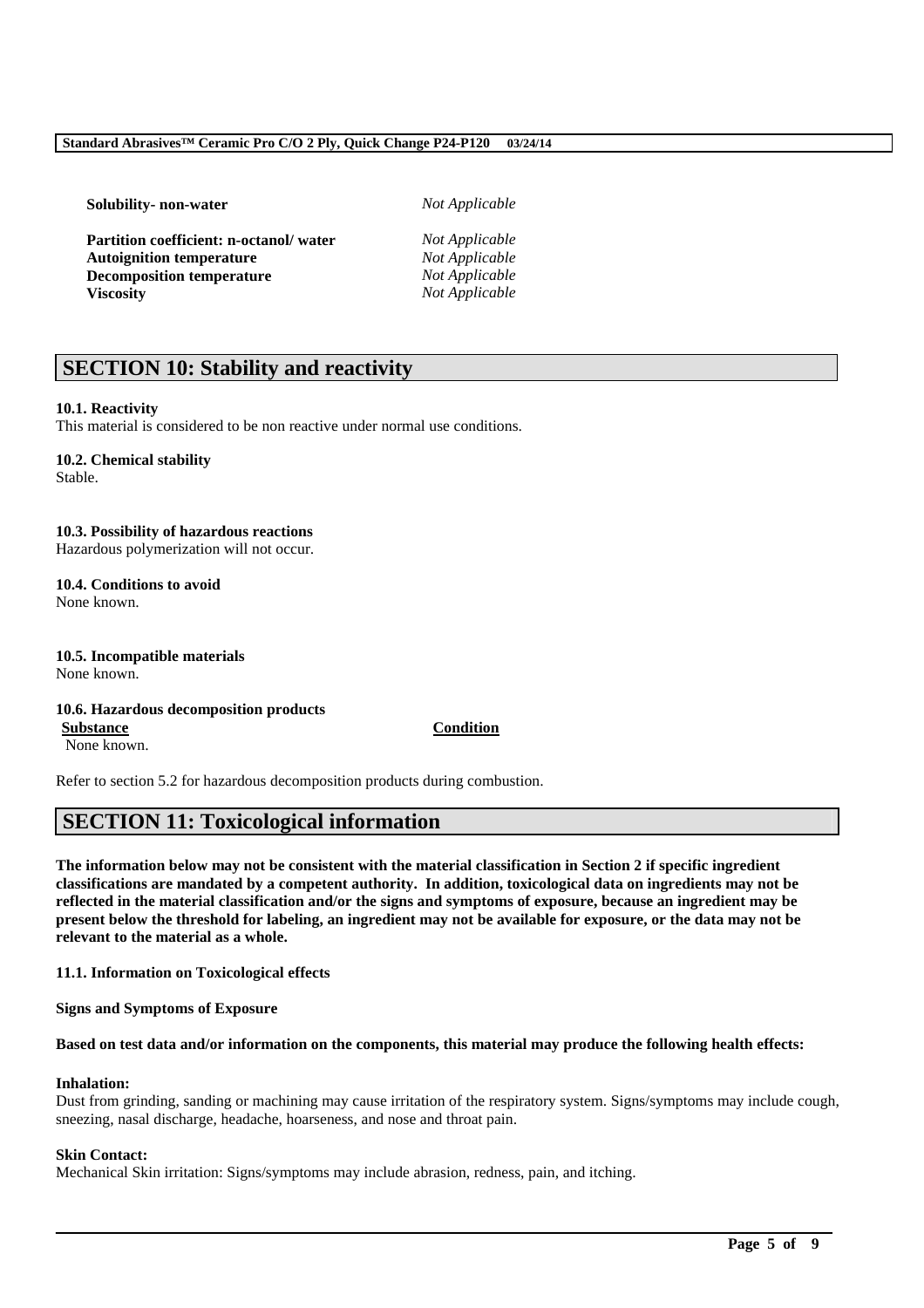| | |
|---|---|
| **Solubility- non-water** | *Not Applicable* |
| **Partition coefficient: n-octanol/ water** | *Not Applicable* |
| **Autoignition temperature** | *Not Applicable* |
| **Decomposition temperature** | *Not Applicable* |
| **Viscosity** | *Not Applicable* |

## SECTION 10: Stability and reactivity

**10.1. Reactivity**
This material is considered to be non reactive under normal use conditions.

**10.2. Chemical stability**
Stable.

**10.3. Possibility of hazardous reactions**
Hazardous polymerization will not occur.

**10.4. Conditions to avoid**
None known.

**10.5. Incompatible materials**
None known.

**10.6. Hazardous decomposition products**

| Substance | Condition |
|---|---|
| None known. | |

Refer to section 5.2 for hazardous decomposition products during combustion.

## SECTION 11: Toxicological information

**The information below may not be consistent with the material classification in Section 2 if specific ingredient classifications are mandated by a competent authority. In addition, toxicological data on ingredients may not be reflected in the material classification and/or the signs and symptoms of exposure, because an ingredient may be present below the threshold for labeling, an ingredient may not be available for exposure, or the data may not be relevant to the material as a whole.**

**11.1. Information on Toxicological effects**

**Signs and Symptoms of Exposure**

**Based on test data and/or information on the components, this material may produce the following health effects:**

**Inhalation:**
Dust from grinding, sanding or machining may cause irritation of the respiratory system. Signs/symptoms may include cough, sneezing, nasal discharge, headache, hoarseness, and nose and throat pain.

**Skin Contact:**
Mechanical Skin irritation: Signs/symptoms may include abrasion, redness, pain, and itching.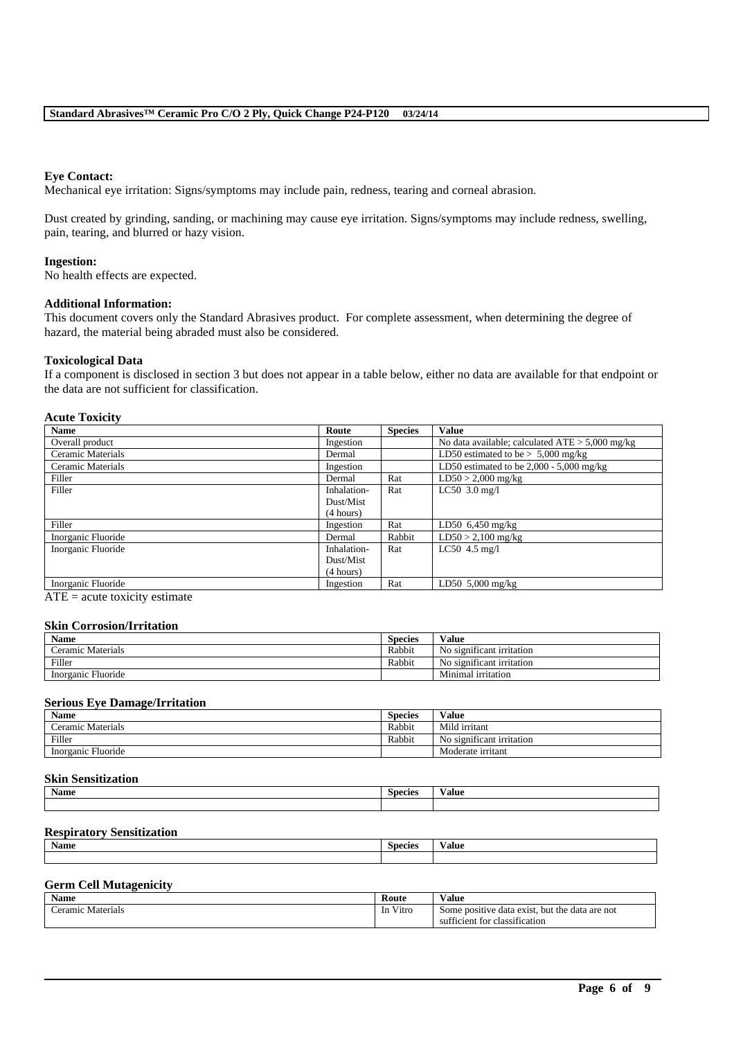**Eye Contact:**

Mechanical eye irritation: Signs/symptoms may include pain, redness, tearing and corneal abrasion.

Dust created by grinding, sanding, or machining may cause eye irritation. Signs/symptoms may include redness, swelling, pain, tearing, and blurred or hazy vision.

**Ingestion:**

No health effects are expected.

**Additional Information:**

This document covers only the Standard Abrasives product. For complete assessment, when determining the degree of hazard, the material being abraded must also be considered.

**Toxicological Data**

If a component is disclosed in section 3 but does not appear in a table below, either no data are available for that endpoint or the data are not sufficient for classification.

**Acute Toxicity**

| Name | Route | Species | Value |
|---|---|---|---|
| Overall product | Ingestion | | No data available; calculated ATE > 5,000 mg/kg |
| Ceramic Materials | Dermal | | LD50 estimated to be > 5,000 mg/kg |
| Ceramic Materials | Ingestion | | LD50 estimated to be 2,000 - 5,000 mg/kg |
| Filler | Dermal | Rat | LD50 > 2,000 mg/kg |
| Filler | Inhalation-Dust/Mist (4 hours) | Rat | LC50 3.0 mg/l |
| Filler | Ingestion | Rat | LD50 6,450 mg/kg |
| Inorganic Fluoride | Dermal | Rabbit | LD50 > 2,100 mg/kg |
| Inorganic Fluoride | Inhalation-Dust/Mist (4 hours) | Rat | LC50 4.5 mg/l |
| Inorganic Fluoride | Ingestion | Rat | LD50 5,000 mg/kg |

ATE = acute toxicity estimate

**Skin Corrosion/Irritation**

| Name | Species | Value |
|---|---|---|
| Ceramic Materials | Rabbit | No significant irritation |
| Filler | Rabbit | No significant irritation |
| Inorganic Fluoride | | Minimal irritation |

**Serious Eye Damage/Irritation**

| Name | Species | Value |
|---|---|---|
| Ceramic Materials | Rabbit | Mild irritant |
| Filler | Rabbit | No significant irritation |
| Inorganic Fluoride | | Moderate irritant |

**Skin Sensitization**

| Name | Species | Value |
|---|---|---|
| | | |

**Respiratory Sensitization**

| Name | Species | Value |
|---|---|---|
| | | |

**Germ Cell Mutagenicity**

| Name | Route | Value |
|---|---|---|
| Ceramic Materials | In Vitro | Some positive data exist, but the data are not sufficient for classification |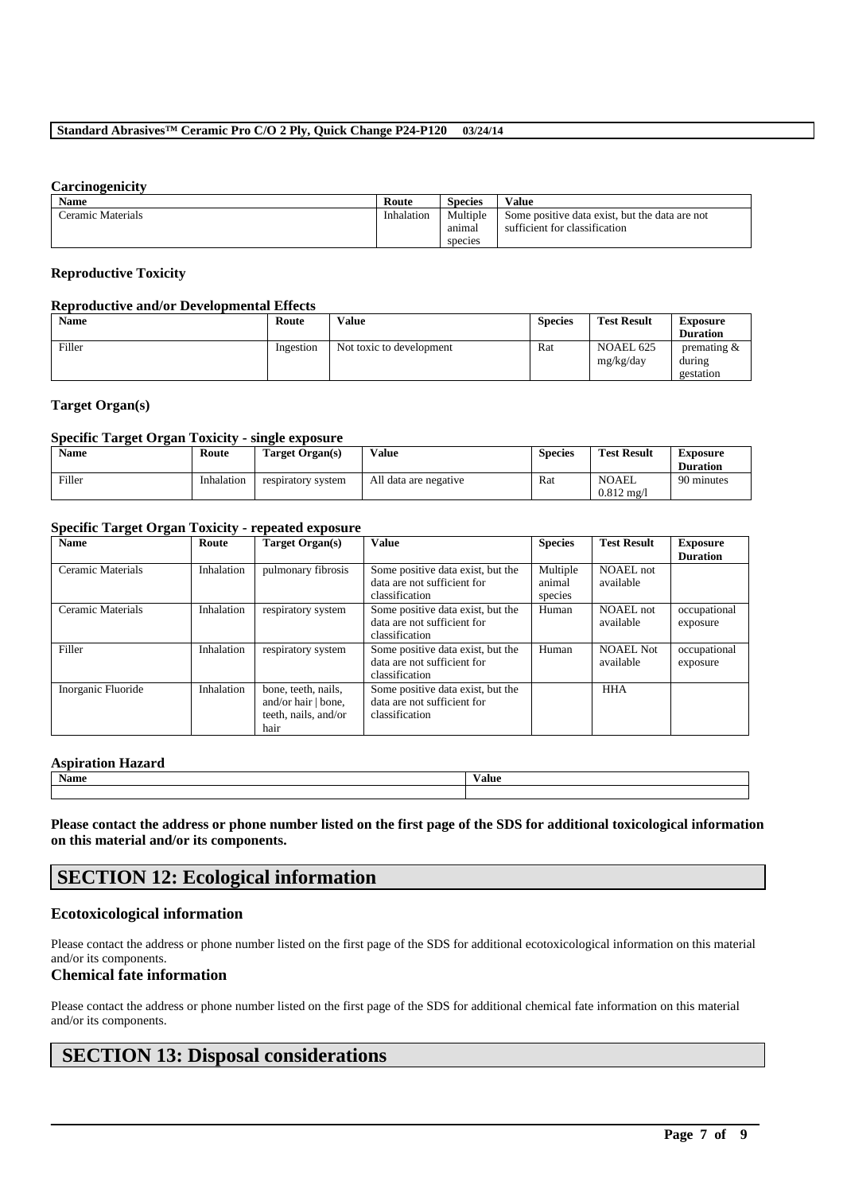#### Carcinogenicity

| Name | Route | Species | Value |
|---|---|---|---|
| Ceramic Materials | Inhalation | Multiple animal species | Some positive data exist, but the data are not sufficient for classification |

#### Reproductive Toxicity

#### Reproductive and/or Developmental Effects

| Name | Route | Value | Species | Test Result | Exposure Duration |
|---|---|---|---|---|---|
| Filler | Ingestion | Not toxic to development | Rat | NOAEL 625 mg/kg/day | premating & during gestation |

#### Target Organ(s)

#### Specific Target Organ Toxicity - single exposure

| Name | Route | Target Organ(s) | Value | Species | Test Result | Exposure Duration |
|---|---|---|---|---|---|---|
| Filler | Inhalation | respiratory system | All data are negative | Rat | NOAEL 0.812 mg/l | 90 minutes |

#### Specific Target Organ Toxicity - repeated exposure

| Name | Route | Target Organ(s) | Value | Species | Test Result | Exposure Duration |
|---|---|---|---|---|---|---|
| Ceramic Materials | Inhalation | pulmonary fibrosis | Some positive data exist, but the data are not sufficient for classification | Multiple animal species | NOAEL not available | |
| Ceramic Materials | Inhalation | respiratory system | Some positive data exist, but the data are not sufficient for classification | Human | NOAEL not available | occupational exposure |
| Filler | Inhalation | respiratory system | Some positive data exist, but the data are not sufficient for classification | Human | NOAEL Not available | occupational exposure |
| Inorganic Fluoride | Inhalation | bone, teeth, nails, and/or hair \| bone, teeth, nails, and/or hair | Some positive data exist, but the data are not sufficient for classification | | HHA | |

#### Aspiration Hazard

| Name | Value |
|---|---|
| | |

**Please contact the address or phone number listed on the first page of the SDS for additional toxicological information on this material and/or its components.**

## SECTION 12: Ecological information

### Ecotoxicological information

Please contact the address or phone number listed on the first page of the SDS for additional ecotoxicological information on this material and/or its components.

### Chemical fate information

Please contact the address or phone number listed on the first page of the SDS for additional chemical fate information on this material and/or its components.

## SECTION 13: Disposal considerations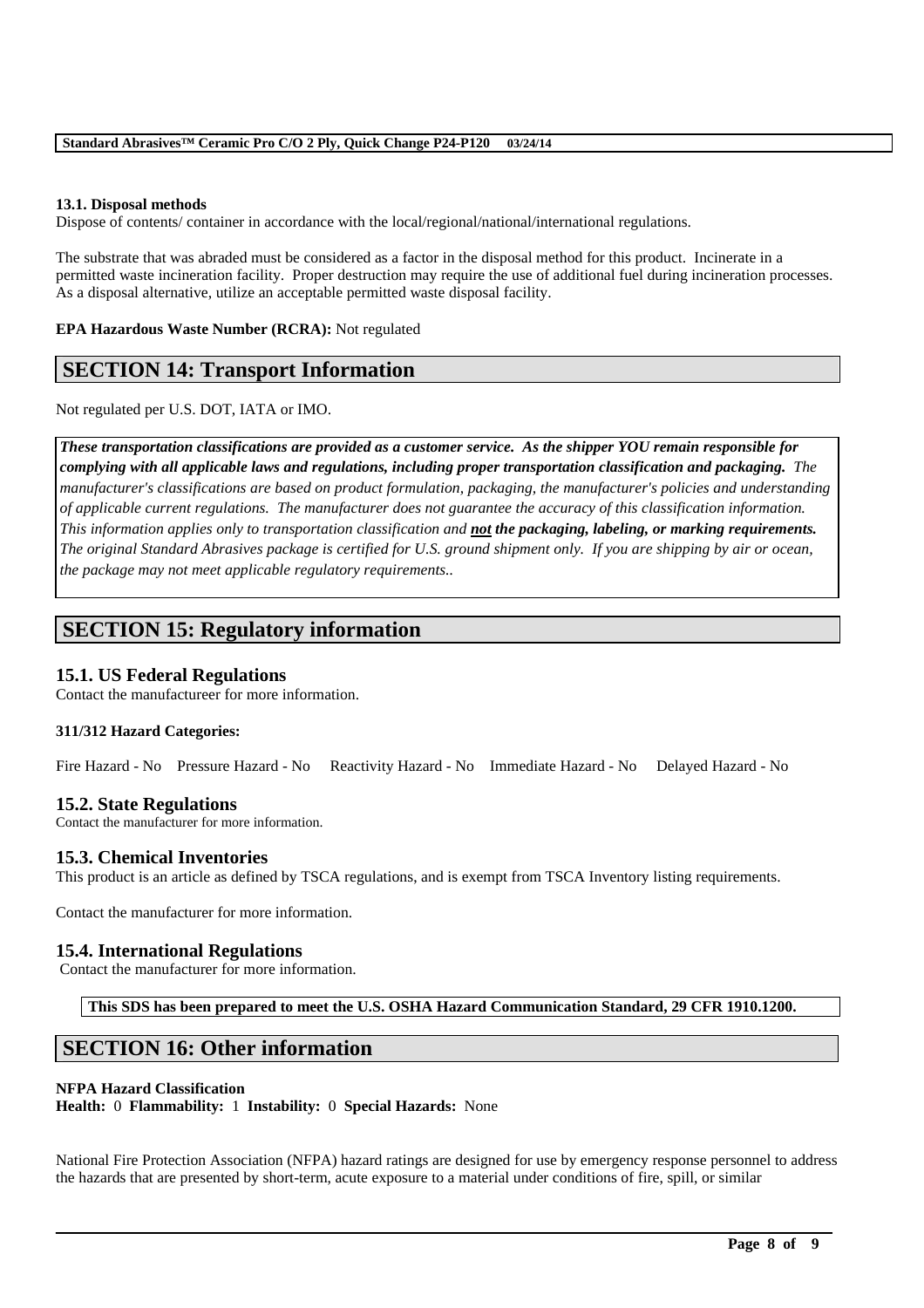#### 13.1. Disposal methods

Dispose of contents/ container in accordance with the local/regional/national/international regulations.

The substrate that was abraded must be considered as a factor in the disposal method for this product. Incinerate in a permitted waste incineration facility. Proper destruction may require the use of additional fuel during incineration processes. As a disposal alternative, utilize an acceptable permitted waste disposal facility.

**EPA Hazardous Waste Number (RCRA):** Not regulated

## SECTION 14: Transport Information

Not regulated per U.S. DOT, IATA or IMO.

***These transportation classifications are provided as a customer service. As the shipper YOU remain responsible for complying with all applicable laws and regulations, including proper transportation classification and packaging.*** *The manufacturer's classifications are based on product formulation, packaging, the manufacturer's policies and understanding of applicable current regulations. The manufacturer does not guarantee the accuracy of this classification information.* ***This information applies only to transportation classification and <u>not</u> the packaging, labeling, or marking requirements.*** *The original Standard Abrasives package is certified for U.S. ground shipment only. If you are shipping by air or ocean, the package may not meet applicable regulatory requirements..*

## SECTION 15: Regulatory information

### 15.1. US Federal Regulations

Contact the manufactureer for more information.

**311/312 Hazard Categories:**

Fire Hazard - No Pressure Hazard - No Reactivity Hazard - No Immediate Hazard - No Delayed Hazard - No

### 15.2. State Regulations

Contact the manufacturer for more information.

### 15.3. Chemical Inventories

This product is an article as defined by TSCA regulations, and is exempt from TSCA Inventory listing requirements.

Contact the manufacturer for more information.

### 15.4. International Regulations

Contact the manufacturer for more information.

**This SDS has been prepared to meet the U.S. OSHA Hazard Communication Standard, 29 CFR 1910.1200.**

## SECTION 16: Other information

**NFPA Hazard Classification**
**Health:** 0 **Flammability:** 1 **Instability:** 0 **Special Hazards:** None

National Fire Protection Association (NFPA) hazard ratings are designed for use by emergency response personnel to address the hazards that are presented by short-term, acute exposure to a material under conditions of fire, spill, or similar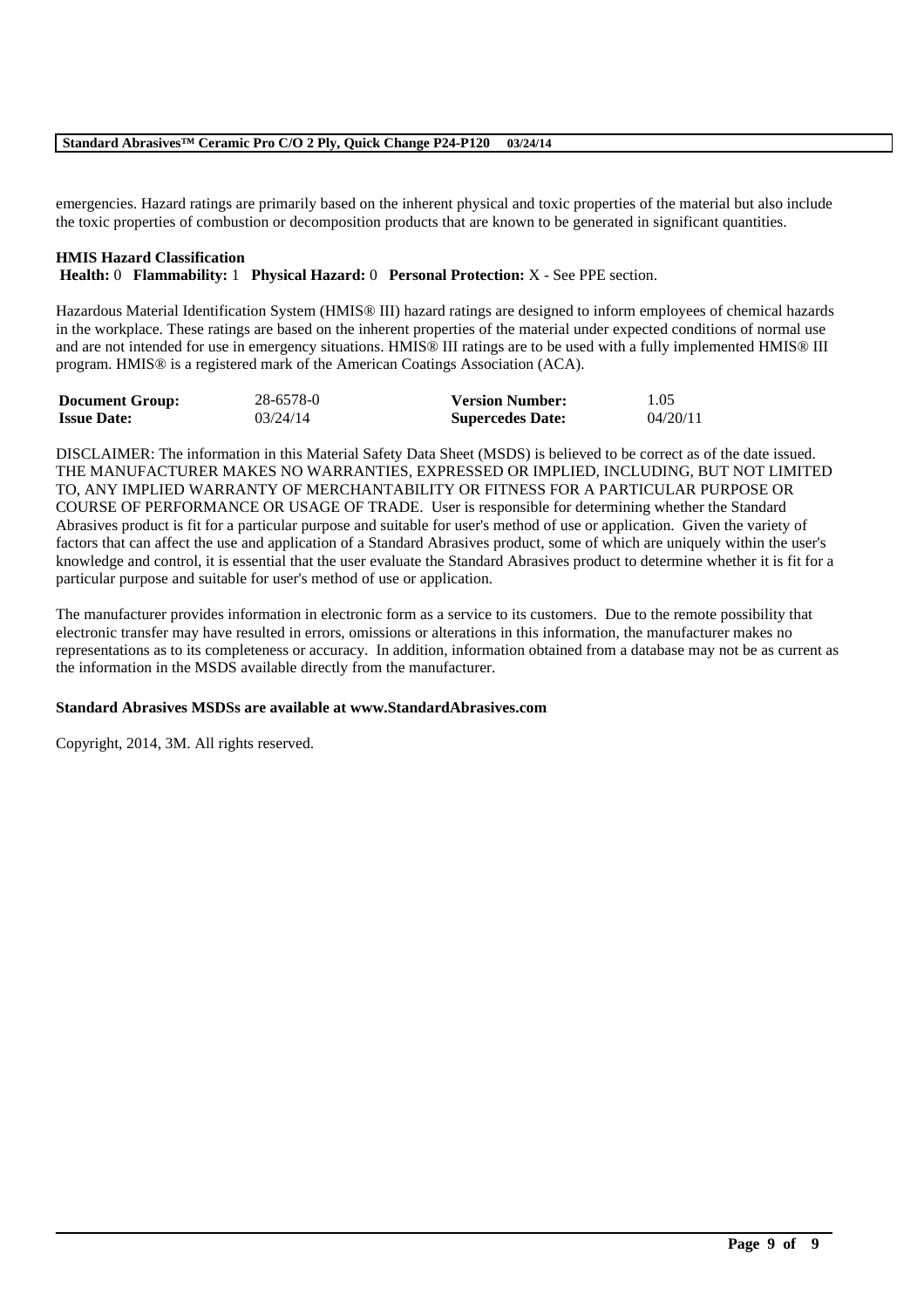emergencies. Hazard ratings are primarily based on the inherent physical and toxic properties of the material but also include the toxic properties of combustion or decomposition products that are known to be generated in significant quantities.

**HMIS Hazard Classification**
**Health:** 0 **Flammability:** 1 **Physical Hazard:** 0 **Personal Protection:** X - See PPE section.

Hazardous Material Identification System (HMIS® III) hazard ratings are designed to inform employees of chemical hazards in the workplace. These ratings are based on the inherent properties of the material under expected conditions of normal use and are not intended for use in emergency situations. HMIS® III ratings are to be used with a fully implemented HMIS® III program. HMIS® is a registered mark of the American Coatings Association (ACA).

| | | | |
|---|---|---|---|
| **Document Group:** | 28-6578-0 | **Version Number:** | 1.05 |
| **Issue Date:** | 03/24/14 | **Supercedes Date:** | 04/20/11 |

DISCLAIMER: The information in this Material Safety Data Sheet (MSDS) is believed to be correct as of the date issued. THE MANUFACTURER MAKES NO WARRANTIES, EXPRESSED OR IMPLIED, INCLUDING, BUT NOT LIMITED TO, ANY IMPLIED WARRANTY OF MERCHANTABILITY OR FITNESS FOR A PARTICULAR PURPOSE OR COURSE OF PERFORMANCE OR USAGE OF TRADE. User is responsible for determining whether the Standard Abrasives product is fit for a particular purpose and suitable for user's method of use or application. Given the variety of factors that can affect the use and application of a Standard Abrasives product, some of which are uniquely within the user's knowledge and control, it is essential that the user evaluate the Standard Abrasives product to determine whether it is fit for a particular purpose and suitable for user's method of use or application.

The manufacturer provides information in electronic form as a service to its customers. Due to the remote possibility that electronic transfer may have resulted in errors, omissions or alterations in this information, the manufacturer makes no representations as to its completeness or accuracy. In addition, information obtained from a database may not be as current as the information in the MSDS available directly from the manufacturer.

**Standard Abrasives MSDSs are available at www.StandardAbrasives.com**

Copyright, 2014, 3M. All rights reserved.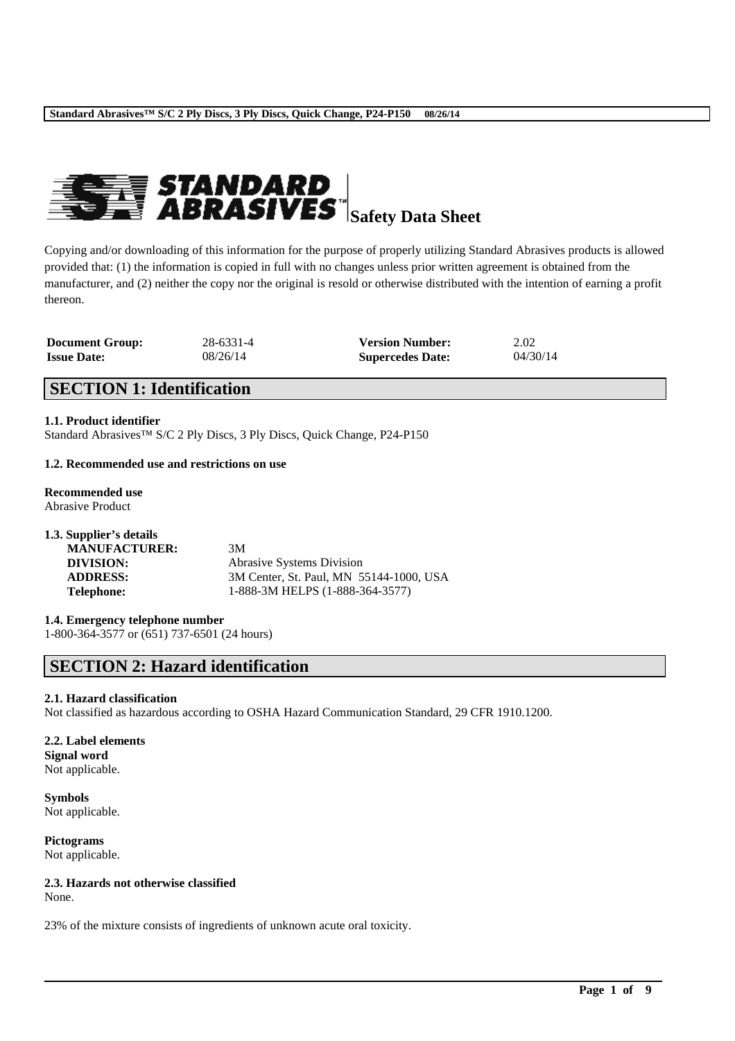**Safety Data Sheet**

Copying and/or downloading of this information for the purpose of properly utilizing Standard Abrasives products is allowed provided that: (1) the information is copied in full with no changes unless prior written agreement is obtained from the manufacturer, and (2) neither the copy nor the original is resold or otherwise distributed with the intention of earning a profit thereon.

| **Document Group:** | 28-6331-4 | **Version Number:** | 2.02 |
|---|---|---|---|
| **Issue Date:** | 08/26/14 | **Supercedes Date:** | 04/30/14 |

## SECTION 1: Identification

**1.1. Product identifier**
Standard Abrasives™ S/C 2 Ply Discs, 3 Ply Discs, Quick Change, P24-P150

**1.2. Recommended use and restrictions on use**

**Recommended use**
Abrasive Product

**1.3. Supplier's details**

| | |
|---|---|
| **MANUFACTURER:** | 3M |
| **DIVISION:** | Abrasive Systems Division |
| **ADDRESS:** | 3M Center, St. Paul, MN 55144-1000, USA |
| **Telephone:** | 1-888-3M HELPS (1-888-364-3577) |

**1.4. Emergency telephone number**
1-800-364-3577 or (651) 737-6501 (24 hours)

## SECTION 2: Hazard identification

**2.1. Hazard classification**
Not classified as hazardous according to OSHA Hazard Communication Standard, 29 CFR 1910.1200.

**2.2. Label elements**
**Signal word**
Not applicable.

**Symbols**
Not applicable.

**Pictograms**
Not applicable.

**2.3. Hazards not otherwise classified**
None.

23% of the mixture consists of ingredients of unknown acute oral toxicity.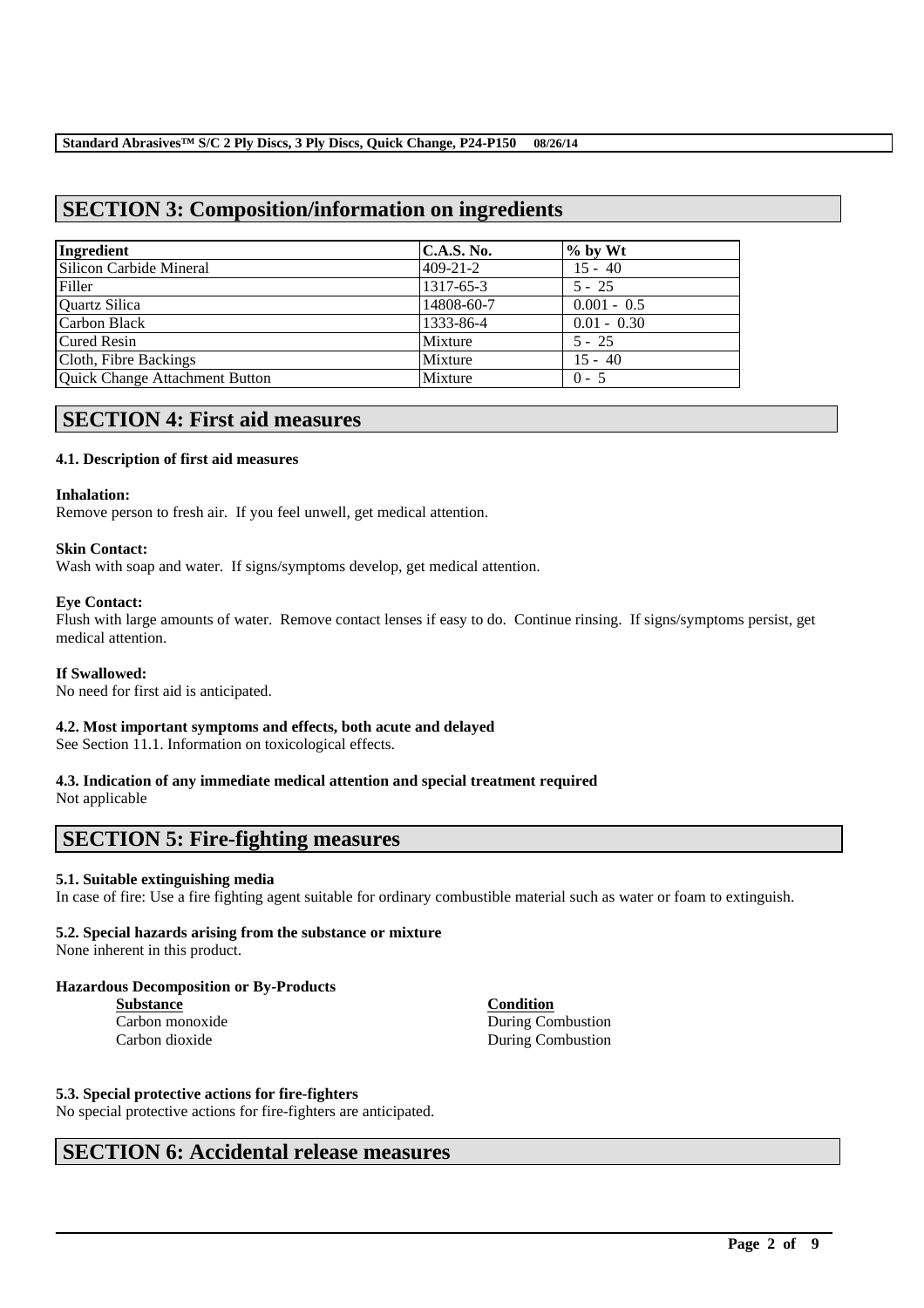## SECTION 3: Composition/information on ingredients

| Ingredient | C.A.S. No. | % by Wt |
|---|---|---|
| Silicon Carbide Mineral | 409-21-2 | 15 - 40 |
| Filler | 1317-65-3 | 5 - 25 |
| Quartz Silica | 14808-60-7 | 0.001 - 0.5 |
| Carbon Black | 1333-86-4 | 0.01 - 0.30 |
| Cured Resin | Mixture | 5 - 25 |
| Cloth, Fibre Backings | Mixture | 15 - 40 |
| Quick Change Attachment Button | Mixture | 0 - 5 |

## SECTION 4: First aid measures

### 4.1. Description of first aid measures

**Inhalation:**
Remove person to fresh air. If you feel unwell, get medical attention.

**Skin Contact:**
Wash with soap and water. If signs/symptoms develop, get medical attention.

**Eye Contact:**
Flush with large amounts of water. Remove contact lenses if easy to do. Continue rinsing. If signs/symptoms persist, get medical attention.

**If Swallowed:**
No need for first aid is anticipated.

### 4.2. Most important symptoms and effects, both acute and delayed

See Section 11.1. Information on toxicological effects.

### 4.3. Indication of any immediate medical attention and special treatment required

Not applicable

## SECTION 5: Fire-fighting measures

### 5.1. Suitable extinguishing media

In case of fire: Use a fire fighting agent suitable for ordinary combustible material such as water or foam to extinguish.

### 5.2. Special hazards arising from the substance or mixture

None inherent in this product.

**Hazardous Decomposition or By-Products**

| Substance | Condition |
|---|---|
| Carbon monoxide | During Combustion |
| Carbon dioxide | During Combustion |

### 5.3. Special protective actions for fire-fighters

No special protective actions for fire-fighters are anticipated.

## SECTION 6: Accidental release measures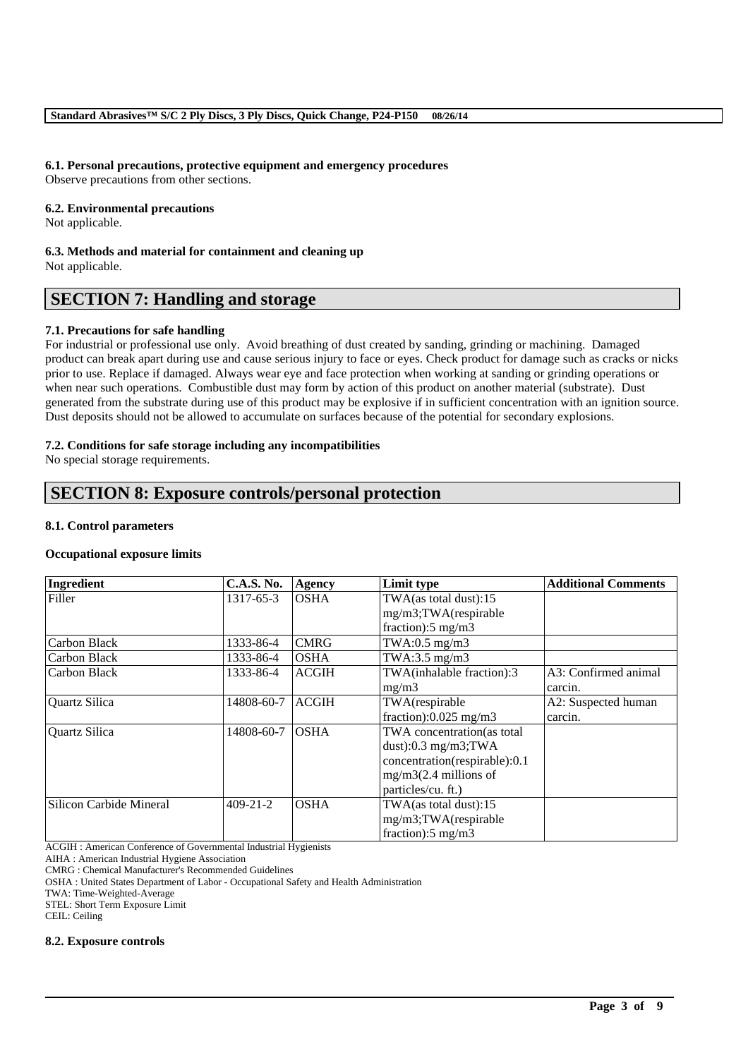### 6.1. Personal precautions, protective equipment and emergency procedures

Observe precautions from other sections.

### 6.2. Environmental precautions

Not applicable.

### 6.3. Methods and material for containment and cleaning up

Not applicable.

## SECTION 7: Handling and storage

### 7.1. Precautions for safe handling

For industrial or professional use only. Avoid breathing of dust created by sanding, grinding or machining. Damaged product can break apart during use and cause serious injury to face or eyes. Check product for damage such as cracks or nicks prior to use. Replace if damaged. Always wear eye and face protection when working at sanding or grinding operations or when near such operations. Combustible dust may form by action of this product on another material (substrate). Dust generated from the substrate during use of this product may be explosive if in sufficient concentration with an ignition source. Dust deposits should not be allowed to accumulate on surfaces because of the potential for secondary explosions.

### 7.2. Conditions for safe storage including any incompatibilities

No special storage requirements.

## SECTION 8: Exposure controls/personal protection

### 8.1. Control parameters

**Occupational exposure limits**

| Ingredient | C.A.S. No. | Agency | Limit type | Additional Comments |
|---|---|---|---|---|
| Filler | 1317-65-3 | OSHA | TWA(as total dust):15 mg/m3;TWA(respirable fraction):5 mg/m3 | |
| Carbon Black | 1333-86-4 | CMRG | TWA:0.5 mg/m3 | |
| Carbon Black | 1333-86-4 | OSHA | TWA:3.5 mg/m3 | |
| Carbon Black | 1333-86-4 | ACGIH | TWA(inhalable fraction):3 mg/m3 | A3: Confirmed animal carcin. |
| Quartz Silica | 14808-60-7 | ACGIH | TWA(respirable fraction):0.025 mg/m3 | A2: Suspected human carcin. |
| Quartz Silica | 14808-60-7 | OSHA | TWA concentration(as total dust):0.3 mg/m3;TWA concentration(respirable):0.1 mg/m3(2.4 millions of particles/cu. ft.) | |
| Silicon Carbide Mineral | 409-21-2 | OSHA | TWA(as total dust):15 mg/m3;TWA(respirable fraction):5 mg/m3 | |

ACGIH : American Conference of Governmental Industrial Hygienists
AIHA : American Industrial Hygiene Association
CMRG : Chemical Manufacturer's Recommended Guidelines
OSHA : United States Department of Labor - Occupational Safety and Health Administration
TWA: Time-Weighted-Average
STEL: Short Term Exposure Limit
CEIL: Ceiling

### 8.2. Exposure controls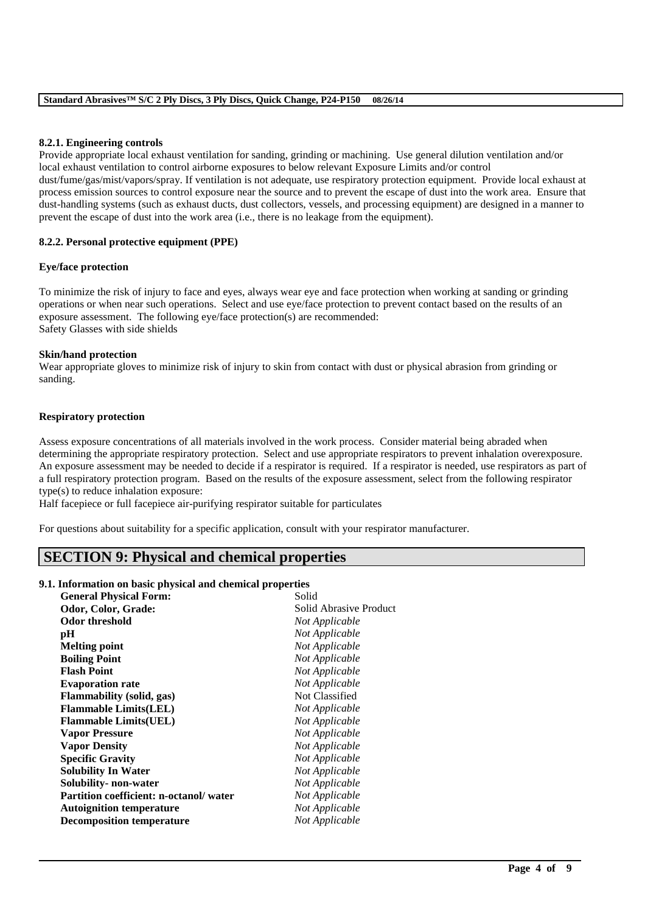#### 8.2.1. Engineering controls

Provide appropriate local exhaust ventilation for sanding, grinding or machining. Use general dilution ventilation and/or local exhaust ventilation to control airborne exposures to below relevant Exposure Limits and/or control dust/fume/gas/mist/vapors/spray. If ventilation is not adequate, use respiratory protection equipment. Provide local exhaust at process emission sources to control exposure near the source and to prevent the escape of dust into the work area. Ensure that dust-handling systems (such as exhaust ducts, dust collectors, vessels, and processing equipment) are designed in a manner to prevent the escape of dust into the work area (i.e., there is no leakage from the equipment).

#### 8.2.2. Personal protective equipment (PPE)

**Eye/face protection**

To minimize the risk of injury to face and eyes, always wear eye and face protection when working at sanding or grinding operations or when near such operations. Select and use eye/face protection to prevent contact based on the results of an exposure assessment. The following eye/face protection(s) are recommended:
Safety Glasses with side shields

**Skin/hand protection**

Wear appropriate gloves to minimize risk of injury to skin from contact with dust or physical abrasion from grinding or sanding.

**Respiratory protection**

Assess exposure concentrations of all materials involved in the work process. Consider material being abraded when determining the appropriate respiratory protection. Select and use appropriate respirators to prevent inhalation overexposure. An exposure assessment may be needed to decide if a respirator is required. If a respirator is needed, use respirators as part of a full respiratory protection program. Based on the results of the exposure assessment, select from the following respirator type(s) to reduce inhalation exposure:
Half facepiece or full facepiece air-purifying respirator suitable for particulates

For questions about suitability for a specific application, consult with your respirator manufacturer.

## SECTION 9: Physical and chemical properties

### 9.1. Information on basic physical and chemical properties

| Property | Value |
|---|---|
| **General Physical Form:** | Solid |
| **Odor, Color, Grade:** | Solid Abrasive Product |
| **Odor threshold** | *Not Applicable* |
| **pH** | *Not Applicable* |
| **Melting point** | *Not Applicable* |
| **Boiling Point** | *Not Applicable* |
| **Flash Point** | *Not Applicable* |
| **Evaporation rate** | *Not Applicable* |
| **Flammability (solid, gas)** | Not Classified |
| **Flammable Limits(LEL)** | *Not Applicable* |
| **Flammable Limits(UEL)** | *Not Applicable* |
| **Vapor Pressure** | *Not Applicable* |
| **Vapor Density** | *Not Applicable* |
| **Specific Gravity** | *Not Applicable* |
| **Solubility In Water** | *Not Applicable* |
| **Solubility- non-water** | *Not Applicable* |
| **Partition coefficient: n-octanol/ water** | *Not Applicable* |
| **Autoignition temperature** | *Not Applicable* |
| **Decomposition temperature** | *Not Applicable* |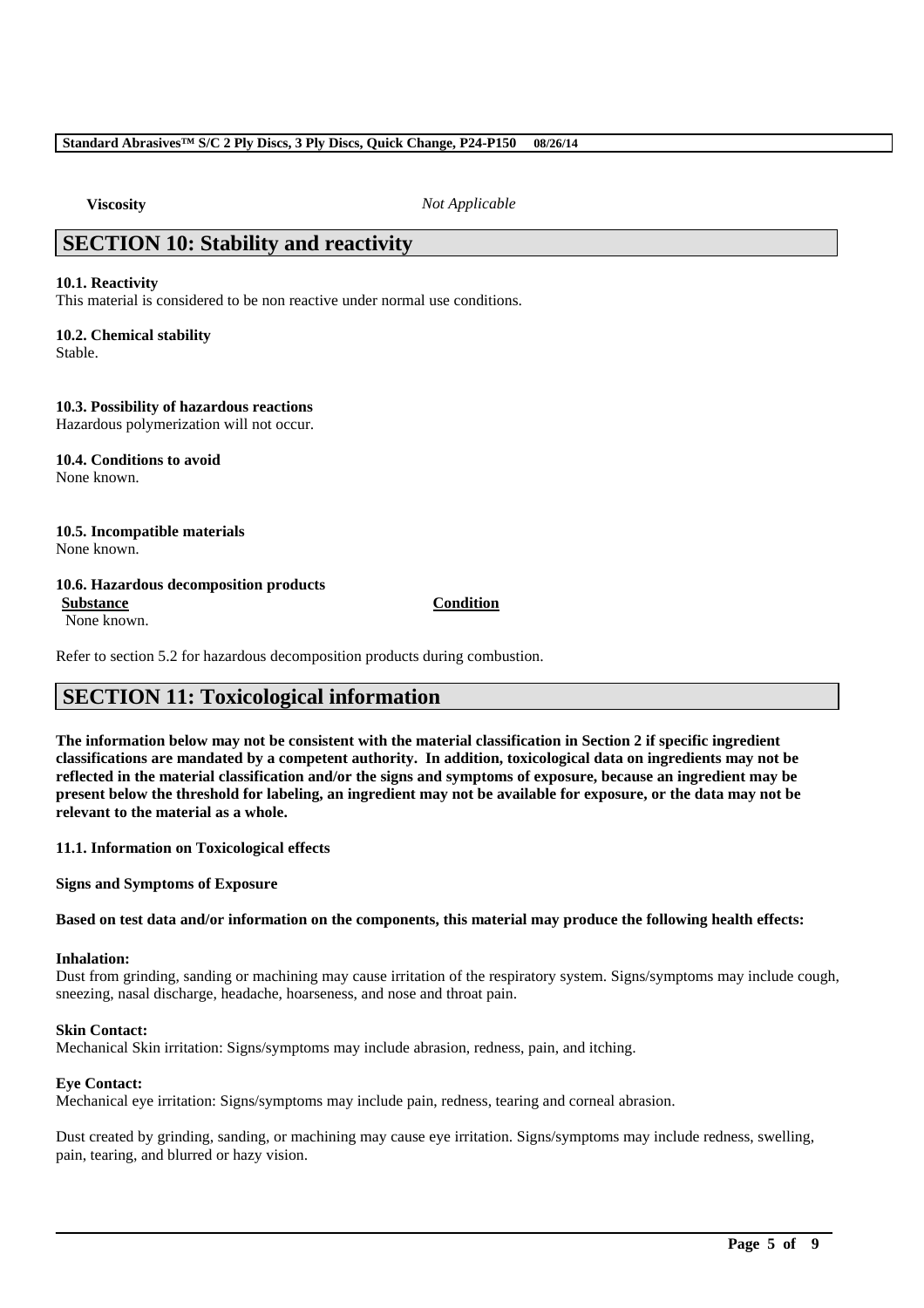**Viscosity** *Not Applicable*

## SECTION 10: Stability and reactivity

**10.1. Reactivity**
This material is considered to be non reactive under normal use conditions.

**10.2. Chemical stability**
Stable.

**10.3. Possibility of hazardous reactions**
Hazardous polymerization will not occur.

**10.4. Conditions to avoid**
None known.

**10.5. Incompatible materials**
None known.

**10.6. Hazardous decomposition products**

| Substance | Condition |
| --- | --- |
| None known. | |

Refer to section 5.2 for hazardous decomposition products during combustion.

## SECTION 11: Toxicological information

**The information below may not be consistent with the material classification in Section 2 if specific ingredient classifications are mandated by a competent authority. In addition, toxicological data on ingredients may not be reflected in the material classification and/or the signs and symptoms of exposure, because an ingredient may be present below the threshold for labeling, an ingredient may not be available for exposure, or the data may not be relevant to the material as a whole.**

**11.1. Information on Toxicological effects**

**Signs and Symptoms of Exposure**

**Based on test data and/or information on the components, this material may produce the following health effects:**

**Inhalation:**
Dust from grinding, sanding or machining may cause irritation of the respiratory system. Signs/symptoms may include cough, sneezing, nasal discharge, headache, hoarseness, and nose and throat pain.

**Skin Contact:**
Mechanical Skin irritation: Signs/symptoms may include abrasion, redness, pain, and itching.

**Eye Contact:**
Mechanical eye irritation: Signs/symptoms may include pain, redness, tearing and corneal abrasion.

Dust created by grinding, sanding, or machining may cause eye irritation. Signs/symptoms may include redness, swelling, pain, tearing, and blurred or hazy vision.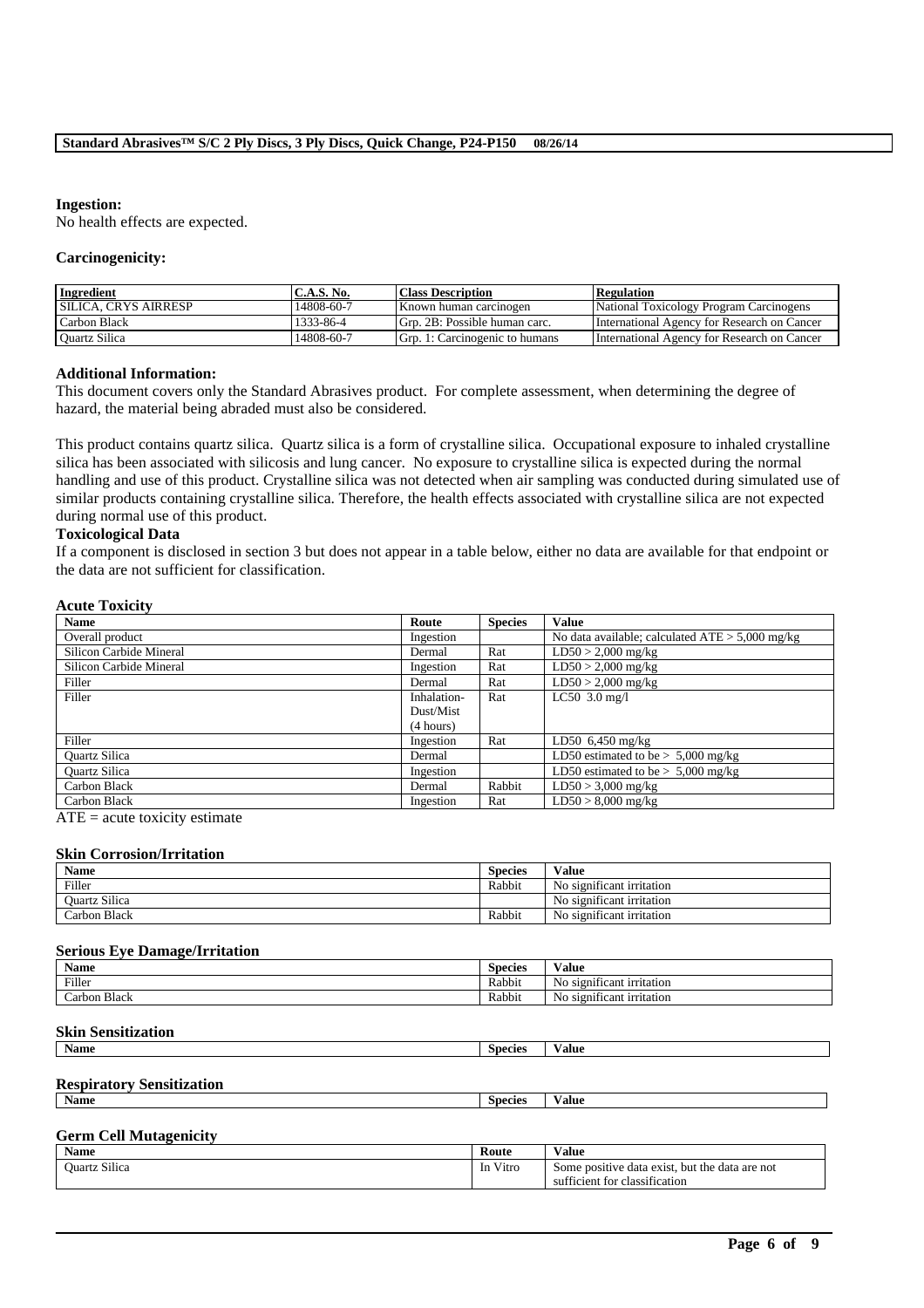**Ingestion:**
No health effects are expected.

**Carcinogenicity:**

| Ingredient | C.A.S. No. | Class Description | Regulation |
|---|---|---|---|
| SILICA, CRYS AIRRESP | 14808-60-7 | Known human carcinogen | National Toxicology Program Carcinogens |
| Carbon Black | 1333-86-4 | Grp. 2B: Possible human carc. | International Agency for Research on Cancer |
| Quartz Silica | 14808-60-7 | Grp. 1: Carcinogenic to humans | International Agency for Research on Cancer |

**Additional Information:**
This document covers only the Standard Abrasives product. For complete assessment, when determining the degree of hazard, the material being abraded must also be considered.

This product contains quartz silica. Quartz silica is a form of crystalline silica. Occupational exposure to inhaled crystalline silica has been associated with silicosis and lung cancer. No exposure to crystalline silica is expected during the normal handling and use of this product. Crystalline silica was not detected when air sampling was conducted during simulated use of similar products containing crystalline silica. Therefore, the health effects associated with crystalline silica are not expected during normal use of this product.

**Toxicological Data**
If a component is disclosed in section 3 but does not appear in a table below, either no data are available for that endpoint or the data are not sufficient for classification.

**Acute Toxicity**

| Name | Route | Species | Value |
|---|---|---|---|
| Overall product | Ingestion | | No data available; calculated ATE > 5,000 mg/kg |
| Silicon Carbide Mineral | Dermal | Rat | LD50 > 2,000 mg/kg |
| Silicon Carbide Mineral | Ingestion | Rat | LD50 > 2,000 mg/kg |
| Filler | Dermal | Rat | LD50 > 2,000 mg/kg |
| Filler | Inhalation-Dust/Mist (4 hours) | Rat | LC50 3.0 mg/l |
| Filler | Ingestion | Rat | LD50 6,450 mg/kg |
| Quartz Silica | Dermal | | LD50 estimated to be > 5,000 mg/kg |
| Quartz Silica | Ingestion | | LD50 estimated to be > 5,000 mg/kg |
| Carbon Black | Dermal | Rabbit | LD50 > 3,000 mg/kg |
| Carbon Black | Ingestion | Rat | LD50 > 8,000 mg/kg |

ATE = acute toxicity estimate

**Skin Corrosion/Irritation**

| Name | Species | Value |
|---|---|---|
| Filler | Rabbit | No significant irritation |
| Quartz Silica | | No significant irritation |
| Carbon Black | Rabbit | No significant irritation |

**Serious Eye Damage/Irritation**

| Name | Species | Value |
|---|---|---|
| Filler | Rabbit | No significant irritation |
| Carbon Black | Rabbit | No significant irritation |

**Skin Sensitization**

| Name | Species | Value |
|---|---|---|

**Respiratory Sensitization**

| Name | Species | Value |
|---|---|---|

**Germ Cell Mutagenicity**

| Name | Route | Value |
|---|---|---|
| Quartz Silica | In Vitro | Some positive data exist, but the data are not sufficient for classification |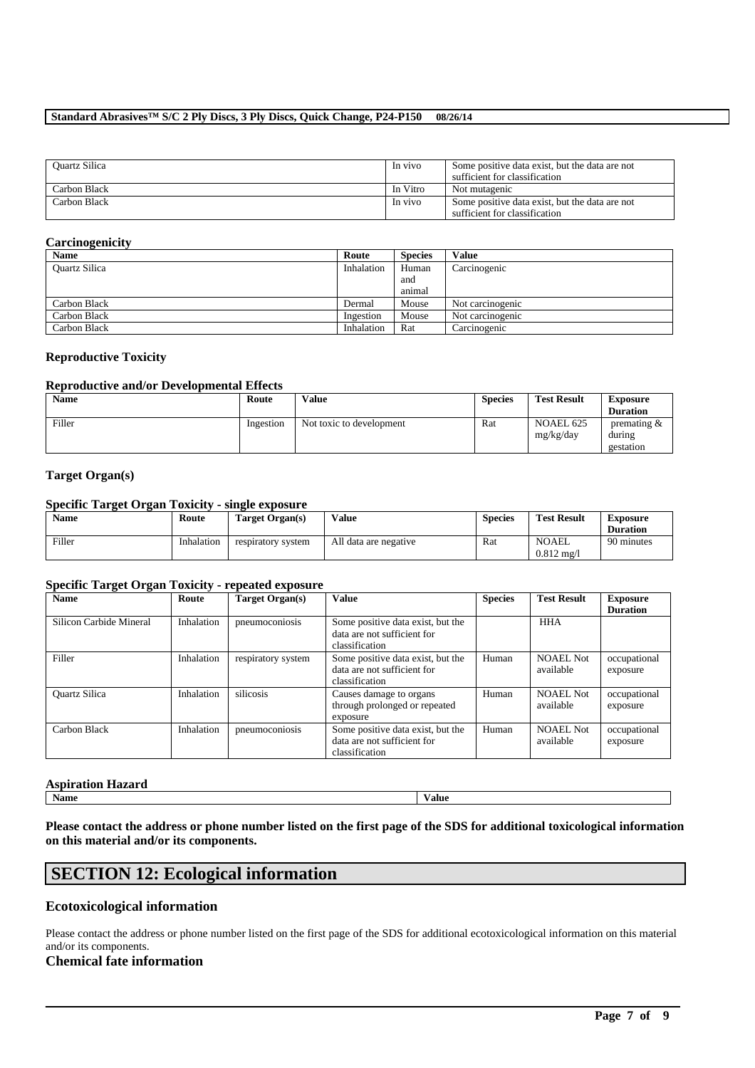| Quartz Silica | In vivo | Some positive data exist, but the data are not sufficient for classification |
| --- | --- | --- |
| Carbon Black | In Vitro | Not mutagenic |
| Carbon Black | In vivo | Some positive data exist, but the data are not sufficient for classification |

### Carcinogenicity

| Name | Route | Species | Value |
| --- | --- | --- | --- |
| Quartz Silica | Inhalation | Human and animal | Carcinogenic |
| Carbon Black | Dermal | Mouse | Not carcinogenic |
| Carbon Black | Ingestion | Mouse | Not carcinogenic |
| Carbon Black | Inhalation | Rat | Carcinogenic |

### Reproductive Toxicity

#### Reproductive and/or Developmental Effects

| Name | Route | Value | Species | Test Result | Exposure Duration |
| --- | --- | --- | --- | --- | --- |
| Filler | Ingestion | Not toxic to development | Rat | NOAEL 625 mg/kg/day | premating & during gestation |

### Target Organ(s)

#### Specific Target Organ Toxicity - single exposure

| Name | Route | Target Organ(s) | Value | Species | Test Result | Exposure Duration |
| --- | --- | --- | --- | --- | --- | --- |
| Filler | Inhalation | respiratory system | All data are negative | Rat | NOAEL 0.812 mg/l | 90 minutes |

#### Specific Target Organ Toxicity - repeated exposure

| Name | Route | Target Organ(s) | Value | Species | Test Result | Exposure Duration |
| --- | --- | --- | --- | --- | --- | --- |
| Silicon Carbide Mineral | Inhalation | pneumoconiosis | Some positive data exist, but the data are not sufficient for classification | | HHA | |
| Filler | Inhalation | respiratory system | Some positive data exist, but the data are not sufficient for classification | Human | NOAEL Not available | occupational exposure |
| Quartz Silica | Inhalation | silicosis | Causes damage to organs through prolonged or repeated exposure | Human | NOAEL Not available | occupational exposure |
| Carbon Black | Inhalation | pneumoconiosis | Some positive data exist, but the data are not sufficient for classification | Human | NOAEL Not available | occupational exposure |

#### Aspiration Hazard

| Name | Value |
| --- | --- |

**Please contact the address or phone number listed on the first page of the SDS for additional toxicological information on this material and/or its components.**

## SECTION 12: Ecological information

### Ecotoxicological information

Please contact the address or phone number listed on the first page of the SDS for additional ecotoxicological information on this material and/or its components.

### Chemical fate information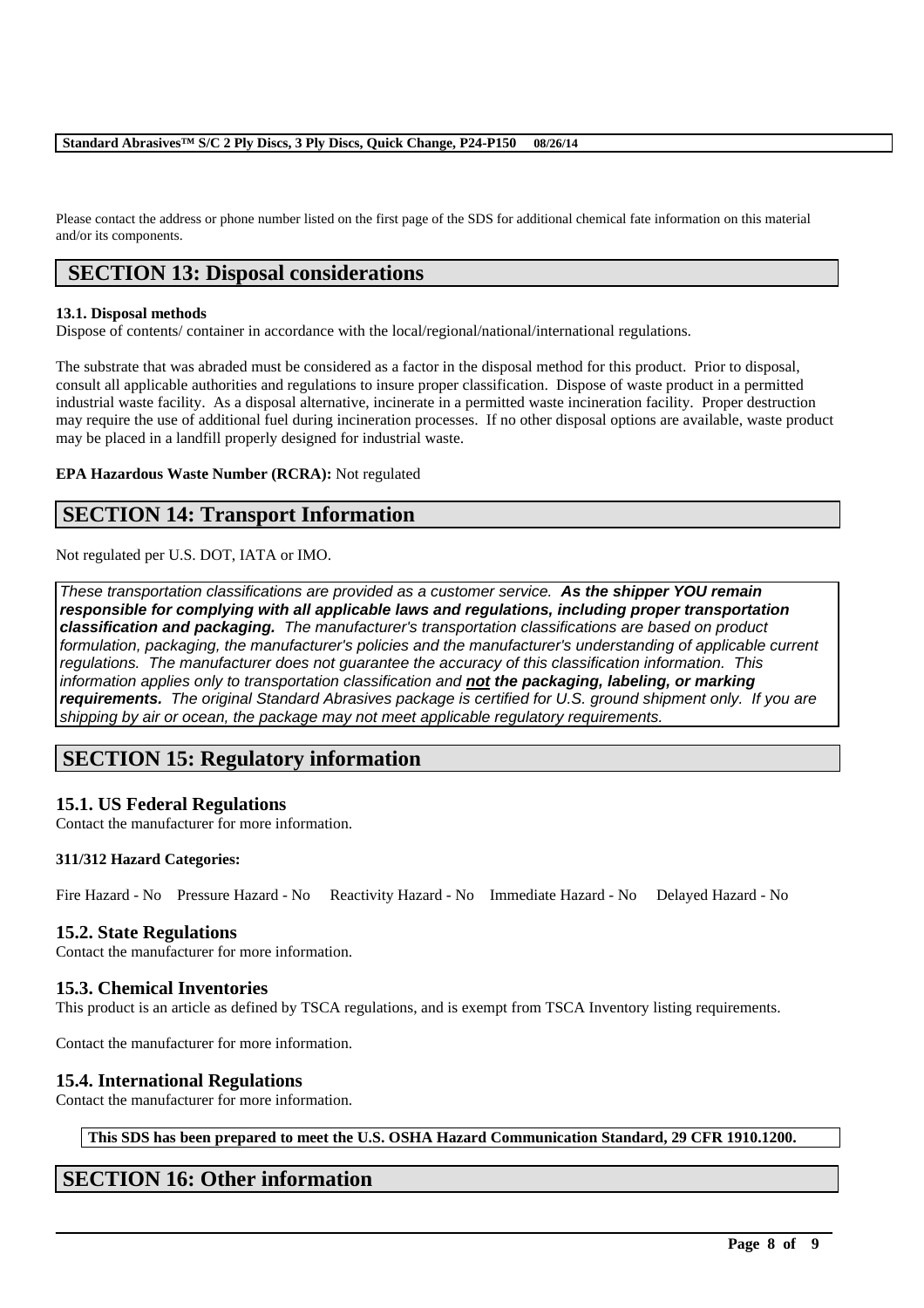Please contact the address or phone number listed on the first page of the SDS for additional chemical fate information on this material and/or its components.

## SECTION 13: Disposal considerations

**13.1. Disposal methods**
Dispose of contents/ container in accordance with the local/regional/national/international regulations.

The substrate that was abraded must be considered as a factor in the disposal method for this product. Prior to disposal, consult all applicable authorities and regulations to insure proper classification. Dispose of waste product in a permitted industrial waste facility. As a disposal alternative, incinerate in a permitted waste incineration facility. Proper destruction may require the use of additional fuel during incineration processes. If no other disposal options are available, waste product may be placed in a landfill properly designed for industrial waste.

**EPA Hazardous Waste Number (RCRA):** Not regulated

## SECTION 14: Transport Information

Not regulated per U.S. DOT, IATA or IMO.

*These transportation classifications are provided as a customer service.* ***As the shipper YOU remain responsible for complying with all applicable laws and regulations, including proper transportation classification and packaging.*** *The manufacturer's transportation classifications are based on product formulation, packaging, the manufacturer's policies and the manufacturer's understanding of applicable current regulations. The manufacturer does not guarantee the accuracy of this classification information. This information applies only to transportation classification and* ***not the packaging, labeling, or marking requirements.*** *The original Standard Abrasives package is certified for U.S. ground shipment only. If you are shipping by air or ocean, the package may not meet applicable regulatory requirements.*

## SECTION 15: Regulatory information

### 15.1. US Federal Regulations
Contact the manufacturer for more information.

**311/312 Hazard Categories:**

Fire Hazard - No Pressure Hazard - No Reactivity Hazard - No Immediate Hazard - No Delayed Hazard - No

### 15.2. State Regulations
Contact the manufacturer for more information.

### 15.3. Chemical Inventories
This product is an article as defined by TSCA regulations, and is exempt from TSCA Inventory listing requirements.

Contact the manufacturer for more information.

### 15.4. International Regulations
Contact the manufacturer for more information.

**This SDS has been prepared to meet the U.S. OSHA Hazard Communication Standard, 29 CFR 1910.1200.**

## SECTION 16: Other information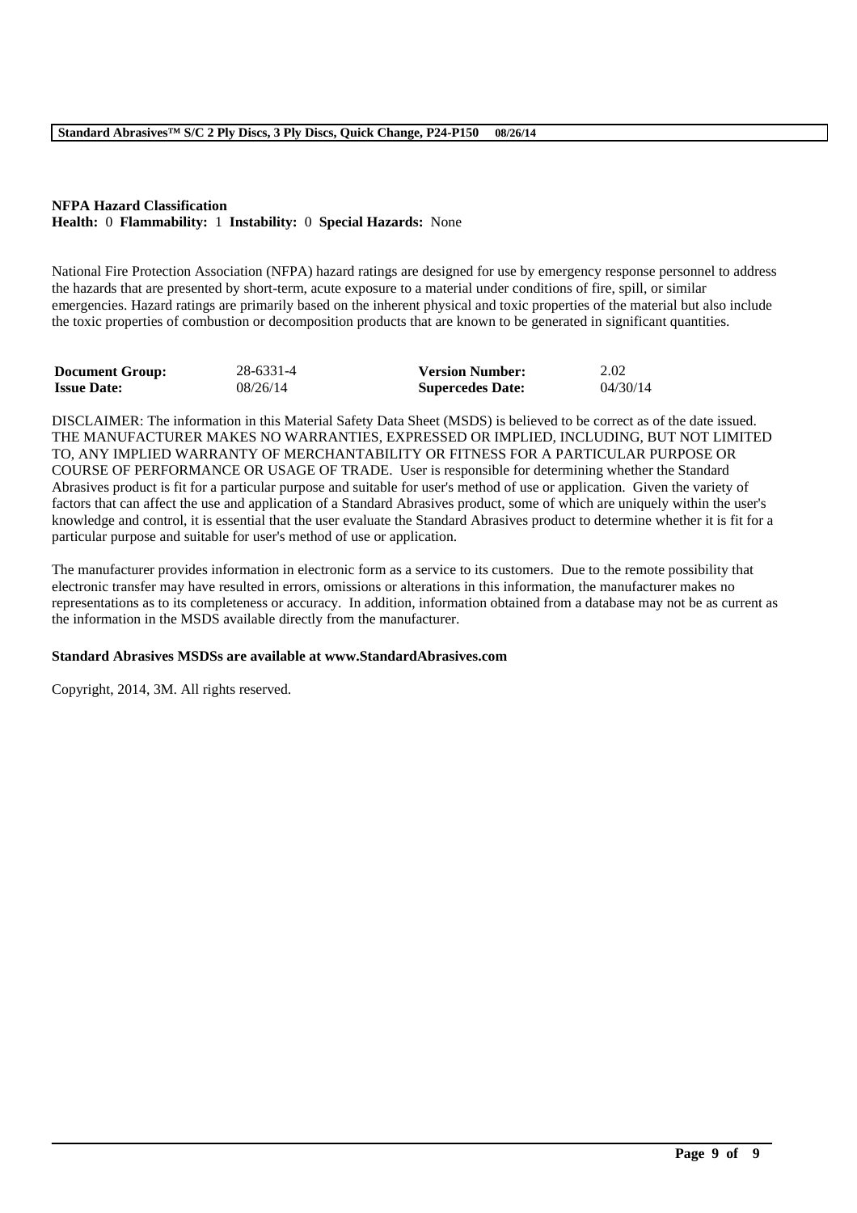**NFPA Hazard Classification**
**Health:** 0 **Flammability:** 1 **Instability:** 0 **Special Hazards:** None

National Fire Protection Association (NFPA) hazard ratings are designed for use by emergency response personnel to address the hazards that are presented by short-term, acute exposure to a material under conditions of fire, spill, or similar emergencies. Hazard ratings are primarily based on the inherent physical and toxic properties of the material but also include the toxic properties of combustion or decomposition products that are known to be generated in significant quantities.

| | | | |
|---|---|---|---|
| **Document Group:** | 28-6331-4 | **Version Number:** | 2.02 |
| **Issue Date:** | 08/26/14 | **Supercedes Date:** | 04/30/14 |

DISCLAIMER: The information in this Material Safety Data Sheet (MSDS) is believed to be correct as of the date issued. THE MANUFACTURER MAKES NO WARRANTIES, EXPRESSED OR IMPLIED, INCLUDING, BUT NOT LIMITED TO, ANY IMPLIED WARRANTY OF MERCHANTABILITY OR FITNESS FOR A PARTICULAR PURPOSE OR COURSE OF PERFORMANCE OR USAGE OF TRADE. User is responsible for determining whether the Standard Abrasives product is fit for a particular purpose and suitable for user's method of use or application. Given the variety of factors that can affect the use and application of a Standard Abrasives product, some of which are uniquely within the user's knowledge and control, it is essential that the user evaluate the Standard Abrasives product to determine whether it is fit for a particular purpose and suitable for user's method of use or application.

The manufacturer provides information in electronic form as a service to its customers. Due to the remote possibility that electronic transfer may have resulted in errors, omissions or alterations in this information, the manufacturer makes no representations as to its completeness or accuracy. In addition, information obtained from a database may not be as current as the information in the MSDS available directly from the manufacturer.

**Standard Abrasives MSDSs are available at www.StandardAbrasives.com**

Copyright, 2014, 3M. All rights reserved.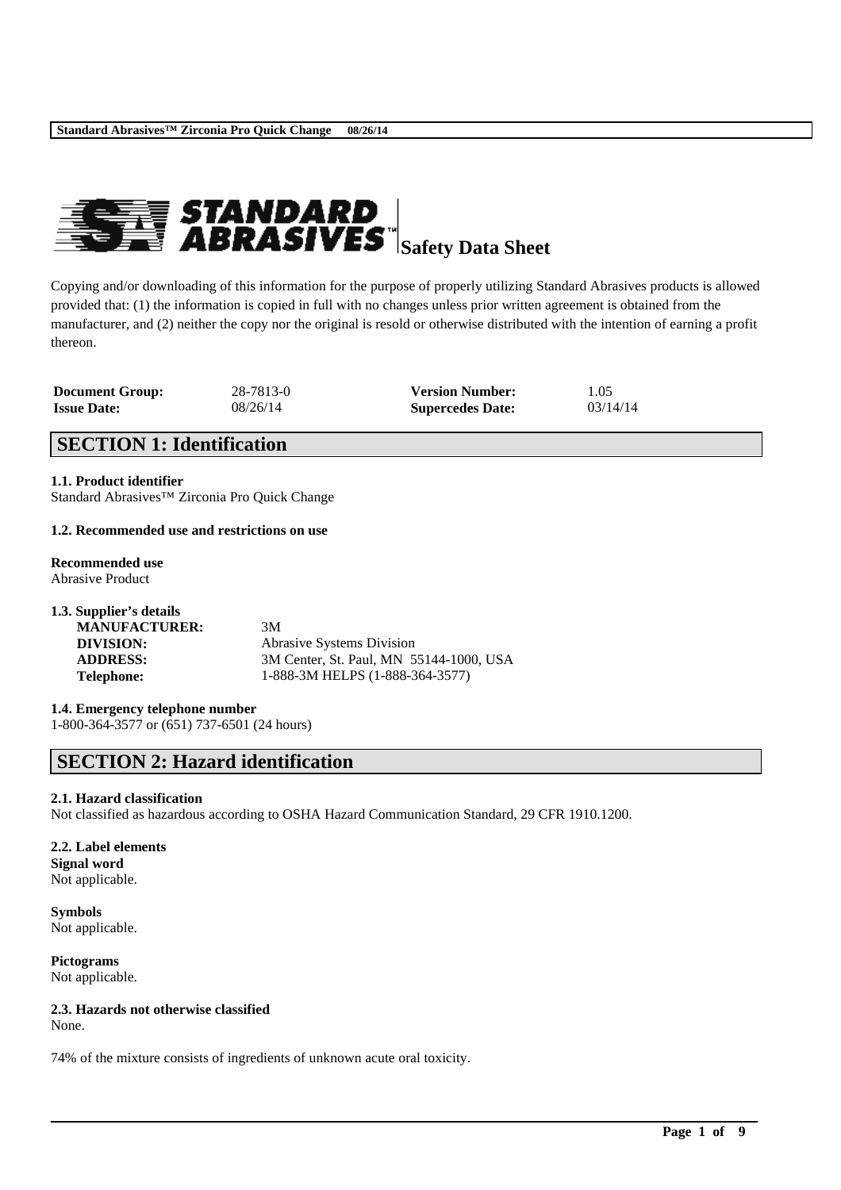# Safety Data Sheet

Copying and/or downloading of this information for the purpose of properly utilizing Standard Abrasives products is allowed provided that: (1) the information is copied in full with no changes unless prior written agreement is obtained from the manufacturer, and (2) neither the copy nor the original is resold or otherwise distributed with the intention of earning a profit thereon.

| | | | |
|---|---|---|---|
| **Document Group:** | 28-7813-0 | **Version Number:** | 1.05 |
| **Issue Date:** | 08/26/14 | **Supercedes Date:** | 03/14/14 |

## SECTION 1: Identification

**1.1. Product identifier**
Standard Abrasives™ Zirconia Pro Quick Change

**1.2. Recommended use and restrictions on use**

**Recommended use**
Abrasive Product

**1.3. Supplier's details**

| | |
|---|---|
| **MANUFACTURER:** | 3M |
| **DIVISION:** | Abrasive Systems Division |
| **ADDRESS:** | 3M Center, St. Paul, MN 55144-1000, USA |
| **Telephone:** | 1-888-3M HELPS (1-888-364-3577) |

**1.4. Emergency telephone number**
1-800-364-3577 or (651) 737-6501 (24 hours)

## SECTION 2: Hazard identification

**2.1. Hazard classification**
Not classified as hazardous according to OSHA Hazard Communication Standard, 29 CFR 1910.1200.

**2.2. Label elements**
**Signal word**
Not applicable.

**Symbols**
Not applicable.

**Pictograms**
Not applicable.

**2.3. Hazards not otherwise classified**
None.

74% of the mixture consists of ingredients of unknown acute oral toxicity.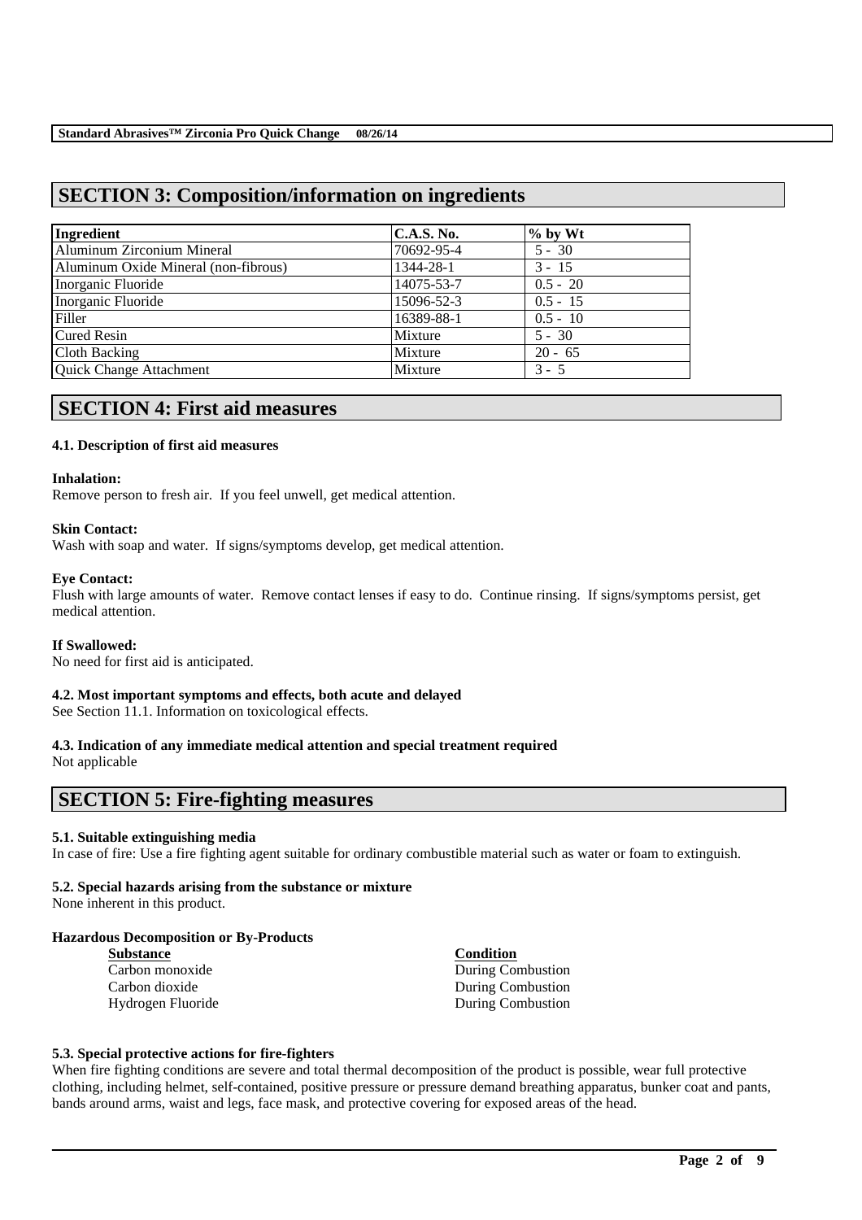## SECTION 3: Composition/information on ingredients

| Ingredient | C.A.S. No. | % by Wt |
| --- | --- | --- |
| Aluminum Zirconium Mineral | 70692-95-4 | 5 - 30 |
| Aluminum Oxide Mineral (non-fibrous) | 1344-28-1 | 3 - 15 |
| Inorganic Fluoride | 14075-53-7 | 0.5 - 20 |
| Inorganic Fluoride | 15096-52-3 | 0.5 - 15 |
| Filler | 16389-88-1 | 0.5 - 10 |
| Cured Resin | Mixture | 5 - 30 |
| Cloth Backing | Mixture | 20 - 65 |
| Quick Change Attachment | Mixture | 3 - 5 |

## SECTION 4: First aid measures

### 4.1. Description of first aid measures

**Inhalation:**
Remove person to fresh air. If you feel unwell, get medical attention.

**Skin Contact:**
Wash with soap and water. If signs/symptoms develop, get medical attention.

**Eye Contact:**
Flush with large amounts of water. Remove contact lenses if easy to do. Continue rinsing. If signs/symptoms persist, get medical attention.

**If Swallowed:**
No need for first aid is anticipated.

### 4.2. Most important symptoms and effects, both acute and delayed

See Section 11.1. Information on toxicological effects.

### 4.3. Indication of any immediate medical attention and special treatment required

Not applicable

## SECTION 5: Fire-fighting measures

### 5.1. Suitable extinguishing media

In case of fire: Use a fire fighting agent suitable for ordinary combustible material such as water or foam to extinguish.

### 5.2. Special hazards arising from the substance or mixture

None inherent in this product.

**Hazardous Decomposition or By-Products**

| Substance | Condition |
| --- | --- |
| Carbon monoxide | During Combustion |
| Carbon dioxide | During Combustion |
| Hydrogen Fluoride | During Combustion |

### 5.3. Special protective actions for fire-fighters

When fire fighting conditions are severe and total thermal decomposition of the product is possible, wear full protective clothing, including helmet, self-contained, positive pressure or pressure demand breathing apparatus, bunker coat and pants, bands around arms, waist and legs, face mask, and protective covering for exposed areas of the head.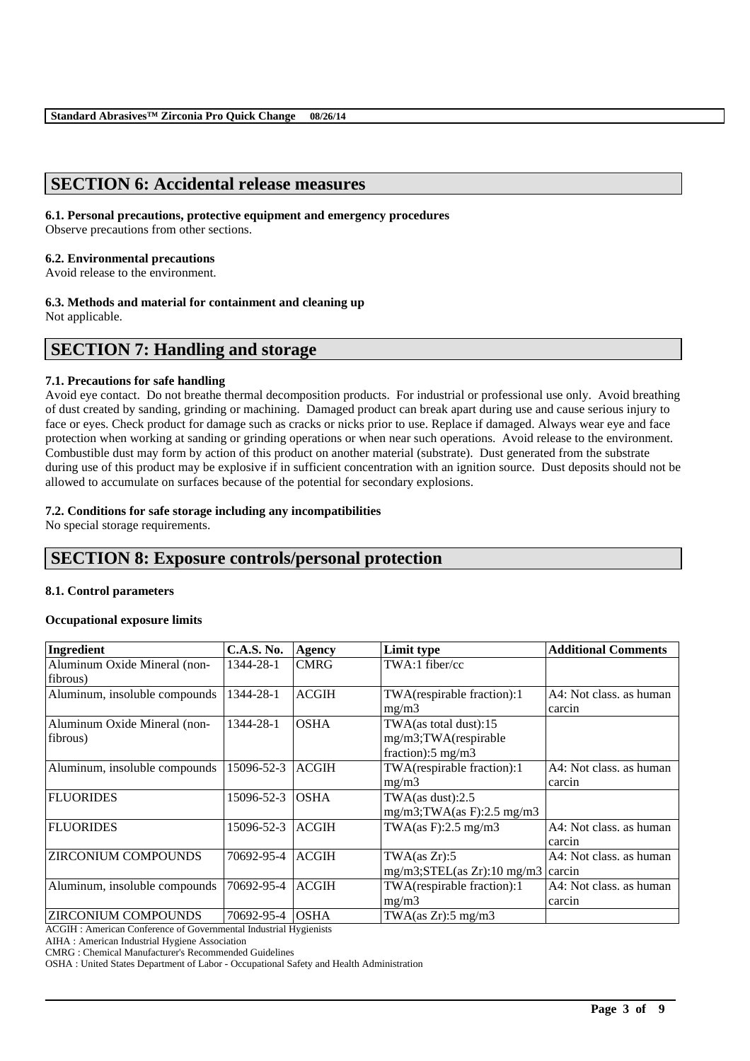## SECTION 6: Accidental release measures

### 6.1. Personal precautions, protective equipment and emergency procedures

Observe precautions from other sections.

### 6.2. Environmental precautions

Avoid release to the environment.

### 6.3. Methods and material for containment and cleaning up

Not applicable.

## SECTION 7: Handling and storage

### 7.1. Precautions for safe handling

Avoid eye contact. Do not breathe thermal decomposition products. For industrial or professional use only. Avoid breathing of dust created by sanding, grinding or machining. Damaged product can break apart during use and cause serious injury to face or eyes. Check product for damage such as cracks or nicks prior to use. Replace if damaged. Always wear eye and face protection when working at sanding or grinding operations or when near such operations. Avoid release to the environment. Combustible dust may form by action of this product on another material (substrate). Dust generated from the substrate during use of this product may be explosive if in sufficient concentration with an ignition source. Dust deposits should not be allowed to accumulate on surfaces because of the potential for secondary explosions.

### 7.2. Conditions for safe storage including any incompatibilities

No special storage requirements.

## SECTION 8: Exposure controls/personal protection

### 8.1. Control parameters

**Occupational exposure limits**

| Ingredient | C.A.S. No. | Agency | Limit type | Additional Comments |
|---|---|---|---|---|
| Aluminum Oxide Mineral (non-fibrous) | 1344-28-1 | CMRG | TWA:1 fiber/cc | |
| Aluminum, insoluble compounds | 1344-28-1 | ACGIH | TWA(respirable fraction):1 mg/m3 | A4: Not class. as human carcin |
| Aluminum Oxide Mineral (non-fibrous) | 1344-28-1 | OSHA | TWA(as total dust):15 mg/m3;TWA(respirable fraction):5 mg/m3 | |
| Aluminum, insoluble compounds | 15096-52-3 | ACGIH | TWA(respirable fraction):1 mg/m3 | A4: Not class. as human carcin |
| FLUORIDES | 15096-52-3 | OSHA | TWA(as dust):2.5 mg/m3;TWA(as F):2.5 mg/m3 | |
| FLUORIDES | 15096-52-3 | ACGIH | TWA(as F):2.5 mg/m3 | A4: Not class. as human carcin |
| ZIRCONIUM COMPOUNDS | 70692-95-4 | ACGIH | TWA(as Zr):5 mg/m3;STEL(as Zr):10 mg/m3 | A4: Not class. as human carcin |
| Aluminum, insoluble compounds | 70692-95-4 | ACGIH | TWA(respirable fraction):1 mg/m3 | A4: Not class. as human carcin |
| ZIRCONIUM COMPOUNDS | 70692-95-4 | OSHA | TWA(as Zr):5 mg/m3 | |

ACGIH : American Conference of Governmental Industrial Hygienists
AIHA : American Industrial Hygiene Association
CMRG : Chemical Manufacturer's Recommended Guidelines
OSHA : United States Department of Labor - Occupational Safety and Health Administration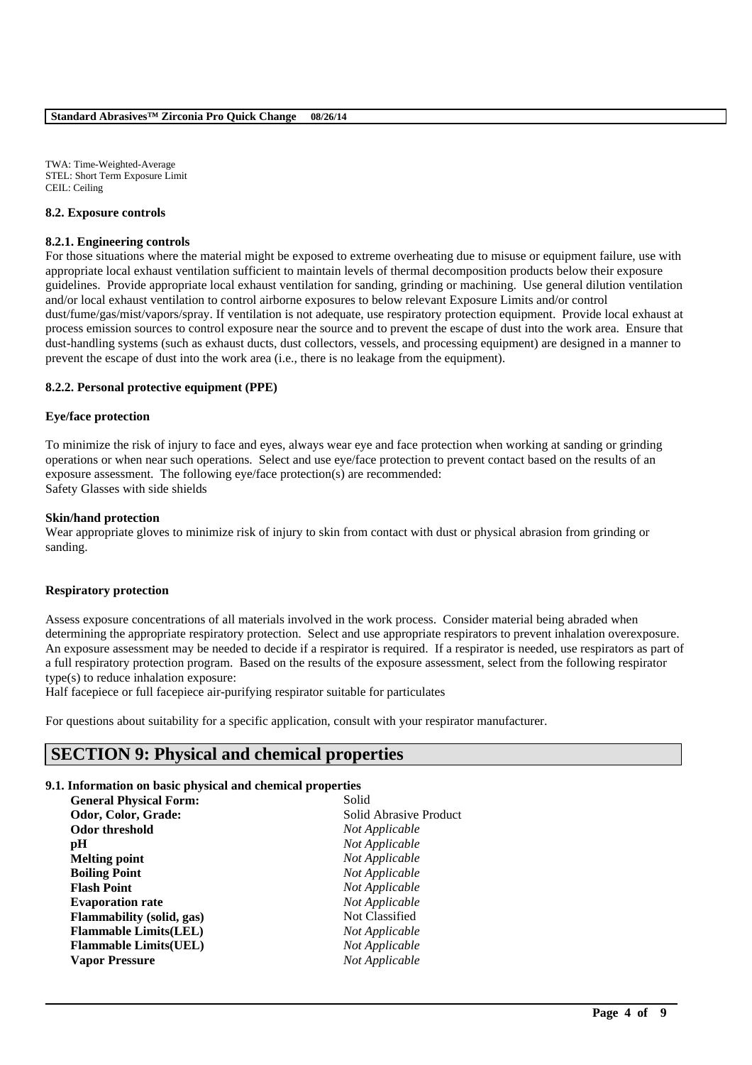TWA: Time-Weighted-Average
STEL: Short Term Exposure Limit
CEIL: Ceiling

### 8.2. Exposure controls

#### 8.2.1. Engineering controls

For those situations where the material might be exposed to extreme overheating due to misuse or equipment failure, use with appropriate local exhaust ventilation sufficient to maintain levels of thermal decomposition products below their exposure guidelines. Provide appropriate local exhaust ventilation for sanding, grinding or machining. Use general dilution ventilation and/or local exhaust ventilation to control airborne exposures to below relevant Exposure Limits and/or control dust/fume/gas/mist/vapors/spray. If ventilation is not adequate, use respiratory protection equipment. Provide local exhaust at process emission sources to control exposure near the source and to prevent the escape of dust into the work area. Ensure that dust-handling systems (such as exhaust ducts, dust collectors, vessels, and processing equipment) are designed in a manner to prevent the escape of dust into the work area (i.e., there is no leakage from the equipment).

#### 8.2.2. Personal protective equipment (PPE)

**Eye/face protection**

To minimize the risk of injury to face and eyes, always wear eye and face protection when working at sanding or grinding operations or when near such operations. Select and use eye/face protection to prevent contact based on the results of an exposure assessment. The following eye/face protection(s) are recommended:
Safety Glasses with side shields

**Skin/hand protection**

Wear appropriate gloves to minimize risk of injury to skin from contact with dust or physical abrasion from grinding or sanding.

**Respiratory protection**

Assess exposure concentrations of all materials involved in the work process. Consider material being abraded when determining the appropriate respiratory protection. Select and use appropriate respirators to prevent inhalation overexposure. An exposure assessment may be needed to decide if a respirator is required. If a respirator is needed, use respirators as part of a full respiratory protection program. Based on the results of the exposure assessment, select from the following respirator type(s) to reduce inhalation exposure:
Half facepiece or full facepiece air-purifying respirator suitable for particulates

For questions about suitability for a specific application, consult with your respirator manufacturer.

## SECTION 9: Physical and chemical properties

### 9.1. Information on basic physical and chemical properties

| | |
|---|---|
| **General Physical Form:** | Solid |
| **Odor, Color, Grade:** | Solid Abrasive Product |
| **Odor threshold** | *Not Applicable* |
| **pH** | *Not Applicable* |
| **Melting point** | *Not Applicable* |
| **Boiling Point** | *Not Applicable* |
| **Flash Point** | *Not Applicable* |
| **Evaporation rate** | *Not Applicable* |
| **Flammability (solid, gas)** | Not Classified |
| **Flammable Limits(LEL)** | *Not Applicable* |
| **Flammable Limits(UEL)** | *Not Applicable* |
| **Vapor Pressure** | *Not Applicable* |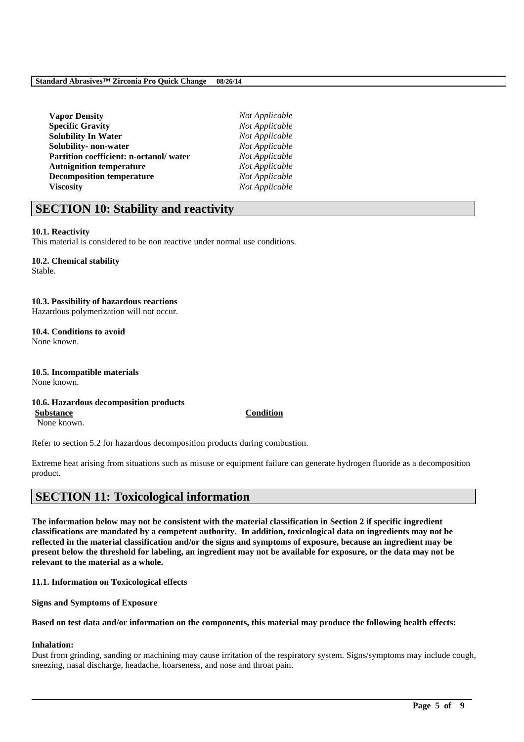| | |
|---|---|
| **Vapor Density** | *Not Applicable* |
| **Specific Gravity** | *Not Applicable* |
| **Solubility In Water** | *Not Applicable* |
| **Solubility- non-water** | *Not Applicable* |
| **Partition coefficient: n-octanol/ water** | *Not Applicable* |
| **Autoignition temperature** | *Not Applicable* |
| **Decomposition temperature** | *Not Applicable* |
| **Viscosity** | *Not Applicable* |

## SECTION 10: Stability and reactivity

**10.1. Reactivity**
This material is considered to be non reactive under normal use conditions.

**10.2. Chemical stability**
Stable.

**10.3. Possibility of hazardous reactions**
Hazardous polymerization will not occur.

**10.4. Conditions to avoid**
None known.

**10.5. Incompatible materials**
None known.

**10.6. Hazardous decomposition products**

| Substance | Condition |
|---|---|
| None known. | |

Refer to section 5.2 for hazardous decomposition products during combustion.

Extreme heat arising from situations such as misuse or equipment failure can generate hydrogen fluoride as a decomposition product.

## SECTION 11: Toxicological information

**The information below may not be consistent with the material classification in Section 2 if specific ingredient classifications are mandated by a competent authority. In addition, toxicological data on ingredients may not be reflected in the material classification and/or the signs and symptoms of exposure, because an ingredient may be present below the threshold for labeling, an ingredient may not be available for exposure, or the data may not be relevant to the material as a whole.**

**11.1. Information on Toxicological effects**

**Signs and Symptoms of Exposure**

**Based on test data and/or information on the components, this material may produce the following health effects:**

**Inhalation:**
Dust from grinding, sanding or machining may cause irritation of the respiratory system. Signs/symptoms may include cough, sneezing, nasal discharge, headache, hoarseness, and nose and throat pain.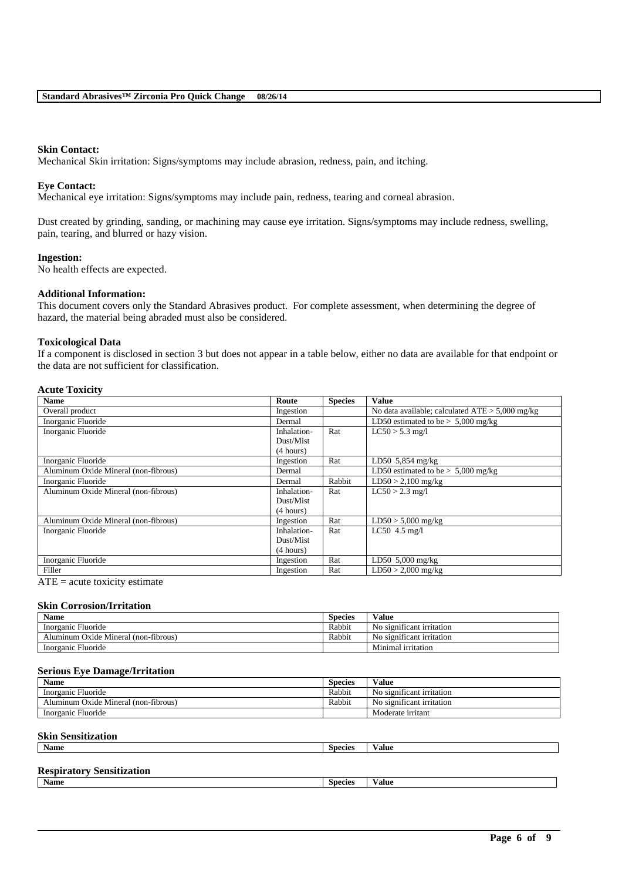**Skin Contact:**
Mechanical Skin irritation: Signs/symptoms may include abrasion, redness, pain, and itching.

**Eye Contact:**
Mechanical eye irritation: Signs/symptoms may include pain, redness, tearing and corneal abrasion.

Dust created by grinding, sanding, or machining may cause eye irritation. Signs/symptoms may include redness, swelling, pain, tearing, and blurred or hazy vision.

**Ingestion:**
No health effects are expected.

**Additional Information:**
This document covers only the Standard Abrasives product. For complete assessment, when determining the degree of hazard, the material being abraded must also be considered.

**Toxicological Data**
If a component is disclosed in section 3 but does not appear in a table below, either no data are available for that endpoint or the data are not sufficient for classification.

**Acute Toxicity**

| Name | Route | Species | Value |
|---|---|---|---|
| Overall product | Ingestion | | No data available; calculated ATE > 5,000 mg/kg |
| Inorganic Fluoride | Dermal | | LD50 estimated to be > 5,000 mg/kg |
| Inorganic Fluoride | Inhalation-Dust/Mist (4 hours) | Rat | LC50 > 5.3 mg/l |
| Inorganic Fluoride | Ingestion | Rat | LD50 5,854 mg/kg |
| Aluminum Oxide Mineral (non-fibrous) | Dermal | | LD50 estimated to be > 5,000 mg/kg |
| Inorganic Fluoride | Dermal | Rabbit | LD50 > 2,100 mg/kg |
| Aluminum Oxide Mineral (non-fibrous) | Inhalation-Dust/Mist (4 hours) | Rat | LC50 > 2.3 mg/l |
| Aluminum Oxide Mineral (non-fibrous) | Ingestion | Rat | LD50 > 5,000 mg/kg |
| Inorganic Fluoride | Inhalation-Dust/Mist (4 hours) | Rat | LC50 4.5 mg/l |
| Inorganic Fluoride | Ingestion | Rat | LD50 5,000 mg/kg |
| Filler | Ingestion | Rat | LD50 > 2,000 mg/kg |

ATE = acute toxicity estimate

**Skin Corrosion/Irritation**

| Name | Species | Value |
|---|---|---|
| Inorganic Fluoride | Rabbit | No significant irritation |
| Aluminum Oxide Mineral (non-fibrous) | Rabbit | No significant irritation |
| Inorganic Fluoride | | Minimal irritation |

**Serious Eye Damage/Irritation**

| Name | Species | Value |
|---|---|---|
| Inorganic Fluoride | Rabbit | No significant irritation |
| Aluminum Oxide Mineral (non-fibrous) | Rabbit | No significant irritation |
| Inorganic Fluoride | | Moderate irritant |

**Skin Sensitization**

| Name | Species | Value |
|---|---|---|

**Respiratory Sensitization**

| Name | Species | Value |
|---|---|---|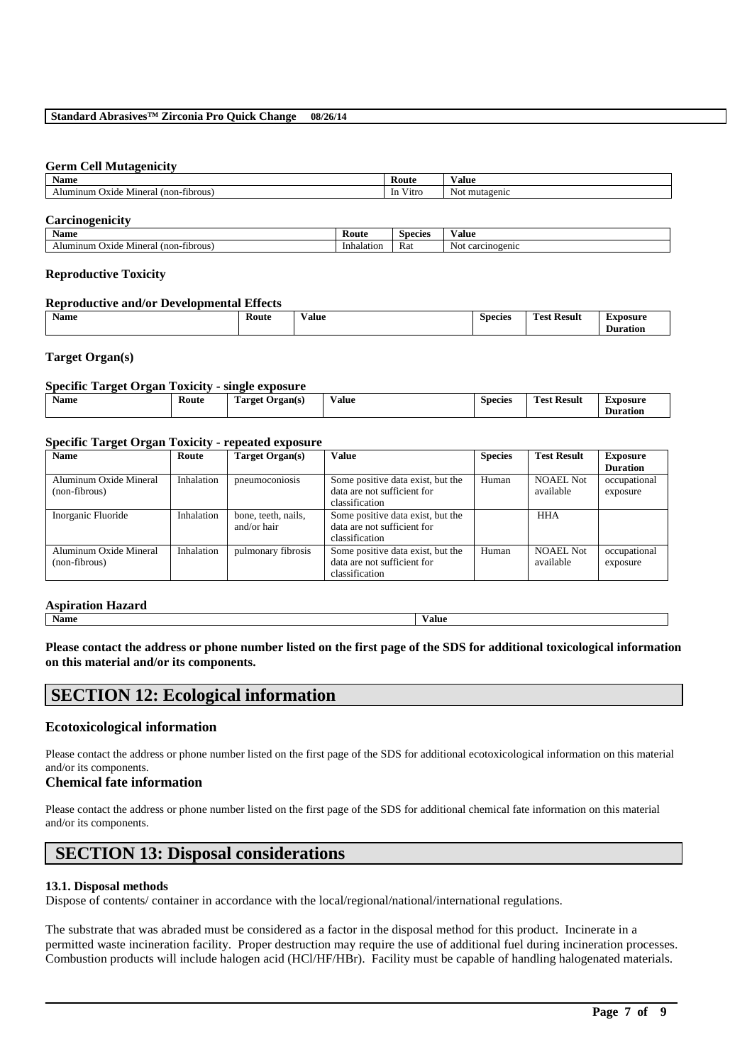### Germ Cell Mutagenicity

| Name | Route | Value |
| --- | --- | --- |
| Aluminum Oxide Mineral (non-fibrous) | In Vitro | Not mutagenic |

### Carcinogenicity

| Name | Route | Species | Value |
| --- | --- | --- | --- |
| Aluminum Oxide Mineral (non-fibrous) | Inhalation | Rat | Not carcinogenic |

### Reproductive Toxicity

### Reproductive and/or Developmental Effects

| Name | Route | Value | Species | Test Result | Exposure Duration |
| --- | --- | --- | --- | --- | --- |

### Target Organ(s)

### Specific Target Organ Toxicity - single exposure

| Name | Route | Target Organ(s) | Value | Species | Test Result | Exposure Duration |
| --- | --- | --- | --- | --- | --- | --- |

### Specific Target Organ Toxicity - repeated exposure

| Name | Route | Target Organ(s) | Value | Species | Test Result | Exposure Duration |
| --- | --- | --- | --- | --- | --- | --- |
| Aluminum Oxide Mineral (non-fibrous) | Inhalation | pneumoconiosis | Some positive data exist, but the data are not sufficient for classification | Human | NOAEL Not available | occupational exposure |
| Inorganic Fluoride | Inhalation | bone, teeth, nails, and/or hair | Some positive data exist, but the data are not sufficient for classification | | HHA | |
| Aluminum Oxide Mineral (non-fibrous) | Inhalation | pulmonary fibrosis | Some positive data exist, but the data are not sufficient for classification | Human | NOAEL Not available | occupational exposure |

### Aspiration Hazard

| Name | Value |
| --- | --- |

**Please contact the address or phone number listed on the first page of the SDS for additional toxicological information on this material and/or its components.**

## SECTION 12: Ecological information

### Ecotoxicological information

Please contact the address or phone number listed on the first page of the SDS for additional ecotoxicological information on this material and/or its components.

### Chemical fate information

Please contact the address or phone number listed on the first page of the SDS for additional chemical fate information on this material and/or its components.

## SECTION 13: Disposal considerations

**13.1. Disposal methods**

Dispose of contents/ container in accordance with the local/regional/national/international regulations.

The substrate that was abraded must be considered as a factor in the disposal method for this product. Incinerate in a permitted waste incineration facility. Proper destruction may require the use of additional fuel during incineration processes. Combustion products will include halogen acid (HCl/HF/HBr). Facility must be capable of handling halogenated materials.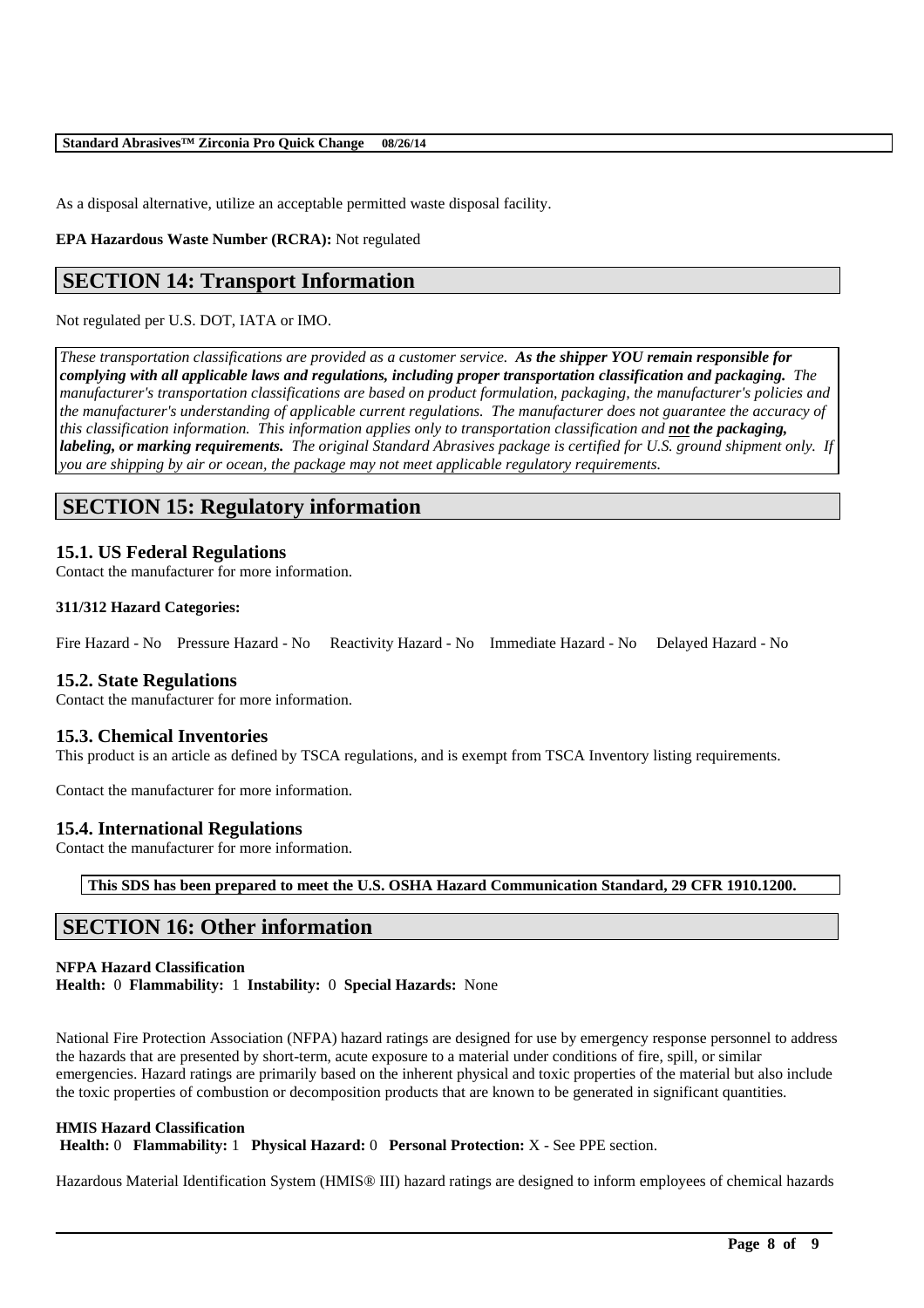As a disposal alternative, utilize an acceptable permitted waste disposal facility.

**EPA Hazardous Waste Number (RCRA):** Not regulated

## SECTION 14: Transport Information

Not regulated per U.S. DOT, IATA or IMO.

*These transportation classifications are provided as a customer service.* ***As the shipper YOU remain responsible for complying with all applicable laws and regulations, including proper transportation classification and packaging.*** *The manufacturer's transportation classifications are based on product formulation, packaging, the manufacturer's policies and the manufacturer's understanding of applicable current regulations. The manufacturer does not guarantee the accuracy of this classification information. This information applies only to transportation classification and* ***not the packaging, labeling, or marking requirements.*** *The original Standard Abrasives package is certified for U.S. ground shipment only. If you are shipping by air or ocean, the package may not meet applicable regulatory requirements.*

## SECTION 15: Regulatory information

### 15.1. US Federal Regulations

Contact the manufacturer for more information.

**311/312 Hazard Categories:**

Fire Hazard - No  Pressure Hazard - No  Reactivity Hazard - No  Immediate Hazard - No  Delayed Hazard - No

### 15.2. State Regulations

Contact the manufacturer for more information.

### 15.3. Chemical Inventories

This product is an article as defined by TSCA regulations, and is exempt from TSCA Inventory listing requirements.

Contact the manufacturer for more information.

### 15.4. International Regulations

Contact the manufacturer for more information.

**This SDS has been prepared to meet the U.S. OSHA Hazard Communication Standard, 29 CFR 1910.1200.**

## SECTION 16: Other information

**NFPA Hazard Classification**
**Health:** 0 **Flammability:** 1 **Instability:** 0 **Special Hazards:** None

National Fire Protection Association (NFPA) hazard ratings are designed for use by emergency response personnel to address the hazards that are presented by short-term, acute exposure to a material under conditions of fire, spill, or similar emergencies. Hazard ratings are primarily based on the inherent physical and toxic properties of the material but also include the toxic properties of combustion or decomposition products that are known to be generated in significant quantities.

**HMIS Hazard Classification**
**Health:** 0 **Flammability:** 1 **Physical Hazard:** 0 **Personal Protection:** X - See PPE section.

Hazardous Material Identification System (HMIS® III) hazard ratings are designed to inform employees of chemical hazards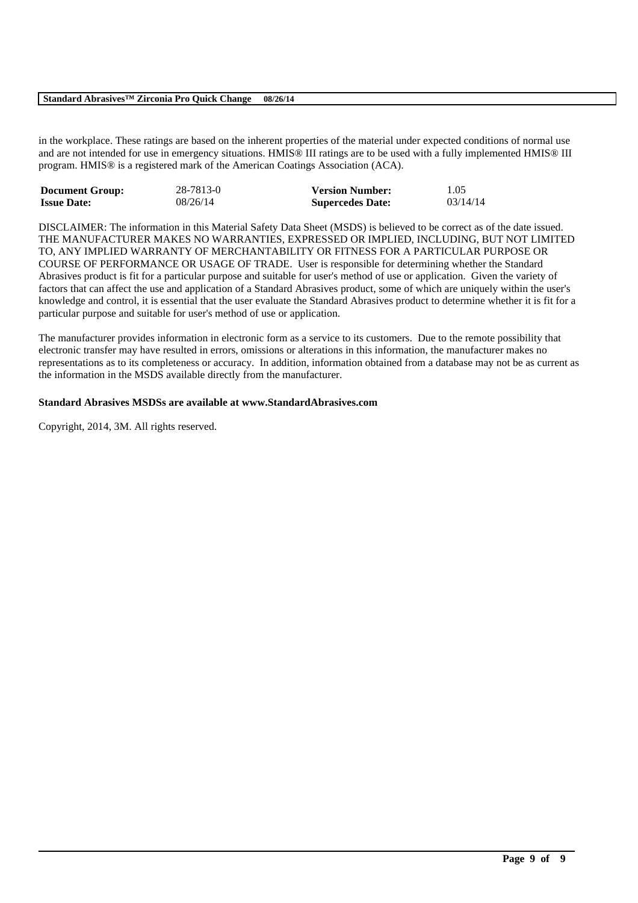in the workplace. These ratings are based on the inherent properties of the material under expected conditions of normal use and are not intended for use in emergency situations. HMIS® III ratings are to be used with a fully implemented HMIS® III program. HMIS® is a registered mark of the American Coatings Association (ACA).

| **Document Group:** | 28-7813-0 | **Version Number:** | 1.05 |
| --- | --- | --- | --- |
| **Issue Date:** | 08/26/14 | **Supercedes Date:** | 03/14/14 |

DISCLAIMER: The information in this Material Safety Data Sheet (MSDS) is believed to be correct as of the date issued. THE MANUFACTURER MAKES NO WARRANTIES, EXPRESSED OR IMPLIED, INCLUDING, BUT NOT LIMITED TO, ANY IMPLIED WARRANTY OF MERCHANTABILITY OR FITNESS FOR A PARTICULAR PURPOSE OR COURSE OF PERFORMANCE OR USAGE OF TRADE. User is responsible for determining whether the Standard Abrasives product is fit for a particular purpose and suitable for user's method of use or application. Given the variety of factors that can affect the use and application of a Standard Abrasives product, some of which are uniquely within the user's knowledge and control, it is essential that the user evaluate the Standard Abrasives product to determine whether it is fit for a particular purpose and suitable for user's method of use or application.

The manufacturer provides information in electronic form as a service to its customers. Due to the remote possibility that electronic transfer may have resulted in errors, omissions or alterations in this information, the manufacturer makes no representations as to its completeness or accuracy. In addition, information obtained from a database may not be as current as the information in the MSDS available directly from the manufacturer.

**Standard Abrasives MSDSs are available at www.StandardAbrasives.com**

Copyright, 2014, 3M. All rights reserved.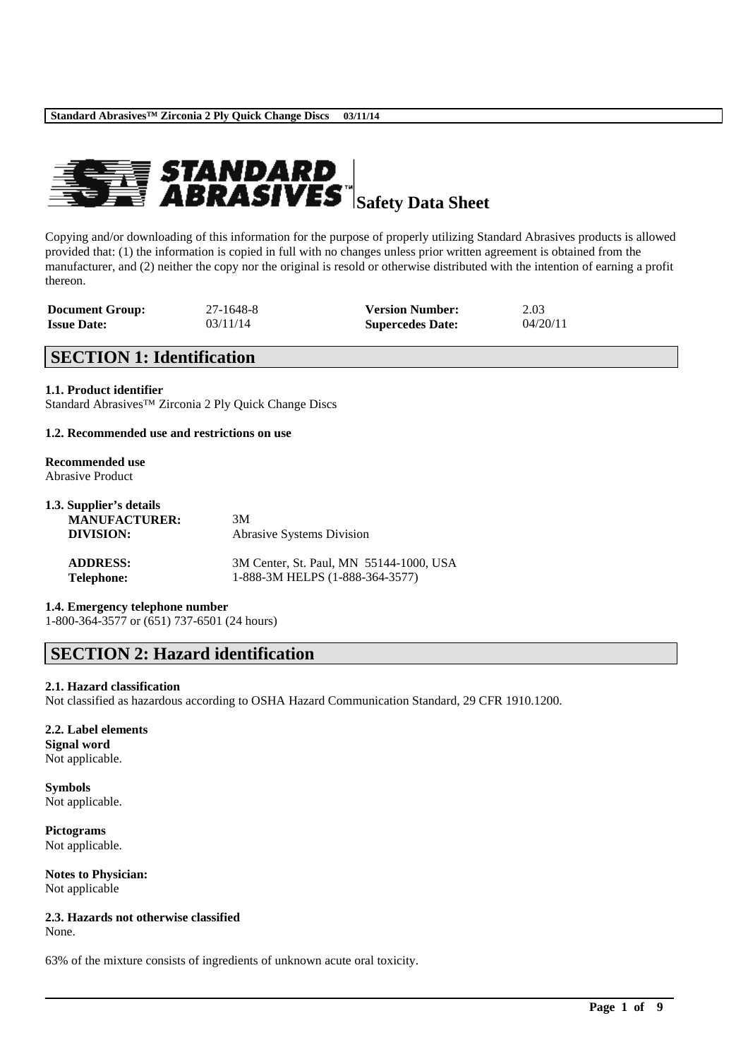# Safety Data Sheet

Copying and/or downloading of this information for the purpose of properly utilizing Standard Abrasives products is allowed provided that: (1) the information is copied in full with no changes unless prior written agreement is obtained from the manufacturer, and (2) neither the copy nor the original is resold or otherwise distributed with the intention of earning a profit thereon.

| | | | |
|---|---|---|---|
| **Document Group:** | 27-1648-8 | **Version Number:** | 2.03 |
| **Issue Date:** | 03/11/14 | **Supercedes Date:** | 04/20/11 |

## SECTION 1: Identification

**1.1. Product identifier**
Standard Abrasives™ Zirconia 2 Ply Quick Change Discs

**1.2. Recommended use and restrictions on use**

**Recommended use**
Abrasive Product

**1.3. Supplier's details**

| | |
|---|---|
| **MANUFACTURER:** | 3M |
| **DIVISION:** | Abrasive Systems Division |
| **ADDRESS:** | 3M Center, St. Paul, MN 55144-1000, USA |
| **Telephone:** | 1-888-3M HELPS (1-888-364-3577) |

**1.4. Emergency telephone number**
1-800-364-3577 or (651) 737-6501 (24 hours)

## SECTION 2: Hazard identification

**2.1. Hazard classification**
Not classified as hazardous according to OSHA Hazard Communication Standard, 29 CFR 1910.1200.

**2.2. Label elements**
**Signal word**
Not applicable.

**Symbols**
Not applicable.

**Pictograms**
Not applicable.

**Notes to Physician:**
Not applicable

**2.3. Hazards not otherwise classified**
None.

63% of the mixture consists of ingredients of unknown acute oral toxicity.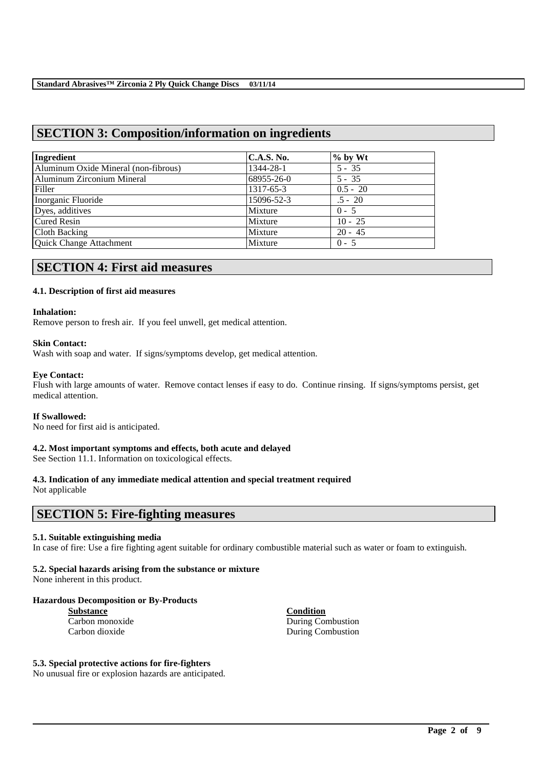## SECTION 3: Composition/information on ingredients

| Ingredient | C.A.S. No. | % by Wt |
|---|---|---|
| Aluminum Oxide Mineral (non-fibrous) | 1344-28-1 | 5 - 35 |
| Aluminum Zirconium Mineral | 68955-26-0 | 5 - 35 |
| Filler | 1317-65-3 | 0.5 - 20 |
| Inorganic Fluoride | 15096-52-3 | .5 - 20 |
| Dyes, additives | Mixture | 0 - 5 |
| Cured Resin | Mixture | 10 - 25 |
| Cloth Backing | Mixture | 20 - 45 |
| Quick Change Attachment | Mixture | 0 - 5 |

## SECTION 4: First aid measures

### 4.1. Description of first aid measures

**Inhalation:**
Remove person to fresh air. If you feel unwell, get medical attention.

**Skin Contact:**
Wash with soap and water. If signs/symptoms develop, get medical attention.

**Eye Contact:**
Flush with large amounts of water. Remove contact lenses if easy to do. Continue rinsing. If signs/symptoms persist, get medical attention.

**If Swallowed:**
No need for first aid is anticipated.

### 4.2. Most important symptoms and effects, both acute and delayed
See Section 11.1. Information on toxicological effects.

### 4.3. Indication of any immediate medical attention and special treatment required
Not applicable

## SECTION 5: Fire-fighting measures

### 5.1. Suitable extinguishing media
In case of fire: Use a fire fighting agent suitable for ordinary combustible material such as water or foam to extinguish.

### 5.2. Special hazards arising from the substance or mixture
None inherent in this product.

**Hazardous Decomposition or By-Products**

| Substance | Condition |
|---|---|
| Carbon monoxide | During Combustion |
| Carbon dioxide | During Combustion |

### 5.3. Special protective actions for fire-fighters
No unusual fire or explosion hazards are anticipated.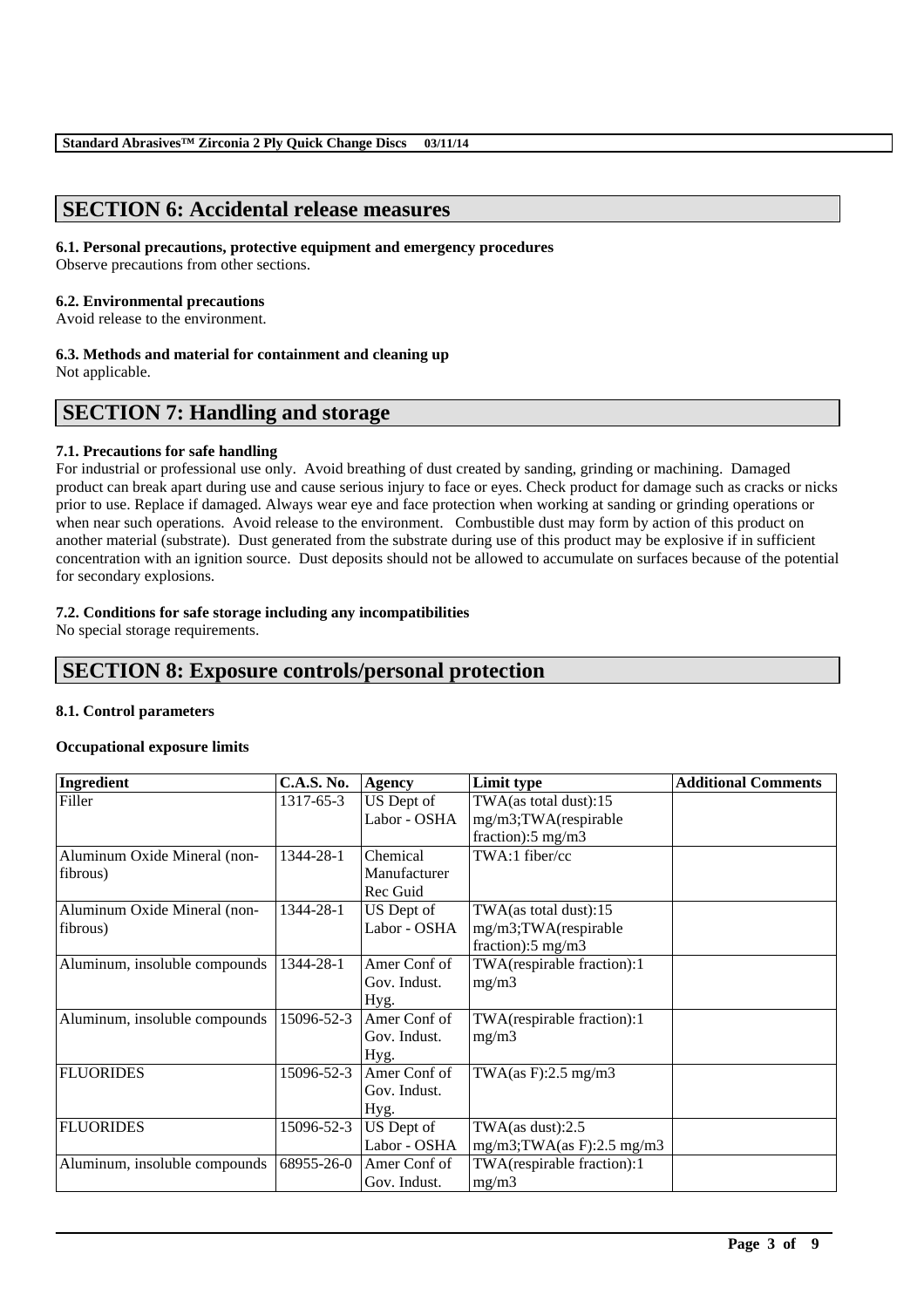## SECTION 6: Accidental release measures

**6.1. Personal precautions, protective equipment and emergency procedures**
Observe precautions from other sections.

**6.2. Environmental precautions**
Avoid release to the environment.

**6.3. Methods and material for containment and cleaning up**
Not applicable.

## SECTION 7: Handling and storage

**7.1. Precautions for safe handling**
For industrial or professional use only. Avoid breathing of dust created by sanding, grinding or machining. Damaged product can break apart during use and cause serious injury to face or eyes. Check product for damage such as cracks or nicks prior to use. Replace if damaged. Always wear eye and face protection when working at sanding or grinding operations or when near such operations. Avoid release to the environment. Combustible dust may form by action of this product on another material (substrate). Dust generated from the substrate during use of this product may be explosive if in sufficient concentration with an ignition source. Dust deposits should not be allowed to accumulate on surfaces because of the potential for secondary explosions.

**7.2. Conditions for safe storage including any incompatibilities**
No special storage requirements.

## SECTION 8: Exposure controls/personal protection

**8.1. Control parameters**

**Occupational exposure limits**

| Ingredient | C.A.S. No. | Agency | Limit type | Additional Comments |
|---|---|---|---|---|
| Filler | 1317-65-3 | US Dept of Labor - OSHA | TWA(as total dust):15 mg/m3;TWA(respirable fraction):5 mg/m3 | |
| Aluminum Oxide Mineral (non-fibrous) | 1344-28-1 | Chemical Manufacturer Rec Guid | TWA:1 fiber/cc | |
| Aluminum Oxide Mineral (non-fibrous) | 1344-28-1 | US Dept of Labor - OSHA | TWA(as total dust):15 mg/m3;TWA(respirable fraction):5 mg/m3 | |
| Aluminum, insoluble compounds | 1344-28-1 | Amer Conf of Gov. Indust. Hyg. | TWA(respirable fraction):1 mg/m3 | |
| Aluminum, insoluble compounds | 15096-52-3 | Amer Conf of Gov. Indust. Hyg. | TWA(respirable fraction):1 mg/m3 | |
| FLUORIDES | 15096-52-3 | Amer Conf of Gov. Indust. Hyg. | TWA(as F):2.5 mg/m3 | |
| FLUORIDES | 15096-52-3 | US Dept of Labor - OSHA | TWA(as dust):2.5 mg/m3;TWA(as F):2.5 mg/m3 | |
| Aluminum, insoluble compounds | 68955-26-0 | Amer Conf of Gov. Indust. | TWA(respirable fraction):1 mg/m3 | |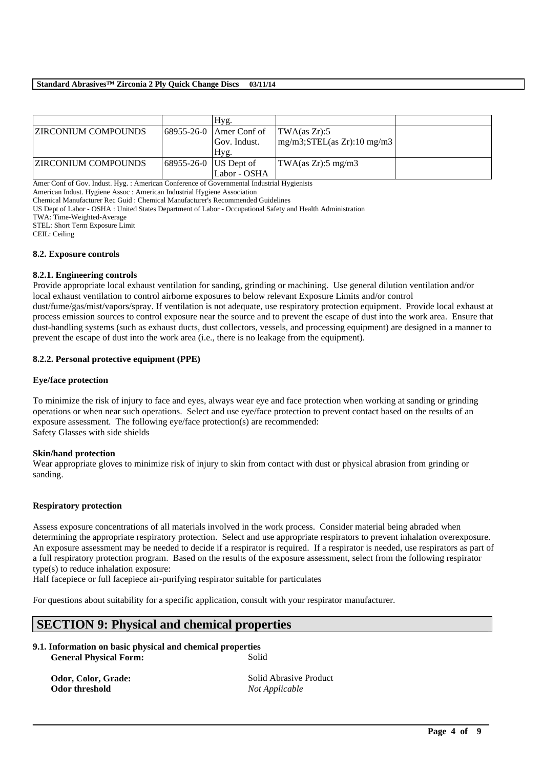| | | Hyg. | | |
|---|---|---|---|---|
| ZIRCONIUM COMPOUNDS | 68955-26-0 | Amer Conf of Gov. Indust. Hyg. | TWA(as Zr):5 mg/m3;STEL(as Zr):10 mg/m3 | |
| ZIRCONIUM COMPOUNDS | 68955-26-0 | US Dept of Labor - OSHA | TWA(as Zr):5 mg/m3 | |

Amer Conf of Gov. Indust. Hyg. : American Conference of Governmental Industrial Hygienists
American Indust. Hygiene Assoc : American Industrial Hygiene Association
Chemical Manufacturer Rec Guid : Chemical Manufacturer's Recommended Guidelines
US Dept of Labor - OSHA : United States Department of Labor - Occupational Safety and Health Administration
TWA: Time-Weighted-Average
STEL: Short Term Exposure Limit
CEIL: Ceiling

### 8.2. Exposure controls

#### 8.2.1. Engineering controls

Provide appropriate local exhaust ventilation for sanding, grinding or machining. Use general dilution ventilation and/or local exhaust ventilation to control airborne exposures to below relevant Exposure Limits and/or control dust/fume/gas/mist/vapors/spray. If ventilation is not adequate, use respiratory protection equipment. Provide local exhaust at process emission sources to control exposure near the source and to prevent the escape of dust into the work area. Ensure that dust-handling systems (such as exhaust ducts, dust collectors, vessels, and processing equipment) are designed in a manner to prevent the escape of dust into the work area (i.e., there is no leakage from the equipment).

#### 8.2.2. Personal protective equipment (PPE)

**Eye/face protection**

To minimize the risk of injury to face and eyes, always wear eye and face protection when working at sanding or grinding operations or when near such operations. Select and use eye/face protection to prevent contact based on the results of an exposure assessment. The following eye/face protection(s) are recommended:
Safety Glasses with side shields

**Skin/hand protection**

Wear appropriate gloves to minimize risk of injury to skin from contact with dust or physical abrasion from grinding or sanding.

**Respiratory protection**

Assess exposure concentrations of all materials involved in the work process. Consider material being abraded when determining the appropriate respiratory protection. Select and use appropriate respirators to prevent inhalation overexposure. An exposure assessment may be needed to decide if a respirator is required. If a respirator is needed, use respirators as part of a full respiratory protection program. Based on the results of the exposure assessment, select from the following respirator type(s) to reduce inhalation exposure:
Half facepiece or full facepiece air-purifying respirator suitable for particulates

For questions about suitability for a specific application, consult with your respirator manufacturer.

## SECTION 9: Physical and chemical properties

### 9.1. Information on basic physical and chemical properties

**General Physical Form:** Solid

**Odor, Color, Grade:** Solid Abrasive Product
**Odor threshold** *Not Applicable*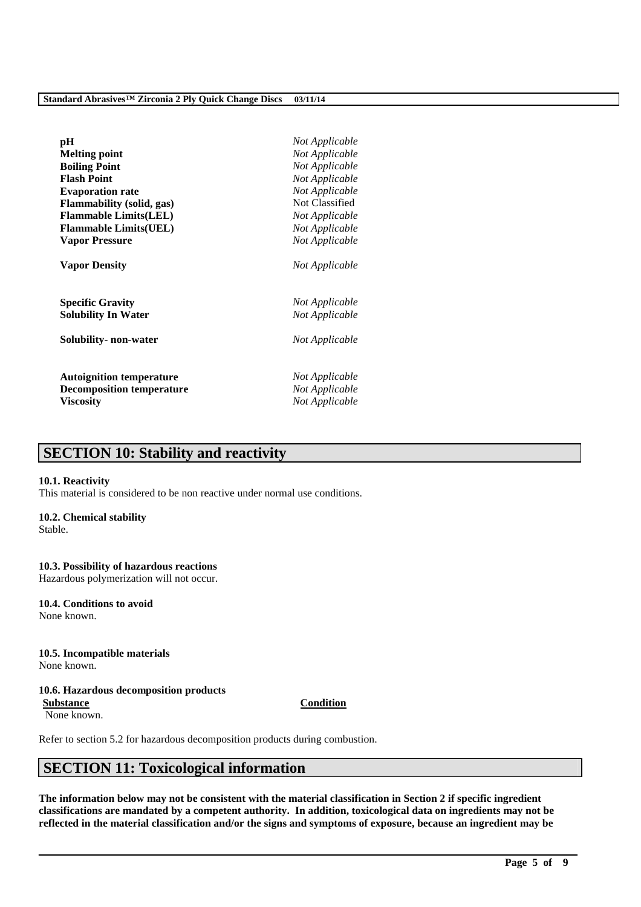| | |
|---|---|
| **pH** | *Not Applicable* |
| **Melting point** | *Not Applicable* |
| **Boiling Point** | *Not Applicable* |
| **Flash Point** | *Not Applicable* |
| **Evaporation rate** | *Not Applicable* |
| **Flammability (solid, gas)** | Not Classified |
| **Flammable Limits(LEL)** | *Not Applicable* |
| **Flammable Limits(UEL)** | *Not Applicable* |
| **Vapor Pressure** | *Not Applicable* |
| **Vapor Density** | *Not Applicable* |
| **Specific Gravity** | *Not Applicable* |
| **Solubility In Water** | *Not Applicable* |
| **Solubility- non-water** | *Not Applicable* |
| **Autoignition temperature** | *Not Applicable* |
| **Decomposition temperature** | *Not Applicable* |
| **Viscosity** | *Not Applicable* |

## SECTION 10: Stability and reactivity

**10.1. Reactivity**
This material is considered to be non reactive under normal use conditions.

**10.2. Chemical stability**
Stable.

**10.3. Possibility of hazardous reactions**
Hazardous polymerization will not occur.

**10.4. Conditions to avoid**
None known.

**10.5. Incompatible materials**
None known.

**10.6. Hazardous decomposition products**

| Substance | Condition |
|---|---|
| None known. | |

Refer to section 5.2 for hazardous decomposition products during combustion.

## SECTION 11: Toxicological information

**The information below may not be consistent with the material classification in Section 2 if specific ingredient classifications are mandated by a competent authority. In addition, toxicological data on ingredients may not be reflected in the material classification and/or the signs and symptoms of exposure, because an ingredient may be**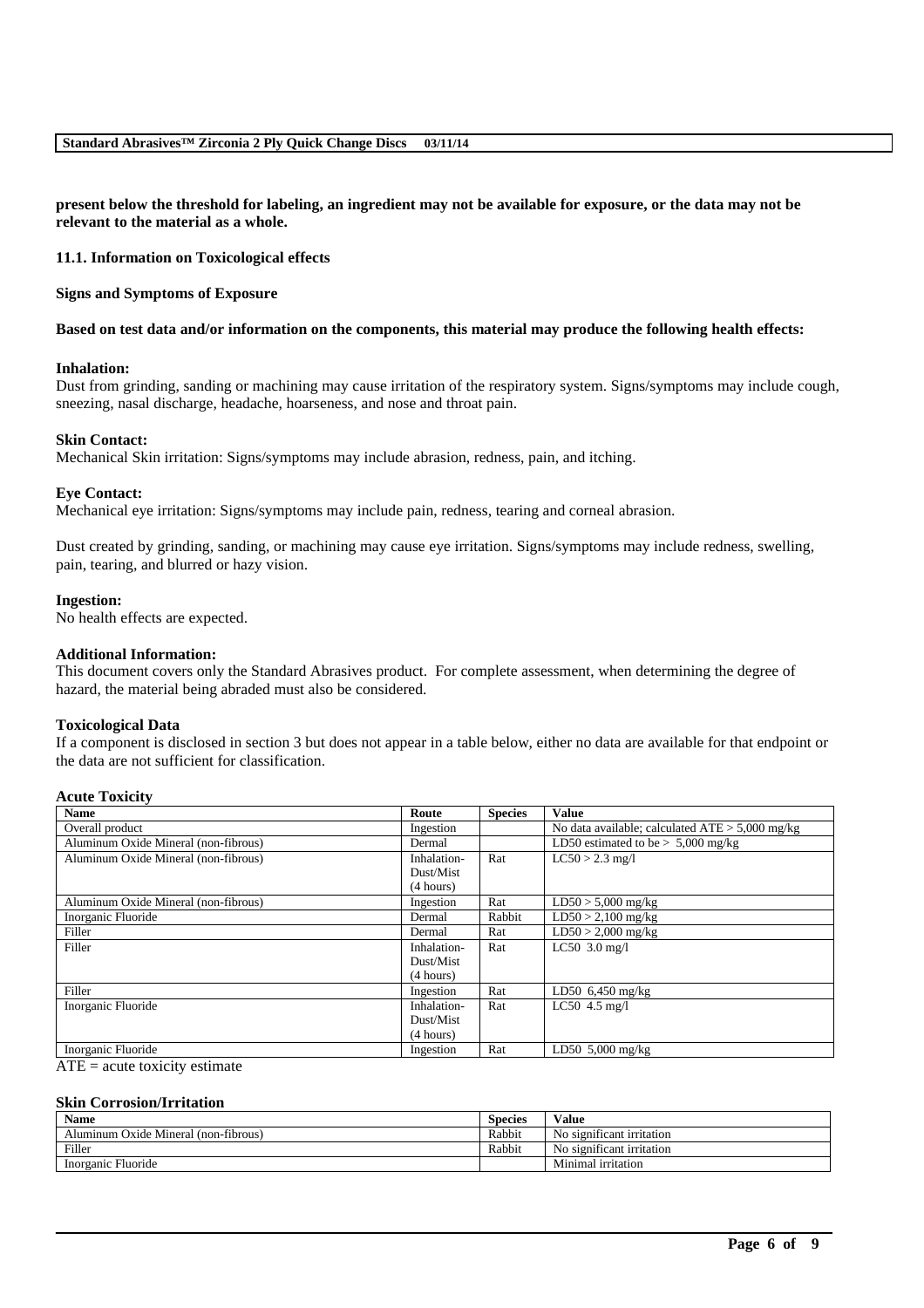**present below the threshold for labeling, an ingredient may not be available for exposure, or the data may not be relevant to the material as a whole.**

### 11.1. Information on Toxicological effects

**Signs and Symptoms of Exposure**

**Based on test data and/or information on the components, this material may produce the following health effects:**

**Inhalation:**
Dust from grinding, sanding or machining may cause irritation of the respiratory system. Signs/symptoms may include cough, sneezing, nasal discharge, headache, hoarseness, and nose and throat pain.

**Skin Contact:**
Mechanical Skin irritation: Signs/symptoms may include abrasion, redness, pain, and itching.

**Eye Contact:**
Mechanical eye irritation: Signs/symptoms may include pain, redness, tearing and corneal abrasion.

Dust created by grinding, sanding, or machining may cause eye irritation. Signs/symptoms may include redness, swelling, pain, tearing, and blurred or hazy vision.

**Ingestion:**
No health effects are expected.

**Additional Information:**
This document covers only the Standard Abrasives product. For complete assessment, when determining the degree of hazard, the material being abraded must also be considered.

**Toxicological Data**
If a component is disclosed in section 3 but does not appear in a table below, either no data are available for that endpoint or the data are not sufficient for classification.

**Acute Toxicity**

| Name | Route | Species | Value |
|---|---|---|---|
| Overall product | Ingestion | | No data available; calculated ATE > 5,000 mg/kg |
| Aluminum Oxide Mineral (non-fibrous) | Dermal | | LD50 estimated to be > 5,000 mg/kg |
| Aluminum Oxide Mineral (non-fibrous) | Inhalation-Dust/Mist (4 hours) | Rat | LC50 > 2.3 mg/l |
| Aluminum Oxide Mineral (non-fibrous) | Ingestion | Rat | LD50 > 5,000 mg/kg |
| Inorganic Fluoride | Dermal | Rabbit | LD50 > 2,100 mg/kg |
| Filler | Dermal | Rat | LD50 > 2,000 mg/kg |
| Filler | Inhalation-Dust/Mist (4 hours) | Rat | LC50 3.0 mg/l |
| Filler | Ingestion | Rat | LD50 6,450 mg/kg |
| Inorganic Fluoride | Inhalation-Dust/Mist (4 hours) | Rat | LC50 4.5 mg/l |
| Inorganic Fluoride | Ingestion | Rat | LD50 5,000 mg/kg |

ATE = acute toxicity estimate

**Skin Corrosion/Irritation**

| Name | Species | Value |
|---|---|---|
| Aluminum Oxide Mineral (non-fibrous) | Rabbit | No significant irritation |
| Filler | Rabbit | No significant irritation |
| Inorganic Fluoride | | Minimal irritation |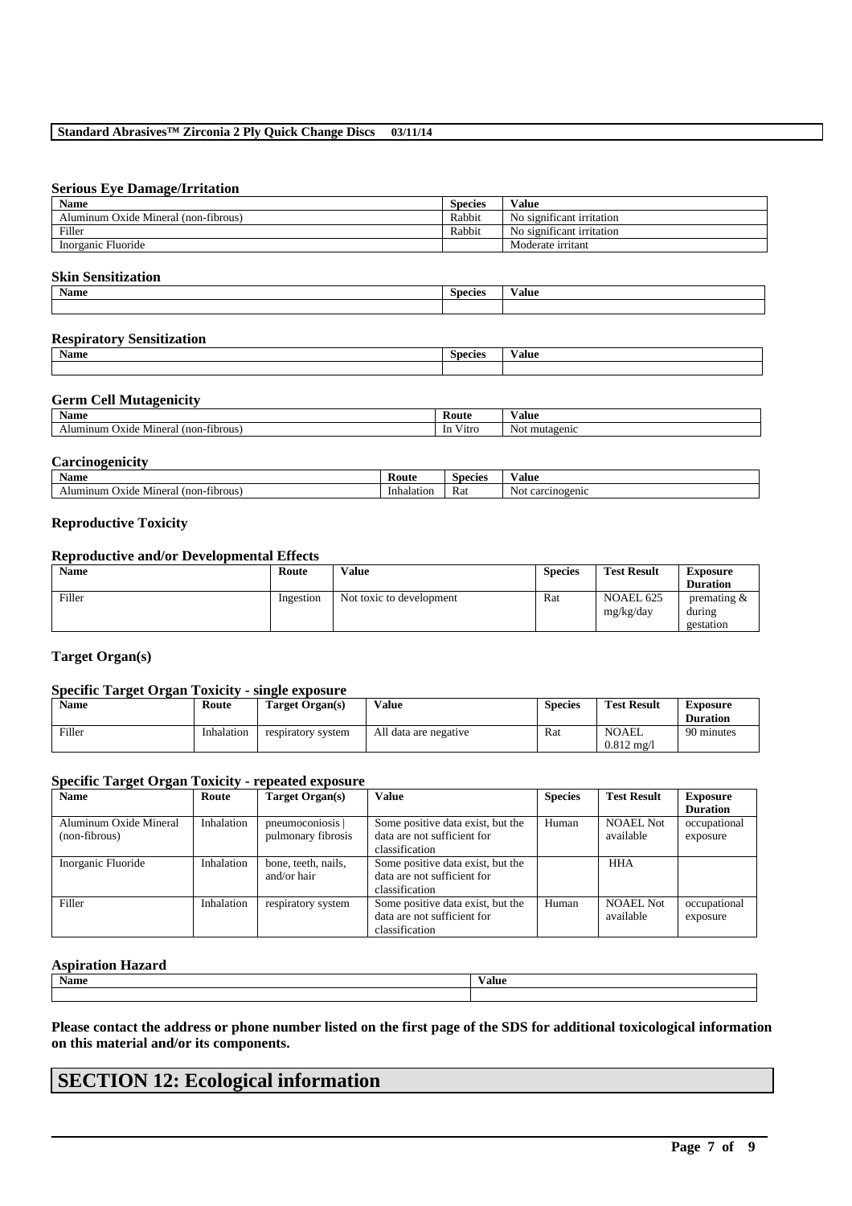#### Serious Eye Damage/Irritation

| Name | Species | Value |
| --- | --- | --- |
| Aluminum Oxide Mineral (non-fibrous) | Rabbit | No significant irritation |
| Filler | Rabbit | No significant irritation |
| Inorganic Fluoride | | Moderate irritant |

#### Skin Sensitization

| Name | Species | Value |
| --- | --- | --- |
| | | |

#### Respiratory Sensitization

| Name | Species | Value |
| --- | --- | --- |
| | | |

#### Germ Cell Mutagenicity

| Name | Route | Value |
| --- | --- | --- |
| Aluminum Oxide Mineral (non-fibrous) | In Vitro | Not mutagenic |

#### Carcinogenicity

| Name | Route | Species | Value |
| --- | --- | --- | --- |
| Aluminum Oxide Mineral (non-fibrous) | Inhalation | Rat | Not carcinogenic |

#### Reproductive Toxicity

#### Reproductive and/or Developmental Effects

| Name | Route | Value | Species | Test Result | Exposure Duration |
| --- | --- | --- | --- | --- | --- |
| Filler | Ingestion | Not toxic to development | Rat | NOAEL 625 mg/kg/day | premating & during gestation |

#### Target Organ(s)

#### Specific Target Organ Toxicity - single exposure

| Name | Route | Target Organ(s) | Value | Species | Test Result | Exposure Duration |
| --- | --- | --- | --- | --- | --- | --- |
| Filler | Inhalation | respiratory system | All data are negative | Rat | NOAEL 0.812 mg/l | 90 minutes |

#### Specific Target Organ Toxicity - repeated exposure

| Name | Route | Target Organ(s) | Value | Species | Test Result | Exposure Duration |
| --- | --- | --- | --- | --- | --- | --- |
| Aluminum Oxide Mineral (non-fibrous) | Inhalation | pneumoconiosis \| pulmonary fibrosis | Some positive data exist, but the data are not sufficient for classification | Human | NOAEL Not available | occupational exposure |
| Inorganic Fluoride | Inhalation | bone, teeth, nails, and/or hair | Some positive data exist, but the data are not sufficient for classification | | HHA | |
| Filler | Inhalation | respiratory system | Some positive data exist, but the data are not sufficient for classification | Human | NOAEL Not available | occupational exposure |

#### Aspiration Hazard

| Name | Value |
| --- | --- |
| | |

**Please contact the address or phone number listed on the first page of the SDS for additional toxicological information on this material and/or its components.**

## SECTION 12: Ecological information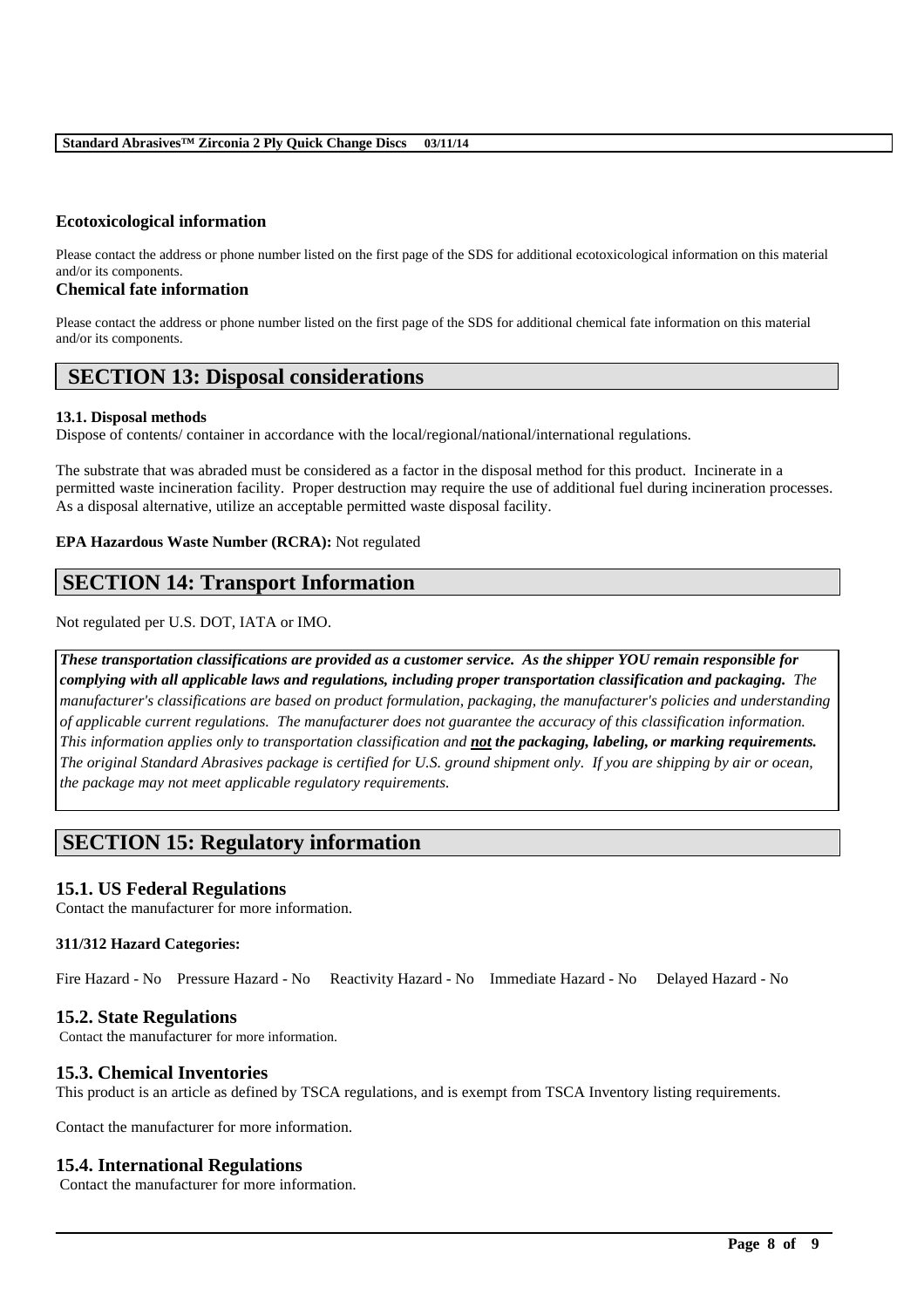### Ecotoxicological information

Please contact the address or phone number listed on the first page of the SDS for additional ecotoxicological information on this material and/or its components.

### Chemical fate information

Please contact the address or phone number listed on the first page of the SDS for additional chemical fate information on this material and/or its components.

## SECTION 13: Disposal considerations

**13.1. Disposal methods**

Dispose of contents/ container in accordance with the local/regional/national/international regulations.

The substrate that was abraded must be considered as a factor in the disposal method for this product. Incinerate in a permitted waste incineration facility. Proper destruction may require the use of additional fuel during incineration processes. As a disposal alternative, utilize an acceptable permitted waste disposal facility.

**EPA Hazardous Waste Number (RCRA):** Not regulated

## SECTION 14: Transport Information

Not regulated per U.S. DOT, IATA or IMO.

***These transportation classifications are provided as a customer service. As the shipper YOU remain responsible for complying with all applicable laws and regulations, including proper transportation classification and packaging.*** *The manufacturer's classifications are based on product formulation, packaging, the manufacturer's policies and understanding of applicable current regulations. The manufacturer does not guarantee the accuracy of this classification information.* ***This information applies only to transportation classification and <u>not</u> the packaging, labeling, or marking requirements.*** *The original Standard Abrasives package is certified for U.S. ground shipment only. If you are shipping by air or ocean, the package may not meet applicable regulatory requirements.*

## SECTION 15: Regulatory information

### 15.1. US Federal Regulations

Contact the manufacturer for more information.

**311/312 Hazard Categories:**

Fire Hazard - No  Pressure Hazard - No  Reactivity Hazard - No  Immediate Hazard - No  Delayed Hazard - No

### 15.2. State Regulations

Contact the manufacturer for more information.

### 15.3. Chemical Inventories

This product is an article as defined by TSCA regulations, and is exempt from TSCA Inventory listing requirements.

Contact the manufacturer for more information.

### 15.4. International Regulations

Contact the manufacturer for more information.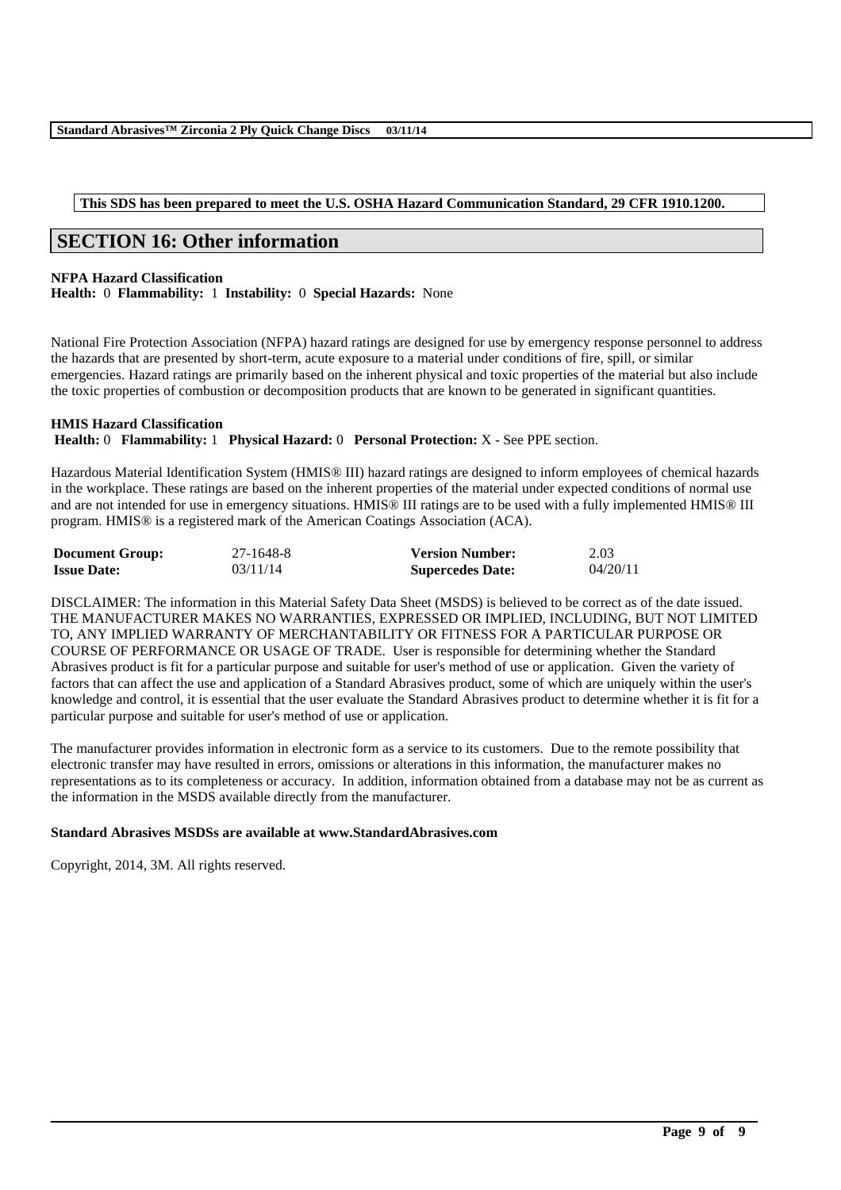**This SDS has been prepared to meet the U.S. OSHA Hazard Communication Standard, 29 CFR 1910.1200.**

## SECTION 16: Other information

**NFPA Hazard Classification**
**Health:** 0 **Flammability:** 1 **Instability:** 0 **Special Hazards:** None

National Fire Protection Association (NFPA) hazard ratings are designed for use by emergency response personnel to address the hazards that are presented by short-term, acute exposure to a material under conditions of fire, spill, or similar emergencies. Hazard ratings are primarily based on the inherent physical and toxic properties of the material but also include the toxic properties of combustion or decomposition products that are known to be generated in significant quantities.

**HMIS Hazard Classification**
**Health:** 0 **Flammability:** 1 **Physical Hazard:** 0 **Personal Protection:** X - See PPE section.

Hazardous Material Identification System (HMIS® III) hazard ratings are designed to inform employees of chemical hazards in the workplace. These ratings are based on the inherent properties of the material under expected conditions of normal use and are not intended for use in emergency situations. HMIS® III ratings are to be used with a fully implemented HMIS® III program. HMIS® is a registered mark of the American Coatings Association (ACA).

| **Document Group:** | 27-1648-8 | **Version Number:** | 2.03 |
|---|---|---|---|
| **Issue Date:** | 03/11/14 | **Supercedes Date:** | 04/20/11 |

DISCLAIMER: The information in this Material Safety Data Sheet (MSDS) is believed to be correct as of the date issued. THE MANUFACTURER MAKES NO WARRANTIES, EXPRESSED OR IMPLIED, INCLUDING, BUT NOT LIMITED TO, ANY IMPLIED WARRANTY OF MERCHANTABILITY OR FITNESS FOR A PARTICULAR PURPOSE OR COURSE OF PERFORMANCE OR USAGE OF TRADE. User is responsible for determining whether the Standard Abrasives product is fit for a particular purpose and suitable for user's method of use or application. Given the variety of factors that can affect the use and application of a Standard Abrasives product, some of which are uniquely within the user's knowledge and control, it is essential that the user evaluate the Standard Abrasives product to determine whether it is fit for a particular purpose and suitable for user's method of use or application.

The manufacturer provides information in electronic form as a service to its customers. Due to the remote possibility that electronic transfer may have resulted in errors, omissions or alterations in this information, the manufacturer makes no representations as to its completeness or accuracy. In addition, information obtained from a database may not be as current as the information in the MSDS available directly from the manufacturer.

**Standard Abrasives MSDSs are available at www.StandardAbrasives.com**

Copyright, 2014, 3M. All rights reserved.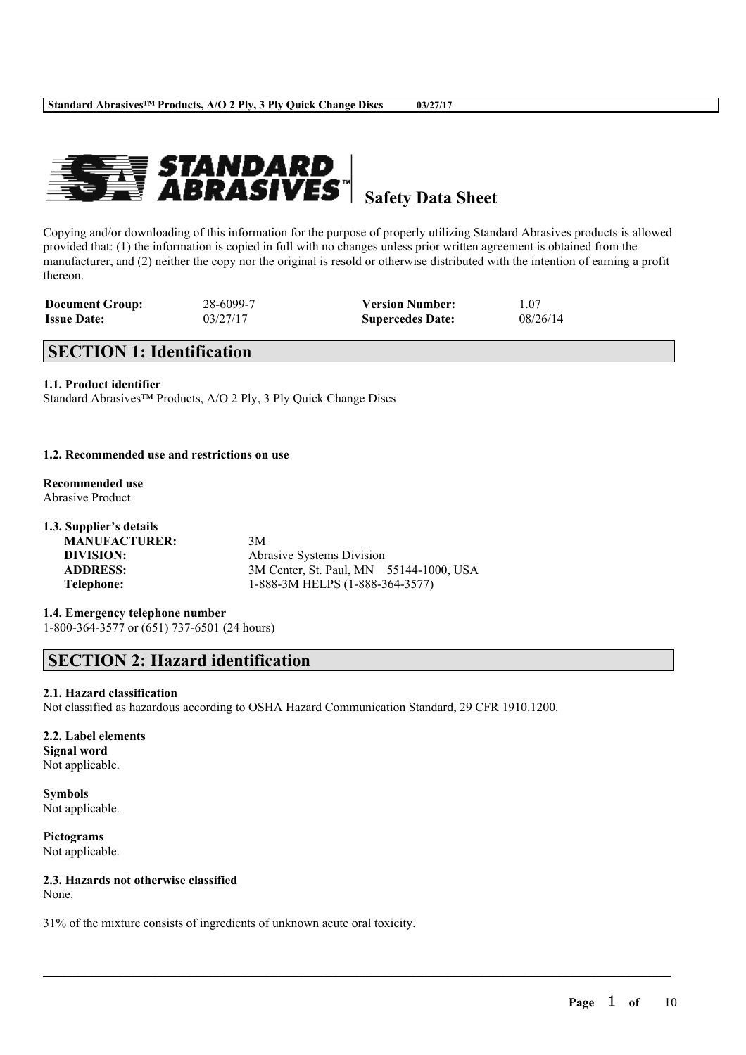**Safety Data Sheet**

Copying and/or downloading of this information for the purpose of properly utilizing Standard Abrasives products is allowed provided that: (1) the information is copied in full with no changes unless prior written agreement is obtained from the manufacturer, and (2) neither the copy nor the original is resold or otherwise distributed with the intention of earning a profit thereon.

| | | | |
|---|---|---|---|
| **Document Group:** | 28-6099-7 | **Version Number:** | 1.07 |
| **Issue Date:** | 03/27/17 | **Supercedes Date:** | 08/26/14 |

## SECTION 1: Identification

**1.1. Product identifier**
Standard Abrasives™ Products, A/O 2 Ply, 3 Ply Quick Change Discs

**1.2. Recommended use and restrictions on use**

**Recommended use**
Abrasive Product

**1.3. Supplier's details**

| | |
|---|---|
| **MANUFACTURER:** | 3M |
| **DIVISION:** | Abrasive Systems Division |
| **ADDRESS:** | 3M Center, St. Paul, MN 55144-1000, USA |
| **Telephone:** | 1-888-3M HELPS (1-888-364-3577) |

**1.4. Emergency telephone number**
1-800-364-3577 or (651) 737-6501 (24 hours)

## SECTION 2: Hazard identification

**2.1. Hazard classification**
Not classified as hazardous according to OSHA Hazard Communication Standard, 29 CFR 1910.1200.

**2.2. Label elements**
**Signal word**
Not applicable.

**Symbols**
Not applicable.

**Pictograms**
Not applicable.

**2.3. Hazards not otherwise classified**
None.

31% of the mixture consists of ingredients of unknown acute oral toxicity.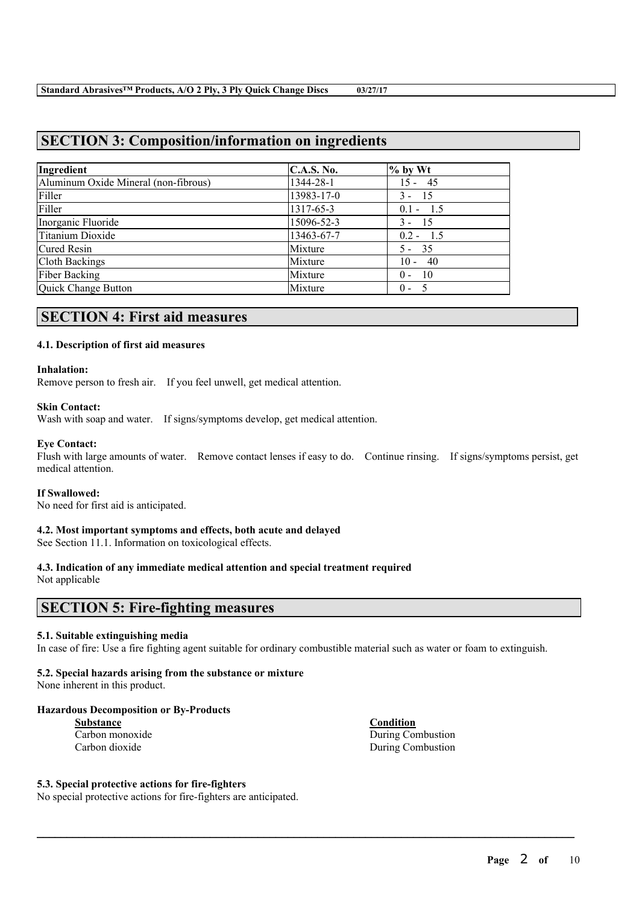## SECTION 3: Composition/information on ingredients

| Ingredient | C.A.S. No. | % by Wt |
|---|---|---|
| Aluminum Oxide Mineral (non-fibrous) | 1344-28-1 | 15 - 45 |
| Filler | 13983-17-0 | 3 - 15 |
| Filler | 1317-65-3 | 0.1 - 1.5 |
| Inorganic Fluoride | 15096-52-3 | 3 - 15 |
| Titanium Dioxide | 13463-67-7 | 0.2 - 1.5 |
| Cured Resin | Mixture | 5 - 35 |
| Cloth Backings | Mixture | 10 - 40 |
| Fiber Backing | Mixture | 0 - 10 |
| Quick Change Button | Mixture | 0 - 5 |

## SECTION 4: First aid measures

### 4.1. Description of first aid measures

**Inhalation:**
Remove person to fresh air. If you feel unwell, get medical attention.

**Skin Contact:**
Wash with soap and water. If signs/symptoms develop, get medical attention.

**Eye Contact:**
Flush with large amounts of water. Remove contact lenses if easy to do. Continue rinsing. If signs/symptoms persist, get medical attention.

**If Swallowed:**
No need for first aid is anticipated.

### 4.2. Most important symptoms and effects, both acute and delayed

See Section 11.1. Information on toxicological effects.

### 4.3. Indication of any immediate medical attention and special treatment required

Not applicable

## SECTION 5: Fire-fighting measures

### 5.1. Suitable extinguishing media

In case of fire: Use a fire fighting agent suitable for ordinary combustible material such as water or foam to extinguish.

### 5.2. Special hazards arising from the substance or mixture

None inherent in this product.

**Hazardous Decomposition or By-Products**

| Substance | Condition |
|---|---|
| Carbon monoxide | During Combustion |
| Carbon dioxide | During Combustion |

### 5.3. Special protective actions for fire-fighters

No special protective actions for fire-fighters are anticipated.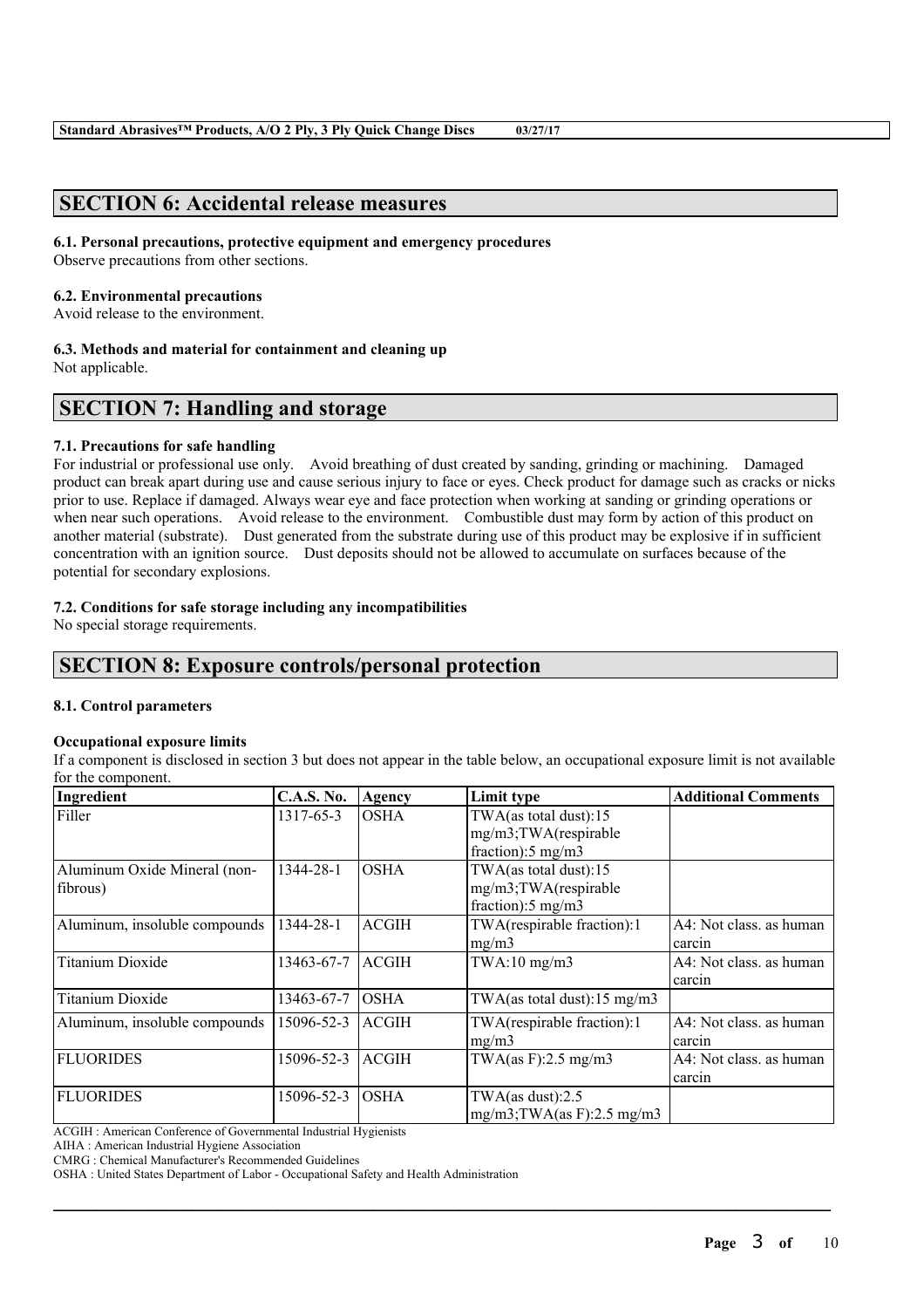## SECTION 6: Accidental release measures

### 6.1. Personal precautions, protective equipment and emergency procedures

Observe precautions from other sections.

### 6.2. Environmental precautions

Avoid release to the environment.

### 6.3. Methods and material for containment and cleaning up

Not applicable.

## SECTION 7: Handling and storage

### 7.1. Precautions for safe handling

For industrial or professional use only. Avoid breathing of dust created by sanding, grinding or machining. Damaged product can break apart during use and cause serious injury to face or eyes. Check product for damage such as cracks or nicks prior to use. Replace if damaged. Always wear eye and face protection when working at sanding or grinding operations or when near such operations. Avoid release to the environment. Combustible dust may form by action of this product on another material (substrate). Dust generated from the substrate during use of this product may be explosive if in sufficient concentration with an ignition source. Dust deposits should not be allowed to accumulate on surfaces because of the potential for secondary explosions.

### 7.2. Conditions for safe storage including any incompatibilities

No special storage requirements.

## SECTION 8: Exposure controls/personal protection

### 8.1. Control parameters

**Occupational exposure limits**

If a component is disclosed in section 3 but does not appear in the table below, an occupational exposure limit is not available for the component.

| Ingredient | C.A.S. No. | Agency | Limit type | Additional Comments |
|---|---|---|---|---|
| Filler | 1317-65-3 | OSHA | TWA(as total dust):15 mg/m3;TWA(respirable fraction):5 mg/m3 | |
| Aluminum Oxide Mineral (non-fibrous) | 1344-28-1 | OSHA | TWA(as total dust):15 mg/m3;TWA(respirable fraction):5 mg/m3 | |
| Aluminum, insoluble compounds | 1344-28-1 | ACGIH | TWA(respirable fraction):1 mg/m3 | A4: Not class. as human carcin |
| Titanium Dioxide | 13463-67-7 | ACGIH | TWA:10 mg/m3 | A4: Not class. as human carcin |
| Titanium Dioxide | 13463-67-7 | OSHA | TWA(as total dust):15 mg/m3 | |
| Aluminum, insoluble compounds | 15096-52-3 | ACGIH | TWA(respirable fraction):1 mg/m3 | A4: Not class. as human carcin |
| FLUORIDES | 15096-52-3 | ACGIH | TWA(as F):2.5 mg/m3 | A4: Not class. as human carcin |
| FLUORIDES | 15096-52-3 | OSHA | TWA(as dust):2.5 mg/m3;TWA(as F):2.5 mg/m3 | |

ACGIH : American Conference of Governmental Industrial Hygienists
AIHA : American Industrial Hygiene Association
CMRG : Chemical Manufacturer's Recommended Guidelines
OSHA : United States Department of Labor - Occupational Safety and Health Administration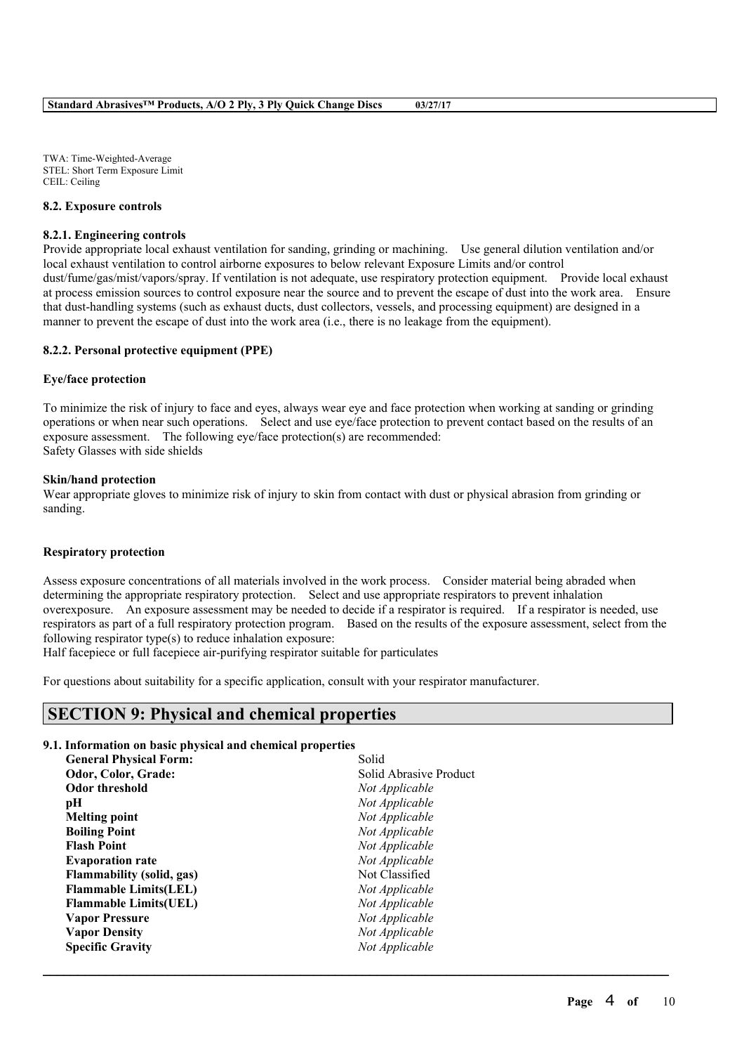TWA: Time-Weighted-Average
STEL: Short Term Exposure Limit
CEIL: Ceiling

### 8.2. Exposure controls

#### 8.2.1. Engineering controls

Provide appropriate local exhaust ventilation for sanding, grinding or machining. Use general dilution ventilation and/or local exhaust ventilation to control airborne exposures to below relevant Exposure Limits and/or control dust/fume/gas/mist/vapors/spray. If ventilation is not adequate, use respiratory protection equipment. Provide local exhaust at process emission sources to control exposure near the source and to prevent the escape of dust into the work area. Ensure that dust-handling systems (such as exhaust ducts, dust collectors, vessels, and processing equipment) are designed in a manner to prevent the escape of dust into the work area (i.e., there is no leakage from the equipment).

#### 8.2.2. Personal protective equipment (PPE)

**Eye/face protection**

To minimize the risk of injury to face and eyes, always wear eye and face protection when working at sanding or grinding operations or when near such operations. Select and use eye/face protection to prevent contact based on the results of an exposure assessment. The following eye/face protection(s) are recommended:
Safety Glasses with side shields

**Skin/hand protection**

Wear appropriate gloves to minimize risk of injury to skin from contact with dust or physical abrasion from grinding or sanding.

**Respiratory protection**

Assess exposure concentrations of all materials involved in the work process. Consider material being abraded when determining the appropriate respiratory protection. Select and use appropriate respirators to prevent inhalation overexposure. An exposure assessment may be needed to decide if a respirator is required. If a respirator is needed, use respirators as part of a full respiratory protection program. Based on the results of the exposure assessment, select from the following respirator type(s) to reduce inhalation exposure:
Half facepiece or full facepiece air-purifying respirator suitable for particulates

For questions about suitability for a specific application, consult with your respirator manufacturer.

## SECTION 9: Physical and chemical properties

### 9.1. Information on basic physical and chemical properties

| | |
|---|---|
| **General Physical Form:** | Solid |
| **Odor, Color, Grade:** | Solid Abrasive Product |
| **Odor threshold** | *Not Applicable* |
| **pH** | *Not Applicable* |
| **Melting point** | *Not Applicable* |
| **Boiling Point** | *Not Applicable* |
| **Flash Point** | *Not Applicable* |
| **Evaporation rate** | *Not Applicable* |
| **Flammability (solid, gas)** | Not Classified |
| **Flammable Limits(LEL)** | *Not Applicable* |
| **Flammable Limits(UEL)** | *Not Applicable* |
| **Vapor Pressure** | *Not Applicable* |
| **Vapor Density** | *Not Applicable* |
| **Specific Gravity** | *Not Applicable* |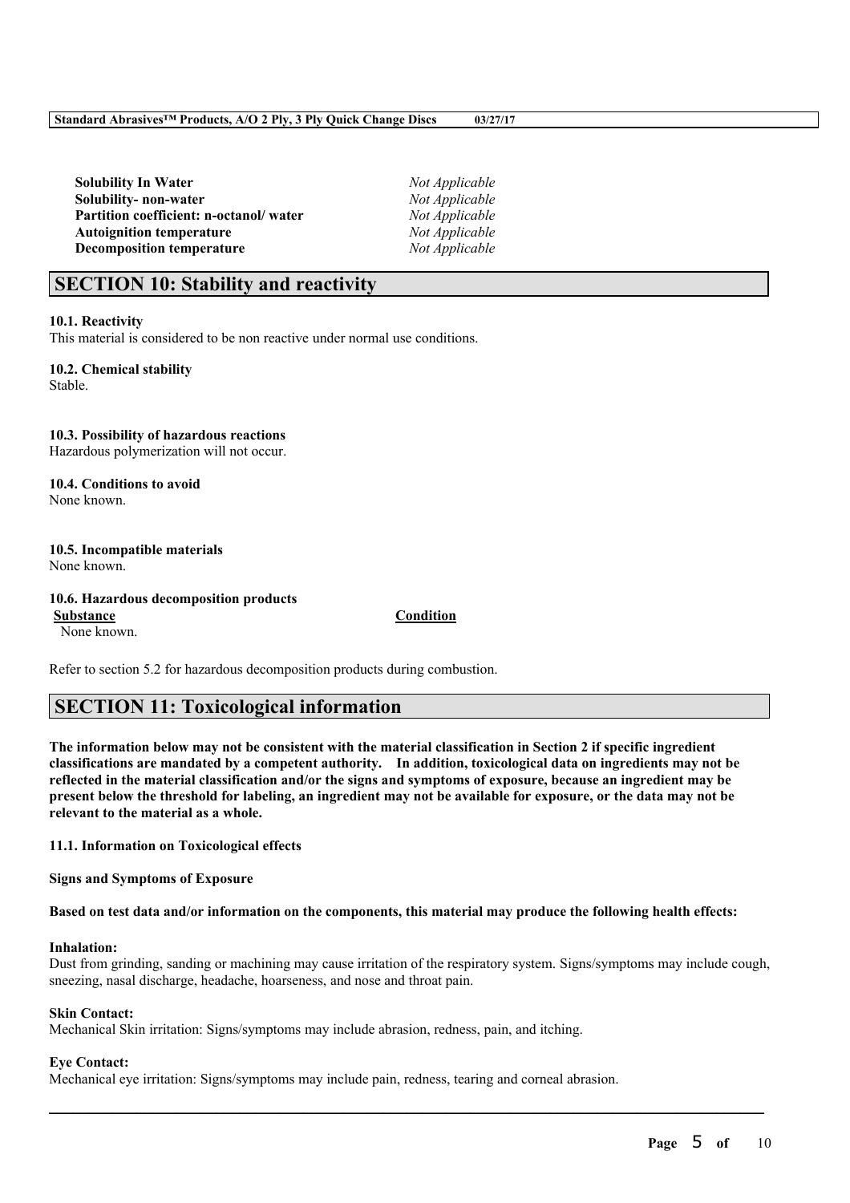| | |
|---|---|
| **Solubility In Water** | *Not Applicable* |
| **Solubility- non-water** | *Not Applicable* |
| **Partition coefficient: n-octanol/ water** | *Not Applicable* |
| **Autoignition temperature** | *Not Applicable* |
| **Decomposition temperature** | *Not Applicable* |

## SECTION 10: Stability and reactivity

**10.1. Reactivity**
This material is considered to be non reactive under normal use conditions.

**10.2. Chemical stability**
Stable.

**10.3. Possibility of hazardous reactions**
Hazardous polymerization will not occur.

**10.4. Conditions to avoid**
None known.

**10.5. Incompatible materials**
None known.

**10.6. Hazardous decomposition products**

| Substance | Condition |
|---|---|
| None known. | |

Refer to section 5.2 for hazardous decomposition products during combustion.

## SECTION 11: Toxicological information

**The information below may not be consistent with the material classification in Section 2 if specific ingredient classifications are mandated by a competent authority. In addition, toxicological data on ingredients may not be reflected in the material classification and/or the signs and symptoms of exposure, because an ingredient may be present below the threshold for labeling, an ingredient may not be available for exposure, or the data may not be relevant to the material as a whole.**

**11.1. Information on Toxicological effects**

**Signs and Symptoms of Exposure**

**Based on test data and/or information on the components, this material may produce the following health effects:**

**Inhalation:**
Dust from grinding, sanding or machining may cause irritation of the respiratory system. Signs/symptoms may include cough, sneezing, nasal discharge, headache, hoarseness, and nose and throat pain.

**Skin Contact:**
Mechanical Skin irritation: Signs/symptoms may include abrasion, redness, pain, and itching.

**Eye Contact:**
Mechanical eye irritation: Signs/symptoms may include pain, redness, tearing and corneal abrasion.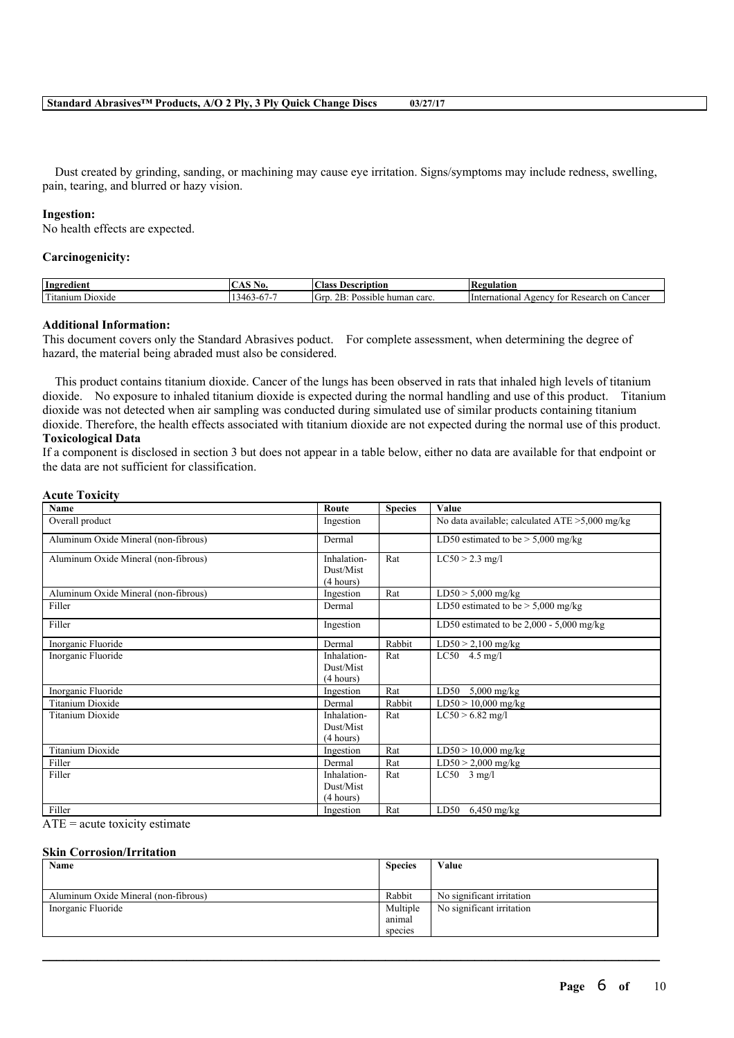Dust created by grinding, sanding, or machining may cause eye irritation. Signs/symptoms may include redness, swelling, pain, tearing, and blurred or hazy vision.

**Ingestion:**
No health effects are expected.

**Carcinogenicity:**

| Ingredient | CAS No. | Class Description | Regulation |
|---|---|---|---|
| Titanium Dioxide | 13463-67-7 | Grp. 2B: Possible human carc. | International Agency for Research on Cancer |

**Additional Information:**
This document covers only the Standard Abrasives poduct. For complete assessment, when determining the degree of hazard, the material being abraded must also be considered.

This product contains titanium dioxide. Cancer of the lungs has been observed in rats that inhaled high levels of titanium dioxide. No exposure to inhaled titanium dioxide is expected during the normal handling and use of this product. Titanium dioxide was not detected when air sampling was conducted during simulated use of similar products containing titanium dioxide. Therefore, the health effects associated with titanium dioxide are not expected during the normal use of this product.

**Toxicological Data**
If a component is disclosed in section 3 but does not appear in a table below, either no data are available for that endpoint or the data are not sufficient for classification.

**Acute Toxicity**

| Name | Route | Species | Value |
|---|---|---|---|
| Overall product | Ingestion | | No data available; calculated ATE >5,000 mg/kg |
| Aluminum Oxide Mineral (non-fibrous) | Dermal | | LD50 estimated to be > 5,000 mg/kg |
| Aluminum Oxide Mineral (non-fibrous) | Inhalation-Dust/Mist (4 hours) | Rat | LC50 > 2.3 mg/l |
| Aluminum Oxide Mineral (non-fibrous) | Ingestion | Rat | LD50 > 5,000 mg/kg |
| Filler | Dermal | | LD50 estimated to be > 5,000 mg/kg |
| Filler | Ingestion | | LD50 estimated to be 2,000 - 5,000 mg/kg |
| Inorganic Fluoride | Dermal | Rabbit | LD50 > 2,100 mg/kg |
| Inorganic Fluoride | Inhalation-Dust/Mist (4 hours) | Rat | LC50 4.5 mg/l |
| Inorganic Fluoride | Ingestion | Rat | LD50 5,000 mg/kg |
| Titanium Dioxide | Dermal | Rabbit | LD50 > 10,000 mg/kg |
| Titanium Dioxide | Inhalation-Dust/Mist (4 hours) | Rat | LC50 > 6.82 mg/l |
| Titanium Dioxide | Ingestion | Rat | LD50 > 10,000 mg/kg |
| Filler | Dermal | Rat | LD50 > 2,000 mg/kg |
| Filler | Inhalation-Dust/Mist (4 hours) | Rat | LC50 3 mg/l |
| Filler | Ingestion | Rat | LD50 6,450 mg/kg |

ATE = acute toxicity estimate

**Skin Corrosion/Irritation**

| Name | Species | Value |
|---|---|---|
| Aluminum Oxide Mineral (non-fibrous) | Rabbit | No significant irritation |
| Inorganic Fluoride | Multiple animal species | No significant irritation |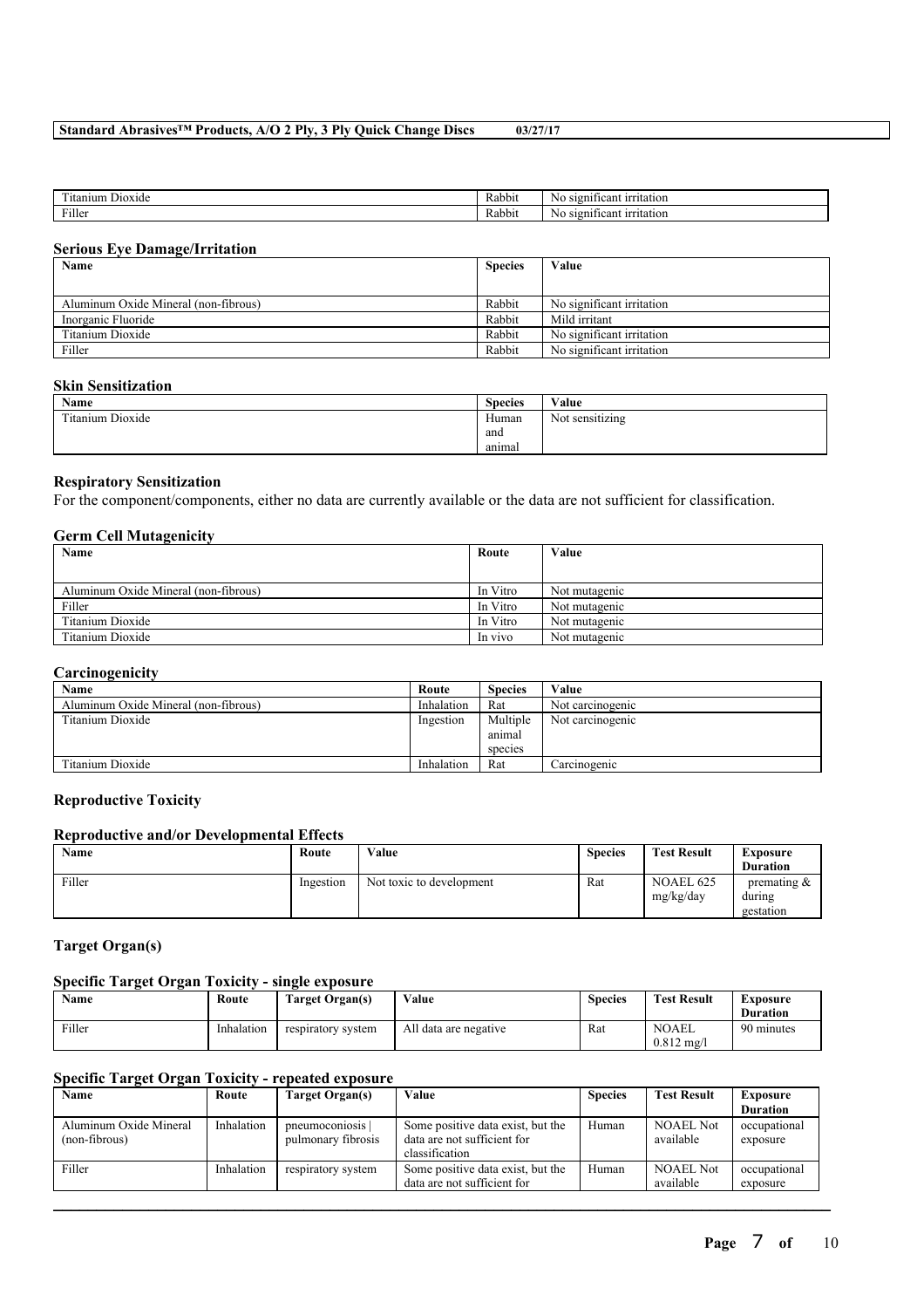| | | |
|---|---|---|
| Titanium Dioxide | Rabbit | No significant irritation |
| Filler | Rabbit | No significant irritation |

**Serious Eye Damage/Irritation**

| Name | Species | Value |
|---|---|---|
| Aluminum Oxide Mineral (non-fibrous) | Rabbit | No significant irritation |
| Inorganic Fluoride | Rabbit | Mild irritant |
| Titanium Dioxide | Rabbit | No significant irritation |
| Filler | Rabbit | No significant irritation |

**Skin Sensitization**

| Name | Species | Value |
|---|---|---|
| Titanium Dioxide | Human and animal | Not sensitizing |

**Respiratory Sensitization**

For the component/components, either no data are currently available or the data are not sufficient for classification.

**Germ Cell Mutagenicity**

| Name | Route | Value |
|---|---|---|
| Aluminum Oxide Mineral (non-fibrous) | In Vitro | Not mutagenic |
| Filler | In Vitro | Not mutagenic |
| Titanium Dioxide | In Vitro | Not mutagenic |
| Titanium Dioxide | In vivo | Not mutagenic |

**Carcinogenicity**

| Name | Route | Species | Value |
|---|---|---|---|
| Aluminum Oxide Mineral (non-fibrous) | Inhalation | Rat | Not carcinogenic |
| Titanium Dioxide | Ingestion | Multiple animal species | Not carcinogenic |
| Titanium Dioxide | Inhalation | Rat | Carcinogenic |

**Reproductive Toxicity**

**Reproductive and/or Developmental Effects**

| Name | Route | Value | Species | Test Result | Exposure Duration |
|---|---|---|---|---|---|
| Filler | Ingestion | Not toxic to development | Rat | NOAEL 625 mg/kg/day | premating & during gestation |

**Target Organ(s)**

**Specific Target Organ Toxicity - single exposure**

| Name | Route | Target Organ(s) | Value | Species | Test Result | Exposure Duration |
|---|---|---|---|---|---|---|
| Filler | Inhalation | respiratory system | All data are negative | Rat | NOAEL 0.812 mg/l | 90 minutes |

**Specific Target Organ Toxicity - repeated exposure**

| Name | Route | Target Organ(s) | Value | Species | Test Result | Exposure Duration |
|---|---|---|---|---|---|---|
| Aluminum Oxide Mineral (non-fibrous) | Inhalation | pneumoconiosis \| pulmonary fibrosis | Some positive data exist, but the data are not sufficient for classification | Human | NOAEL Not available | occupational exposure |
| Filler | Inhalation | respiratory system | Some positive data exist, but the data are not sufficient for | Human | NOAEL Not available | occupational exposure |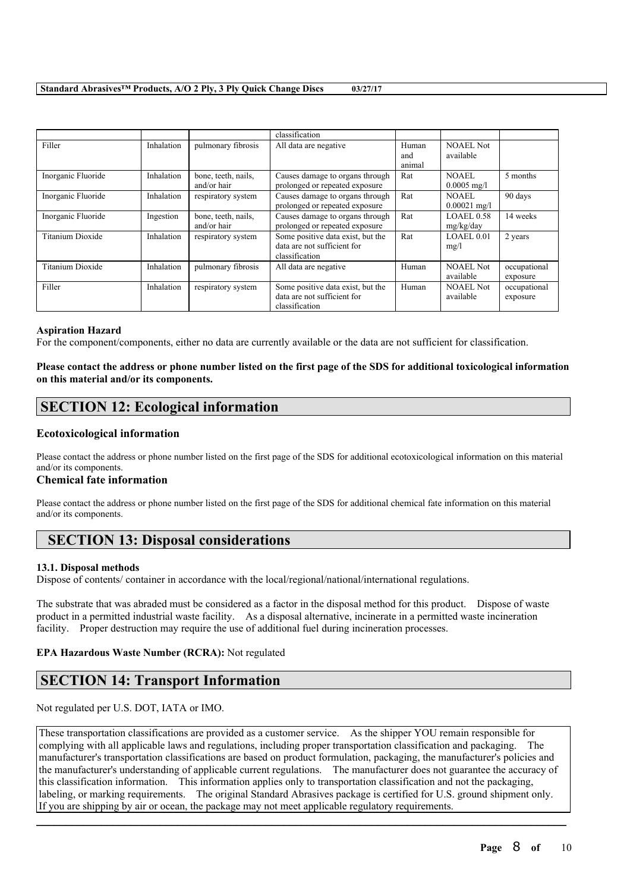| | | | classification | | | |
|---|---|---|---|---|---|---|
| Filler | Inhalation | pulmonary fibrosis | All data are negative | Human and animal | NOAEL Not available | |
| Inorganic Fluoride | Inhalation | bone, teeth, nails, and/or hair | Causes damage to organs through prolonged or repeated exposure | Rat | NOAEL 0.0005 mg/l | 5 months |
| Inorganic Fluoride | Inhalation | respiratory system | Causes damage to organs through prolonged or repeated exposure | Rat | NOAEL 0.00021 mg/l | 90 days |
| Inorganic Fluoride | Ingestion | bone, teeth, nails, and/or hair | Causes damage to organs through prolonged or repeated exposure | Rat | LOAEL 0.58 mg/kg/day | 14 weeks |
| Titanium Dioxide | Inhalation | respiratory system | Some positive data exist, but the data are not sufficient for classification | Rat | LOAEL 0.01 mg/l | 2 years |
| Titanium Dioxide | Inhalation | pulmonary fibrosis | All data are negative | Human | NOAEL Not available | occupational exposure |
| Filler | Inhalation | respiratory system | Some positive data exist, but the data are not sufficient for classification | Human | NOAEL Not available | occupational exposure |

**Aspiration Hazard**

For the component/components, either no data are currently available or the data are not sufficient for classification.

**Please contact the address or phone number listed on the first page of the SDS for additional toxicological information on this material and/or its components.**

## SECTION 12: Ecological information

### Ecotoxicological information

Please contact the address or phone number listed on the first page of the SDS for additional ecotoxicological information on this material and/or its components.

### Chemical fate information

Please contact the address or phone number listed on the first page of the SDS for additional chemical fate information on this material and/or its components.

## SECTION 13: Disposal considerations

**13.1. Disposal methods**

Dispose of contents/ container in accordance with the local/regional/national/international regulations.

The substrate that was abraded must be considered as a factor in the disposal method for this product. Dispose of waste product in a permitted industrial waste facility. As a disposal alternative, incinerate in a permitted waste incineration facility. Proper destruction may require the use of additional fuel during incineration processes.

**EPA Hazardous Waste Number (RCRA):** Not regulated

## SECTION 14: Transport Information

Not regulated per U.S. DOT, IATA or IMO.

These transportation classifications are provided as a customer service. As the shipper YOU remain responsible for complying with all applicable laws and regulations, including proper transportation classification and packaging. The manufacturer's transportation classifications are based on product formulation, packaging, the manufacturer's policies and the manufacturer's understanding of applicable current regulations. The manufacturer does not guarantee the accuracy of this classification information. This information applies only to transportation classification and not the packaging, labeling, or marking requirements. The original Standard Abrasives package is certified for U.S. ground shipment only. If you are shipping by air or ocean, the package may not meet applicable regulatory requirements.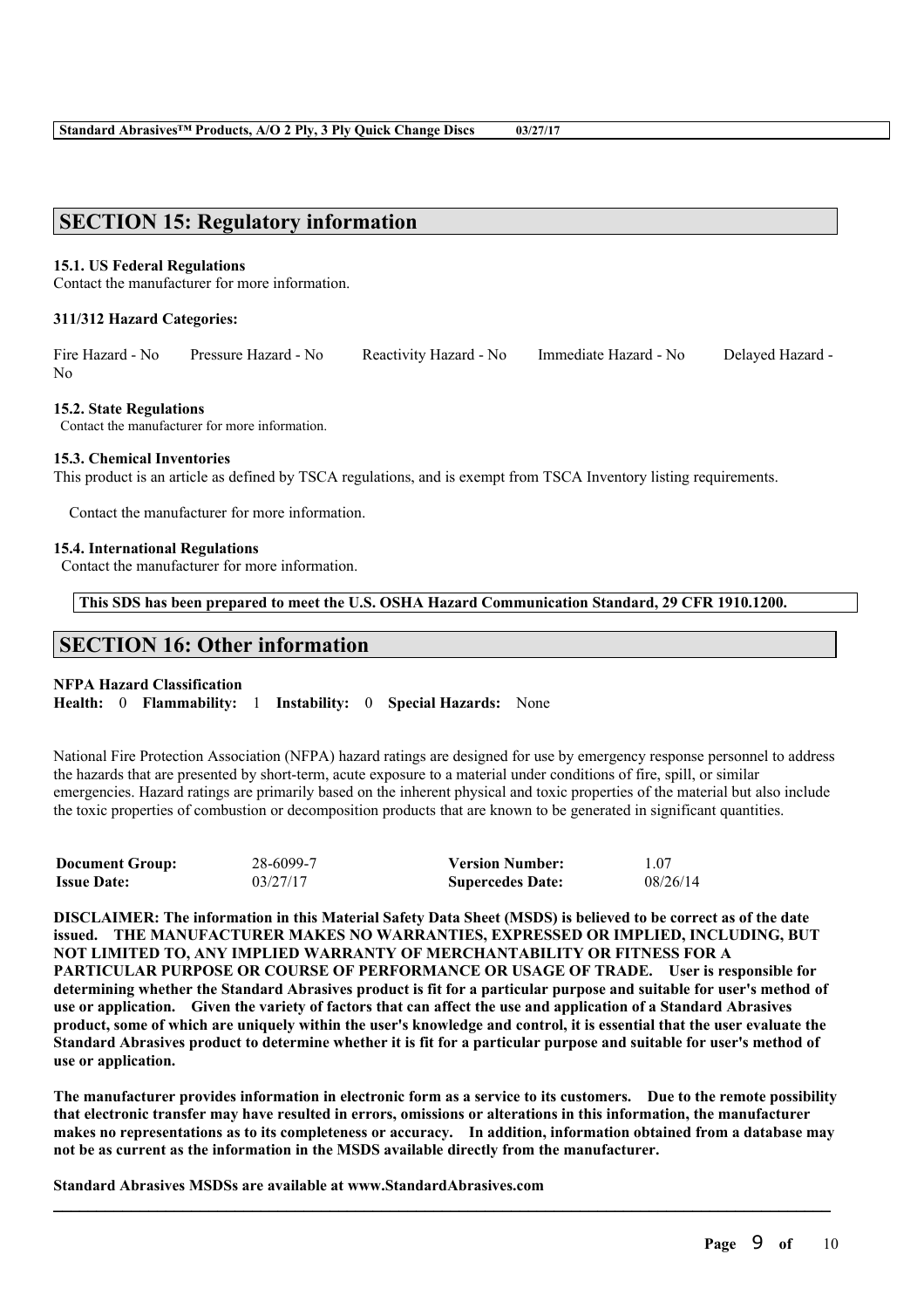## SECTION 15: Regulatory information

**15.1. US Federal Regulations**
Contact the manufacturer for more information.

**311/312 Hazard Categories:**

Fire Hazard - No    Pressure Hazard - No    Reactivity Hazard - No    Immediate Hazard - No    Delayed Hazard - No

**15.2. State Regulations**
Contact the manufacturer for more information.

**15.3. Chemical Inventories**
This product is an article as defined by TSCA regulations, and is exempt from TSCA Inventory listing requirements.

Contact the manufacturer for more information.

**15.4. International Regulations**
Contact the manufacturer for more information.

**This SDS has been prepared to meet the U.S. OSHA Hazard Communication Standard, 29 CFR 1910.1200.**

## SECTION 16: Other information

**NFPA Hazard Classification**
**Health:** 0 **Flammability:** 1 **Instability:** 0 **Special Hazards:** None

National Fire Protection Association (NFPA) hazard ratings are designed for use by emergency response personnel to address the hazards that are presented by short-term, acute exposure to a material under conditions of fire, spill, or similar emergencies. Hazard ratings are primarily based on the inherent physical and toxic properties of the material but also include the toxic properties of combustion or decomposition products that are known to be generated in significant quantities.

| **Document Group:** | 28-6099-7 | **Version Number:** | 1.07 |
|---|---|---|---|
| **Issue Date:** | 03/27/17 | **Supercedes Date:** | 08/26/14 |

**DISCLAIMER: The information in this Material Safety Data Sheet (MSDS) is believed to be correct as of the date issued. THE MANUFACTURER MAKES NO WARRANTIES, EXPRESSED OR IMPLIED, INCLUDING, BUT NOT LIMITED TO, ANY IMPLIED WARRANTY OF MERCHANTABILITY OR FITNESS FOR A PARTICULAR PURPOSE OR COURSE OF PERFORMANCE OR USAGE OF TRADE. User is responsible for determining whether the Standard Abrasives product is fit for a particular purpose and suitable for user's method of use or application. Given the variety of factors that can affect the use and application of a Standard Abrasives product, some of which are uniquely within the user's knowledge and control, it is essential that the user evaluate the Standard Abrasives product to determine whether it is fit for a particular purpose and suitable for user's method of use or application.**

**The manufacturer provides information in electronic form as a service to its customers. Due to the remote possibility that electronic transfer may have resulted in errors, omissions or alterations in this information, the manufacturer makes no representations as to its completeness or accuracy. In addition, information obtained from a database may not be as current as the information in the MSDS available directly from the manufacturer.**

**Standard Abrasives MSDSs are available at www.StandardAbrasives.com**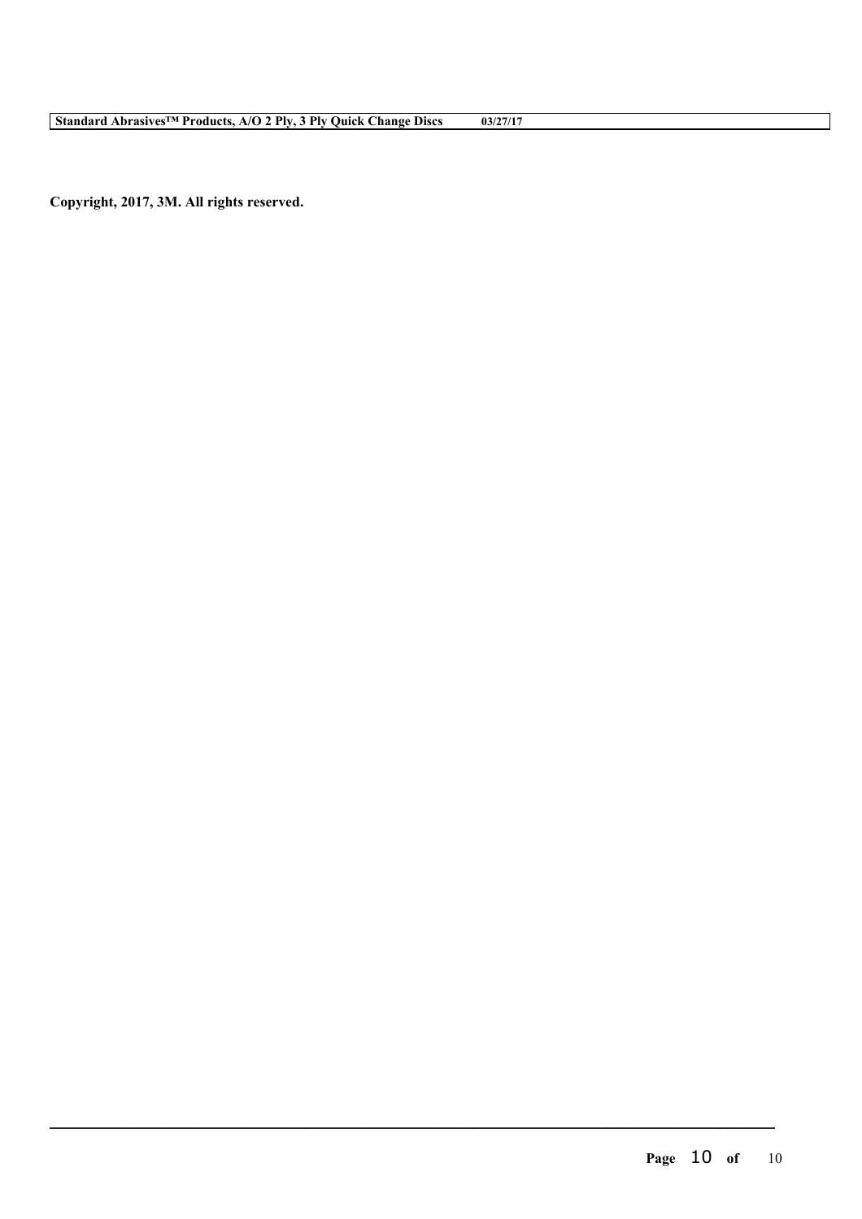**Copyright, 2017, 3M. All rights reserved.**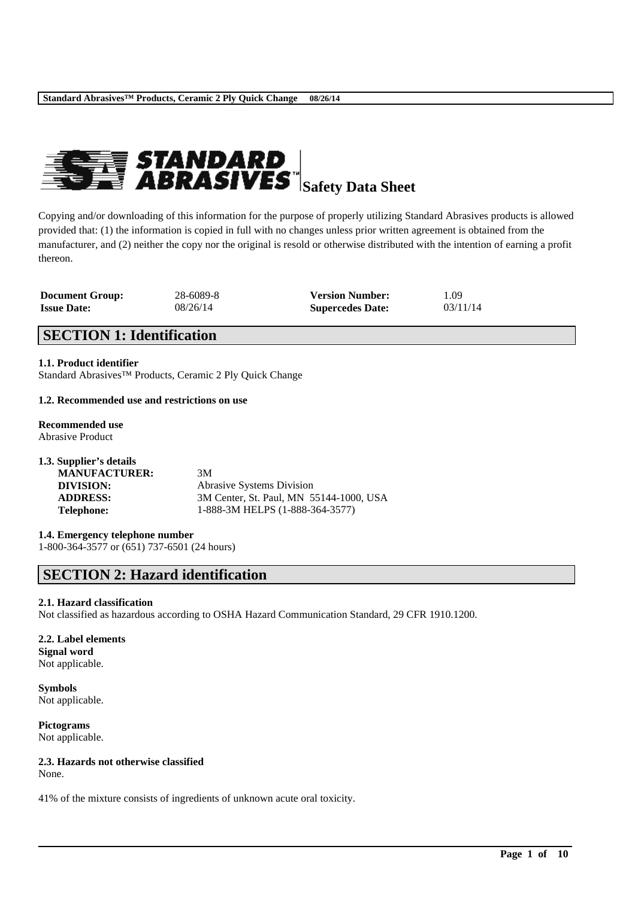# Safety Data Sheet

Copying and/or downloading of this information for the purpose of properly utilizing Standard Abrasives products is allowed provided that: (1) the information is copied in full with no changes unless prior written agreement is obtained from the manufacturer, and (2) neither the copy nor the original is resold or otherwise distributed with the intention of earning a profit thereon.

| **Document Group:** | 28-6089-8 | **Version Number:** | 1.09 |
|---|---|---|---|
| **Issue Date:** | 08/26/14 | **Supercedes Date:** | 03/11/14 |

## SECTION 1: Identification

**1.1. Product identifier**
Standard Abrasives™ Products, Ceramic 2 Ply Quick Change

**1.2. Recommended use and restrictions on use**

**Recommended use**
Abrasive Product

**1.3. Supplier's details**

| | |
|---|---|
| **MANUFACTURER:** | 3M |
| **DIVISION:** | Abrasive Systems Division |
| **ADDRESS:** | 3M Center, St. Paul, MN 55144-1000, USA |
| **Telephone:** | 1-888-3M HELPS (1-888-364-3577) |

**1.4. Emergency telephone number**
1-800-364-3577 or (651) 737-6501 (24 hours)

## SECTION 2: Hazard identification

**2.1. Hazard classification**
Not classified as hazardous according to OSHA Hazard Communication Standard, 29 CFR 1910.1200.

**2.2. Label elements**
**Signal word**
Not applicable.

**Symbols**
Not applicable.

**Pictograms**
Not applicable.

**2.3. Hazards not otherwise classified**
None.

41% of the mixture consists of ingredients of unknown acute oral toxicity.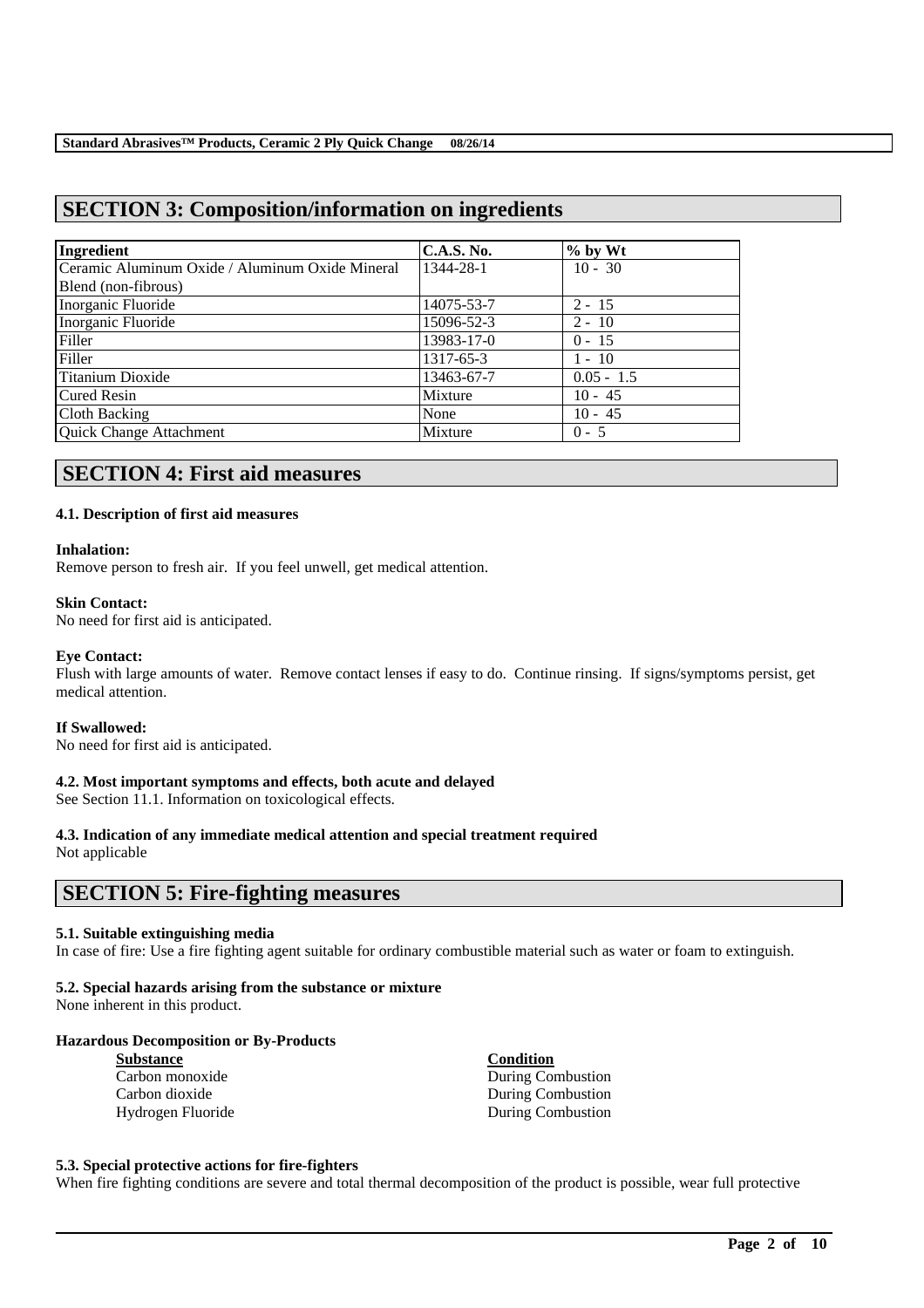## SECTION 3: Composition/information on ingredients

| Ingredient | C.A.S. No. | % by Wt |
|---|---|---|
| Ceramic Aluminum Oxide / Aluminum Oxide Mineral Blend (non-fibrous) | 1344-28-1 | 10 - 30 |
| Inorganic Fluoride | 14075-53-7 | 2 - 15 |
| Inorganic Fluoride | 15096-52-3 | 2 - 10 |
| Filler | 13983-17-0 | 0 - 15 |
| Filler | 1317-65-3 | 1 - 10 |
| Titanium Dioxide | 13463-67-7 | 0.05 - 1.5 |
| Cured Resin | Mixture | 10 - 45 |
| Cloth Backing | None | 10 - 45 |
| Quick Change Attachment | Mixture | 0 - 5 |

## SECTION 4: First aid measures

### 4.1. Description of first aid measures

**Inhalation:**
Remove person to fresh air. If you feel unwell, get medical attention.

**Skin Contact:**
No need for first aid is anticipated.

**Eye Contact:**
Flush with large amounts of water. Remove contact lenses if easy to do. Continue rinsing. If signs/symptoms persist, get medical attention.

**If Swallowed:**
No need for first aid is anticipated.

### 4.2. Most important symptoms and effects, both acute and delayed

See Section 11.1. Information on toxicological effects.

### 4.3. Indication of any immediate medical attention and special treatment required

Not applicable

## SECTION 5: Fire-fighting measures

### 5.1. Suitable extinguishing media

In case of fire: Use a fire fighting agent suitable for ordinary combustible material such as water or foam to extinguish.

### 5.2. Special hazards arising from the substance or mixture

None inherent in this product.

**Hazardous Decomposition or By-Products**

| Substance | Condition |
|---|---|
| Carbon monoxide | During Combustion |
| Carbon dioxide | During Combustion |
| Hydrogen Fluoride | During Combustion |

### 5.3. Special protective actions for fire-fighters

When fire fighting conditions are severe and total thermal decomposition of the product is possible, wear full protective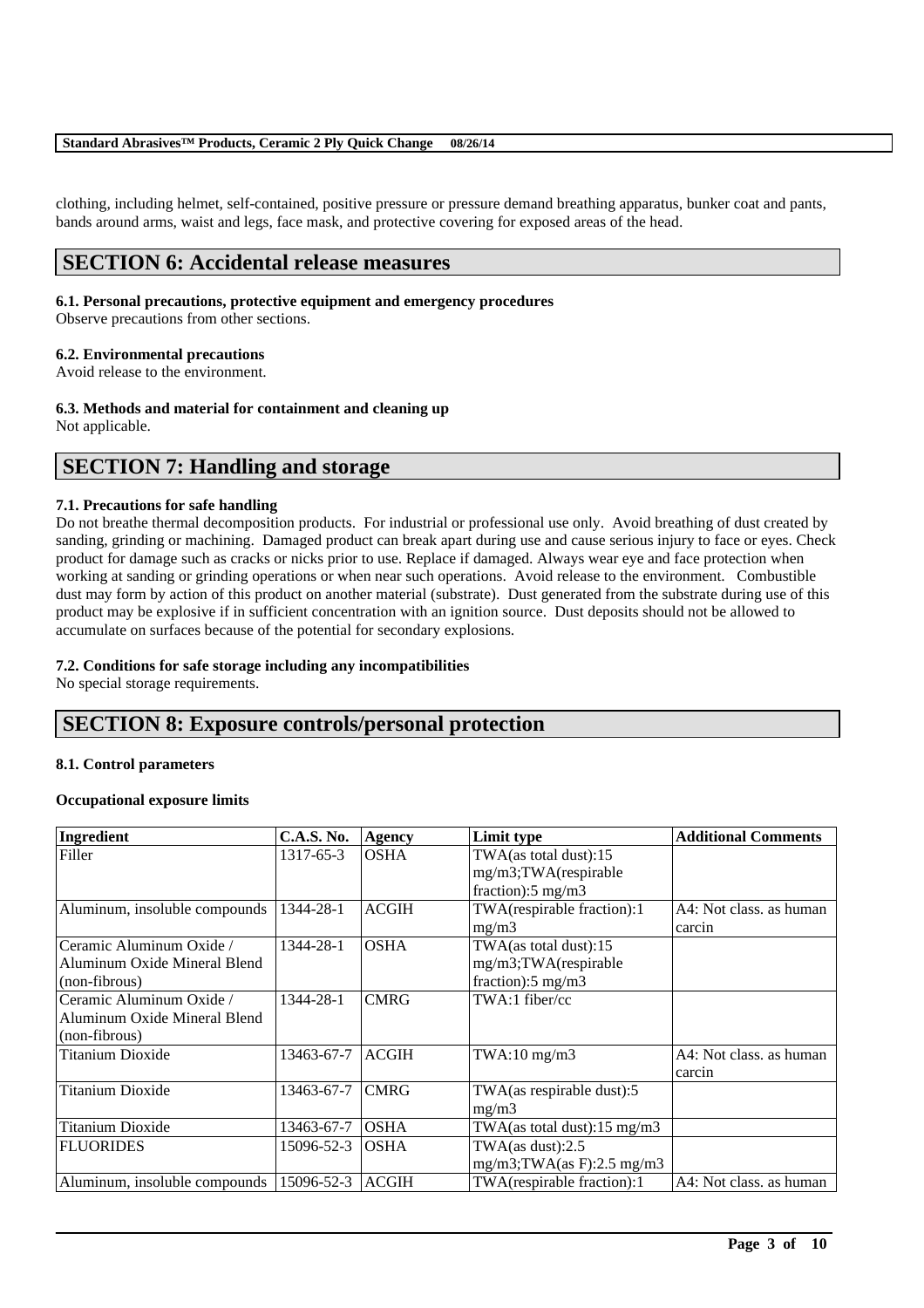clothing, including helmet, self-contained, positive pressure or pressure demand breathing apparatus, bunker coat and pants, bands around arms, waist and legs, face mask, and protective covering for exposed areas of the head.

# SECTION 6: Accidental release measures

### 6.1. Personal precautions, protective equipment and emergency procedures

Observe precautions from other sections.

### 6.2. Environmental precautions

Avoid release to the environment.

### 6.3. Methods and material for containment and cleaning up

Not applicable.

# SECTION 7: Handling and storage

### 7.1. Precautions for safe handling

Do not breathe thermal decomposition products. For industrial or professional use only. Avoid breathing of dust created by sanding, grinding or machining. Damaged product can break apart during use and cause serious injury to face or eyes. Check product for damage such as cracks or nicks prior to use. Replace if damaged. Always wear eye and face protection when working at sanding or grinding operations or when near such operations. Avoid release to the environment. Combustible dust may form by action of this product on another material (substrate). Dust generated from the substrate during use of this product may be explosive if in sufficient concentration with an ignition source. Dust deposits should not be allowed to accumulate on surfaces because of the potential for secondary explosions.

### 7.2. Conditions for safe storage including any incompatibilities

No special storage requirements.

# SECTION 8: Exposure controls/personal protection

### 8.1. Control parameters

**Occupational exposure limits**

| Ingredient | C.A.S. No. | Agency | Limit type | Additional Comments |
|---|---|---|---|---|
| Filler | 1317-65-3 | OSHA | TWA(as total dust):15 mg/m3;TWA(respirable fraction):5 mg/m3 | |
| Aluminum, insoluble compounds | 1344-28-1 | ACGIH | TWA(respirable fraction):1 mg/m3 | A4: Not class. as human carcin |
| Ceramic Aluminum Oxide / Aluminum Oxide Mineral Blend (non-fibrous) | 1344-28-1 | OSHA | TWA(as total dust):15 mg/m3;TWA(respirable fraction):5 mg/m3 | |
| Ceramic Aluminum Oxide / Aluminum Oxide Mineral Blend (non-fibrous) | 1344-28-1 | CMRG | TWA:1 fiber/cc | |
| Titanium Dioxide | 13463-67-7 | ACGIH | TWA:10 mg/m3 | A4: Not class. as human carcin |
| Titanium Dioxide | 13463-67-7 | CMRG | TWA(as respirable dust):5 mg/m3 | |
| Titanium Dioxide | 13463-67-7 | OSHA | TWA(as total dust):15 mg/m3 | |
| FLUORIDES | 15096-52-3 | OSHA | TWA(as dust):2.5 mg/m3;TWA(as F):2.5 mg/m3 | |
| Aluminum, insoluble compounds | 15096-52-3 | ACGIH | TWA(respirable fraction):1 | A4: Not class. as human |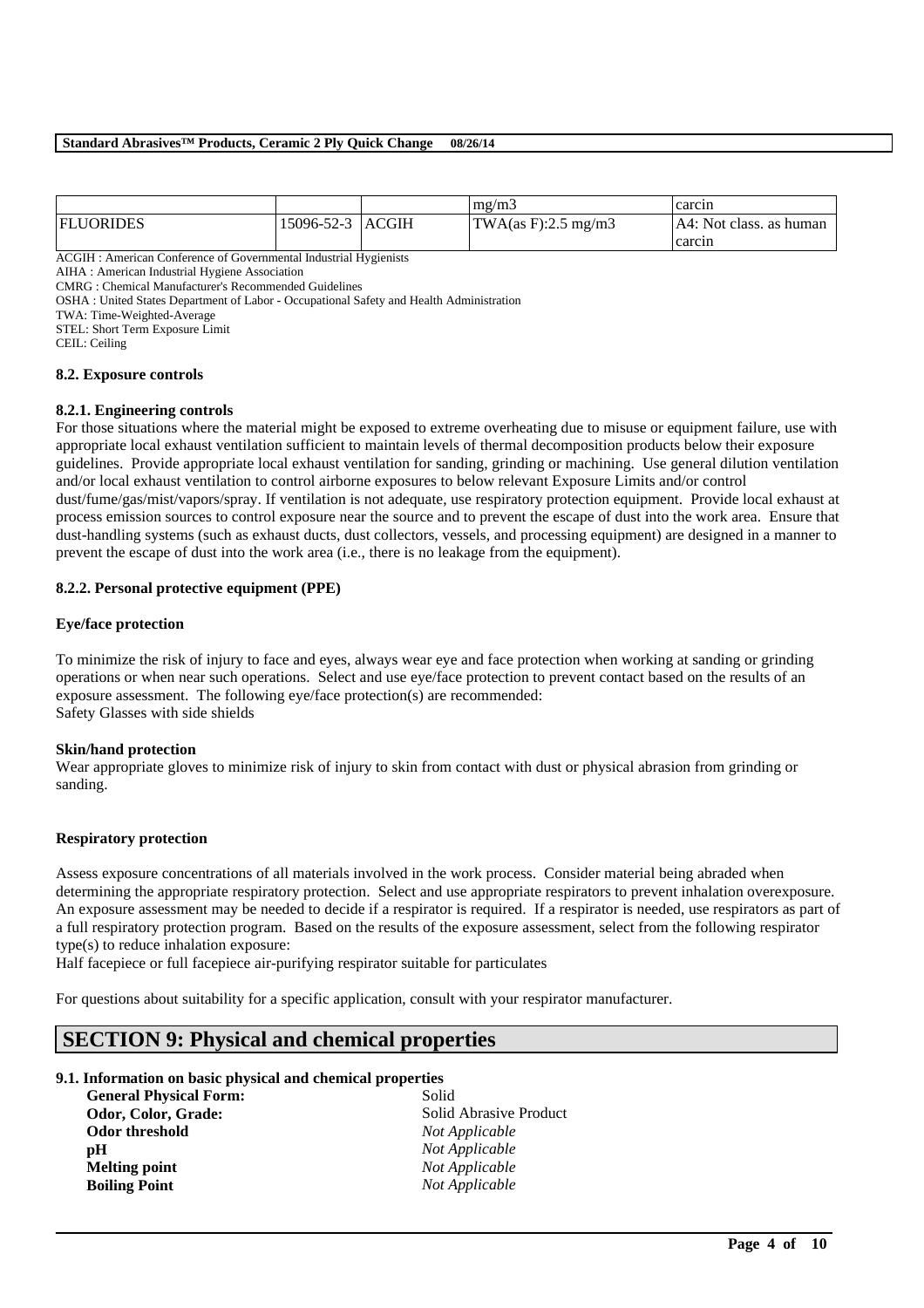|  |  |  | mg/m3 | carcin |
| --- | --- | --- | --- | --- |
| FLUORIDES | 15096-52-3 | ACGIH | TWA(as F):2.5 mg/m3 | A4: Not class. as human carcin |

ACGIH : American Conference of Governmental Industrial Hygienists
AIHA : American Industrial Hygiene Association
CMRG : Chemical Manufacturer's Recommended Guidelines
OSHA : United States Department of Labor - Occupational Safety and Health Administration
TWA: Time-Weighted-Average
STEL: Short Term Exposure Limit
CEIL: Ceiling

**8.2. Exposure controls**

**8.2.1. Engineering controls**

For those situations where the material might be exposed to extreme overheating due to misuse or equipment failure, use with appropriate local exhaust ventilation sufficient to maintain levels of thermal decomposition products below their exposure guidelines. Provide appropriate local exhaust ventilation for sanding, grinding or machining. Use general dilution ventilation and/or local exhaust ventilation to control airborne exposures to below relevant Exposure Limits and/or control dust/fume/gas/mist/vapors/spray. If ventilation is not adequate, use respiratory protection equipment. Provide local exhaust at process emission sources to control exposure near the source and to prevent the escape of dust into the work area. Ensure that dust-handling systems (such as exhaust ducts, dust collectors, vessels, and processing equipment) are designed in a manner to prevent the escape of dust into the work area (i.e., there is no leakage from the equipment).

**8.2.2. Personal protective equipment (PPE)**

**Eye/face protection**

To minimize the risk of injury to face and eyes, always wear eye and face protection when working at sanding or grinding operations or when near such operations. Select and use eye/face protection to prevent contact based on the results of an exposure assessment. The following eye/face protection(s) are recommended:
Safety Glasses with side shields

**Skin/hand protection**

Wear appropriate gloves to minimize risk of injury to skin from contact with dust or physical abrasion from grinding or sanding.

**Respiratory protection**

Assess exposure concentrations of all materials involved in the work process. Consider material being abraded when determining the appropriate respiratory protection. Select and use appropriate respirators to prevent inhalation overexposure. An exposure assessment may be needed to decide if a respirator is required. If a respirator is needed, use respirators as part of a full respiratory protection program. Based on the results of the exposure assessment, select from the following respirator type(s) to reduce inhalation exposure:
Half facepiece or full facepiece air-purifying respirator suitable for particulates

For questions about suitability for a specific application, consult with your respirator manufacturer.

## SECTION 9: Physical and chemical properties

**9.1. Information on basic physical and chemical properties**

| | |
| --- | --- |
| **General Physical Form:** | Solid |
| **Odor, Color, Grade:** | Solid Abrasive Product |
| **Odor threshold** | *Not Applicable* |
| **pH** | *Not Applicable* |
| **Melting point** | *Not Applicable* |
| **Boiling Point** | *Not Applicable* |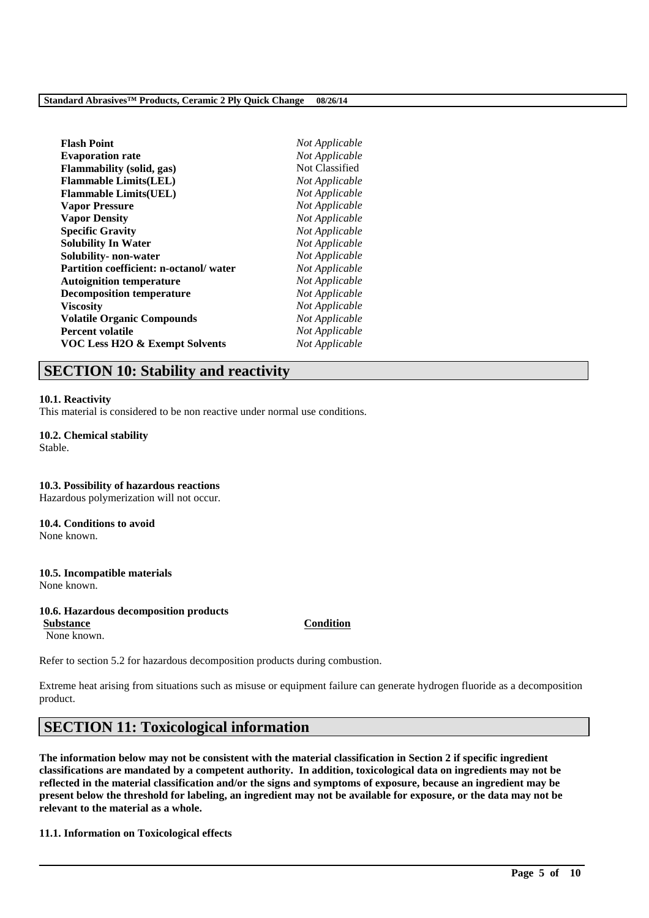| | |
|---|---|
| **Flash Point** | *Not Applicable* |
| **Evaporation rate** | *Not Applicable* |
| **Flammability (solid, gas)** | Not Classified |
| **Flammable Limits(LEL)** | *Not Applicable* |
| **Flammable Limits(UEL)** | *Not Applicable* |
| **Vapor Pressure** | *Not Applicable* |
| **Vapor Density** | *Not Applicable* |
| **Specific Gravity** | *Not Applicable* |
| **Solubility In Water** | *Not Applicable* |
| **Solubility- non-water** | *Not Applicable* |
| **Partition coefficient: n-octanol/ water** | *Not Applicable* |
| **Autoignition temperature** | *Not Applicable* |
| **Decomposition temperature** | *Not Applicable* |
| **Viscosity** | *Not Applicable* |
| **Volatile Organic Compounds** | *Not Applicable* |
| **Percent volatile** | *Not Applicable* |
| **VOC Less H2O & Exempt Solvents** | *Not Applicable* |

## SECTION 10: Stability and reactivity

**10.1. Reactivity**
This material is considered to be non reactive under normal use conditions.

**10.2. Chemical stability**
Stable.

**10.3. Possibility of hazardous reactions**
Hazardous polymerization will not occur.

**10.4. Conditions to avoid**
None known.

**10.5. Incompatible materials**
None known.

**10.6. Hazardous decomposition products**

| Substance | Condition |
|---|---|
| None known. | |

Refer to section 5.2 for hazardous decomposition products during combustion.

Extreme heat arising from situations such as misuse or equipment failure can generate hydrogen fluoride as a decomposition product.

## SECTION 11: Toxicological information

**The information below may not be consistent with the material classification in Section 2 if specific ingredient classifications are mandated by a competent authority. In addition, toxicological data on ingredients may not be reflected in the material classification and/or the signs and symptoms of exposure, because an ingredient may be present below the threshold for labeling, an ingredient may not be available for exposure, or the data may not be relevant to the material as a whole.**

**11.1. Information on Toxicological effects**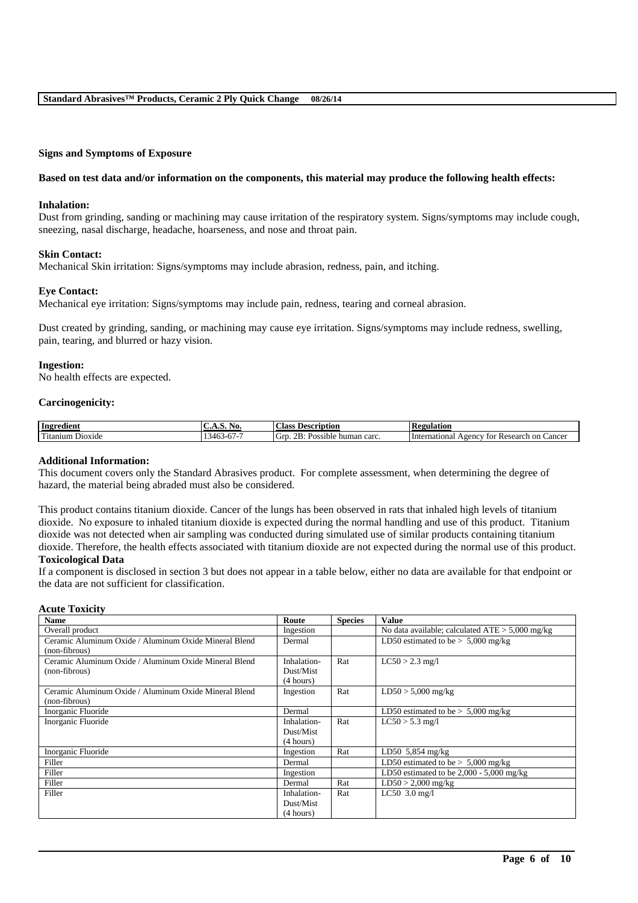## Signs and Symptoms of Exposure

**Based on test data and/or information on the components, this material may produce the following health effects:**

**Inhalation:**
Dust from grinding, sanding or machining may cause irritation of the respiratory system. Signs/symptoms may include cough, sneezing, nasal discharge, headache, hoarseness, and nose and throat pain.

**Skin Contact:**
Mechanical Skin irritation: Signs/symptoms may include abrasion, redness, pain, and itching.

**Eye Contact:**
Mechanical eye irritation: Signs/symptoms may include pain, redness, tearing and corneal abrasion.

Dust created by grinding, sanding, or machining may cause eye irritation. Signs/symptoms may include redness, swelling, pain, tearing, and blurred or hazy vision.

**Ingestion:**
No health effects are expected.

**Carcinogenicity:**

| Ingredient | C.A.S. No. | Class Description | Regulation |
|---|---|---|---|
| Titanium Dioxide | 13463-67-7 | Grp. 2B: Possible human carc. | International Agency for Research on Cancer |

**Additional Information:**
This document covers only the Standard Abrasives product. For complete assessment, when determining the degree of hazard, the material being abraded must also be considered.

This product contains titanium dioxide. Cancer of the lungs has been observed in rats that inhaled high levels of titanium dioxide. No exposure to inhaled titanium dioxide is expected during the normal handling and use of this product. Titanium dioxide was not detected when air sampling was conducted during simulated use of similar products containing titanium dioxide. Therefore, the health effects associated with titanium dioxide are not expected during the normal use of this product.

**Toxicological Data**
If a component is disclosed in section 3 but does not appear in a table below, either no data are available for that endpoint or the data are not sufficient for classification.

**Acute Toxicity**

| Name | Route | Species | Value |
|---|---|---|---|
| Overall product | Ingestion | | No data available; calculated ATE > 5,000 mg/kg |
| Ceramic Aluminum Oxide / Aluminum Oxide Mineral Blend (non-fibrous) | Dermal | | LD50 estimated to be > 5,000 mg/kg |
| Ceramic Aluminum Oxide / Aluminum Oxide Mineral Blend (non-fibrous) | Inhalation-Dust/Mist (4 hours) | Rat | LC50 > 2.3 mg/l |
| Ceramic Aluminum Oxide / Aluminum Oxide Mineral Blend (non-fibrous) | Ingestion | Rat | LD50 > 5,000 mg/kg |
| Inorganic Fluoride | Dermal | | LD50 estimated to be > 5,000 mg/kg |
| Inorganic Fluoride | Inhalation-Dust/Mist (4 hours) | Rat | LC50 > 5.3 mg/l |
| Inorganic Fluoride | Ingestion | Rat | LD50 5,854 mg/kg |
| Filler | Dermal | | LD50 estimated to be > 5,000 mg/kg |
| Filler | Ingestion | | LD50 estimated to be 2,000 - 5,000 mg/kg |
| Filler | Dermal | Rat | LD50 > 2,000 mg/kg |
| Filler | Inhalation-Dust/Mist (4 hours) | Rat | LC50 3.0 mg/l |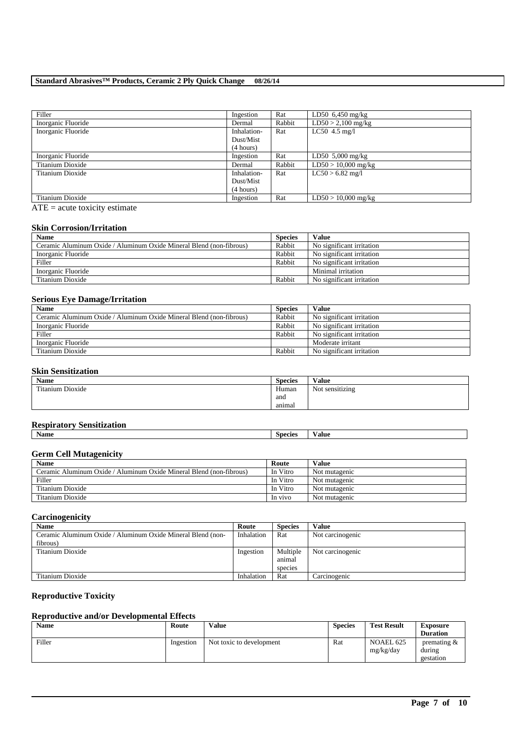| Filler | Ingestion | Rat | LD50 6,450 mg/kg |
|---|---|---|---|
| Inorganic Fluoride | Dermal | Rabbit | LD50 > 2,100 mg/kg |
| Inorganic Fluoride | Inhalation-Dust/Mist (4 hours) | Rat | LC50 4.5 mg/l |
| Inorganic Fluoride | Ingestion | Rat | LD50 5,000 mg/kg |
| Titanium Dioxide | Dermal | Rabbit | LD50 > 10,000 mg/kg |
| Titanium Dioxide | Inhalation-Dust/Mist (4 hours) | Rat | LC50 > 6.82 mg/l |
| Titanium Dioxide | Ingestion | Rat | LD50 > 10,000 mg/kg |

ATE = acute toxicity estimate

### Skin Corrosion/Irritation

| Name | Species | Value |
|---|---|---|
| Ceramic Aluminum Oxide / Aluminum Oxide Mineral Blend (non-fibrous) | Rabbit | No significant irritation |
| Inorganic Fluoride | Rabbit | No significant irritation |
| Filler | Rabbit | No significant irritation |
| Inorganic Fluoride | | Minimal irritation |
| Titanium Dioxide | Rabbit | No significant irritation |

### Serious Eye Damage/Irritation

| Name | Species | Value |
|---|---|---|
| Ceramic Aluminum Oxide / Aluminum Oxide Mineral Blend (non-fibrous) | Rabbit | No significant irritation |
| Inorganic Fluoride | Rabbit | No significant irritation |
| Filler | Rabbit | No significant irritation |
| Inorganic Fluoride | | Moderate irritant |
| Titanium Dioxide | Rabbit | No significant irritation |

### Skin Sensitization

| Name | Species | Value |
|---|---|---|
| Titanium Dioxide | Human and animal | Not sensitizing |

### Respiratory Sensitization

| Name | Species | Value |
|---|---|---|

### Germ Cell Mutagenicity

| Name | Route | Value |
|---|---|---|
| Ceramic Aluminum Oxide / Aluminum Oxide Mineral Blend (non-fibrous) | In Vitro | Not mutagenic |
| Filler | In Vitro | Not mutagenic |
| Titanium Dioxide | In Vitro | Not mutagenic |
| Titanium Dioxide | In vivo | Not mutagenic |

### Carcinogenicity

| Name | Route | Species | Value |
|---|---|---|---|
| Ceramic Aluminum Oxide / Aluminum Oxide Mineral Blend (non-fibrous) | Inhalation | Rat | Not carcinogenic |
| Titanium Dioxide | Ingestion | Multiple animal species | Not carcinogenic |
| Titanium Dioxide | Inhalation | Rat | Carcinogenic |

### Reproductive Toxicity

### Reproductive and/or Developmental Effects

| Name | Route | Value | Species | Test Result | Exposure Duration |
|---|---|---|---|---|---|
| Filler | Ingestion | Not toxic to development | Rat | NOAEL 625 mg/kg/day | premating & during gestation |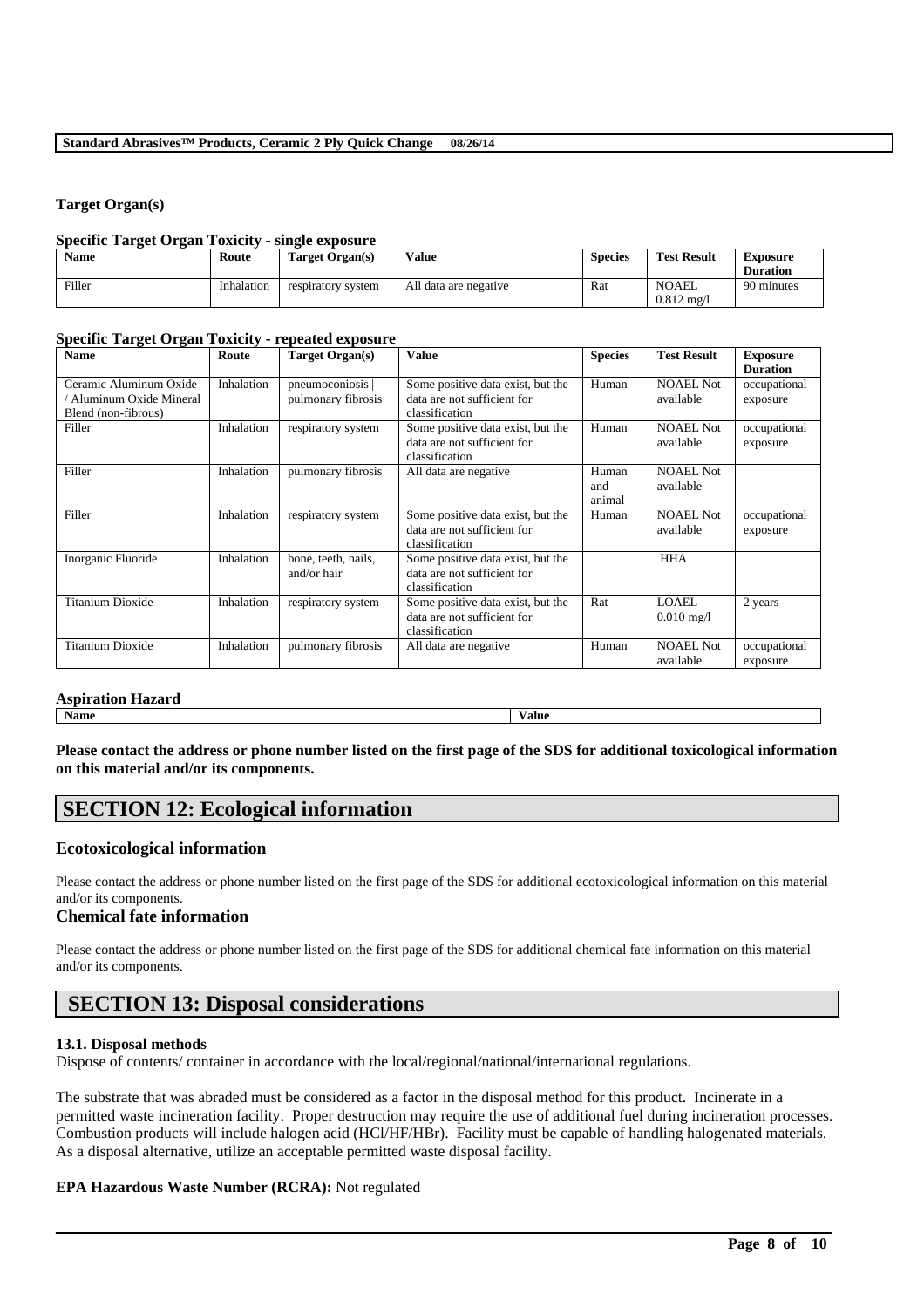**Target Organ(s)**

**Specific Target Organ Toxicity - single exposure**

| Name | Route | Target Organ(s) | Value | Species | Test Result | Exposure Duration |
|---|---|---|---|---|---|---|
| Filler | Inhalation | respiratory system | All data are negative | Rat | NOAEL 0.812 mg/l | 90 minutes |

**Specific Target Organ Toxicity - repeated exposure**

| Name | Route | Target Organ(s) | Value | Species | Test Result | Exposure Duration |
|---|---|---|---|---|---|---|
| Ceramic Aluminum Oxide / Aluminum Oxide Mineral Blend (non-fibrous) | Inhalation | pneumoconiosis \| pulmonary fibrosis | Some positive data exist, but the data are not sufficient for classification | Human | NOAEL Not available | occupational exposure |
| Filler | Inhalation | respiratory system | Some positive data exist, but the data are not sufficient for classification | Human | NOAEL Not available | occupational exposure |
| Filler | Inhalation | pulmonary fibrosis | All data are negative | Human and animal | NOAEL Not available | |
| Filler | Inhalation | respiratory system | Some positive data exist, but the data are not sufficient for classification | Human | NOAEL Not available | occupational exposure |
| Inorganic Fluoride | Inhalation | bone, teeth, nails, and/or hair | Some positive data exist, but the data are not sufficient for classification | | HHA | |
| Titanium Dioxide | Inhalation | respiratory system | Some positive data exist, but the data are not sufficient for classification | Rat | LOAEL 0.010 mg/l | 2 years |
| Titanium Dioxide | Inhalation | pulmonary fibrosis | All data are negative | Human | NOAEL Not available | occupational exposure |

**Aspiration Hazard**

| Name | Value |
|---|---|

**Please contact the address or phone number listed on the first page of the SDS for additional toxicological information on this material and/or its components.**

# SECTION 12: Ecological information

## Ecotoxicological information

Please contact the address or phone number listed on the first page of the SDS for additional ecotoxicological information on this material and/or its components.

## Chemical fate information

Please contact the address or phone number listed on the first page of the SDS for additional chemical fate information on this material and/or its components.

# SECTION 13: Disposal considerations

**13.1. Disposal methods**

Dispose of contents/ container in accordance with the local/regional/national/international regulations.

The substrate that was abraded must be considered as a factor in the disposal method for this product. Incinerate in a permitted waste incineration facility. Proper destruction may require the use of additional fuel during incineration processes. Combustion products will include halogen acid (HCl/HF/HBr). Facility must be capable of handling halogenated materials. As a disposal alternative, utilize an acceptable permitted waste disposal facility.

**EPA Hazardous Waste Number (RCRA):** Not regulated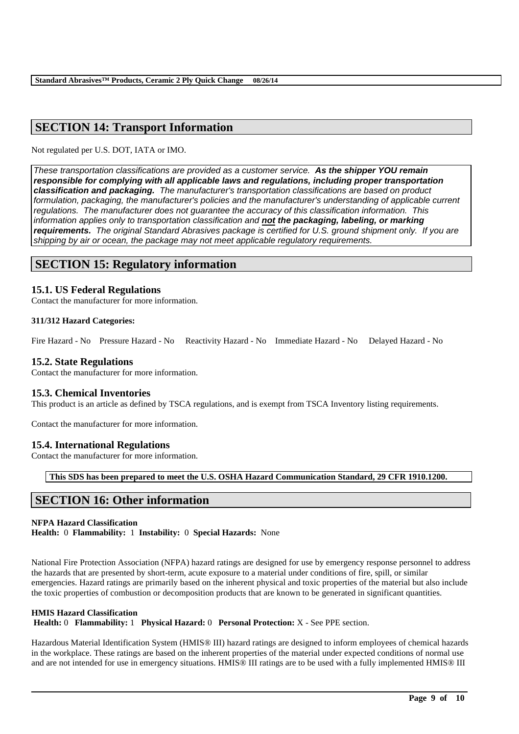## SECTION 14: Transport Information

Not regulated per U.S. DOT, IATA or IMO.

*These transportation classifications are provided as a customer service.* ***As the shipper YOU remain responsible for complying with all applicable laws and regulations, including proper transportation classification and packaging.*** *The manufacturer's transportation classifications are based on product formulation, packaging, the manufacturer's policies and the manufacturer's understanding of applicable current regulations. The manufacturer does not guarantee the accuracy of this classification information. This information applies only to transportation classification and* ***not the packaging, labeling, or marking requirements.*** *The original Standard Abrasives package is certified for U.S. ground shipment only. If you are shipping by air or ocean, the package may not meet applicable regulatory requirements.*

## SECTION 15: Regulatory information

### 15.1. US Federal Regulations

Contact the manufacturer for more information.

**311/312 Hazard Categories:**

Fire Hazard - No Pressure Hazard - No Reactivity Hazard - No Immediate Hazard - No Delayed Hazard - No

### 15.2. State Regulations

Contact the manufacturer for more information.

### 15.3. Chemical Inventories

This product is an article as defined by TSCA regulations, and is exempt from TSCA Inventory listing requirements.

Contact the manufacturer for more information.

### 15.4. International Regulations

Contact the manufacturer for more information.

**This SDS has been prepared to meet the U.S. OSHA Hazard Communication Standard, 29 CFR 1910.1200.**

## SECTION 16: Other information

**NFPA Hazard Classification**
**Health:** 0 **Flammability:** 1 **Instability:** 0 **Special Hazards:** None

National Fire Protection Association (NFPA) hazard ratings are designed for use by emergency response personnel to address the hazards that are presented by short-term, acute exposure to a material under conditions of fire, spill, or similar emergencies. Hazard ratings are primarily based on the inherent physical and toxic properties of the material but also include the toxic properties of combustion or decomposition products that are known to be generated in significant quantities.

**HMIS Hazard Classification**
**Health:** 0 **Flammability:** 1 **Physical Hazard:** 0 **Personal Protection:** X - See PPE section.

Hazardous Material Identification System (HMIS® III) hazard ratings are designed to inform employees of chemical hazards in the workplace. These ratings are based on the inherent properties of the material under expected conditions of normal use and are not intended for use in emergency situations. HMIS® III ratings are to be used with a fully implemented HMIS® III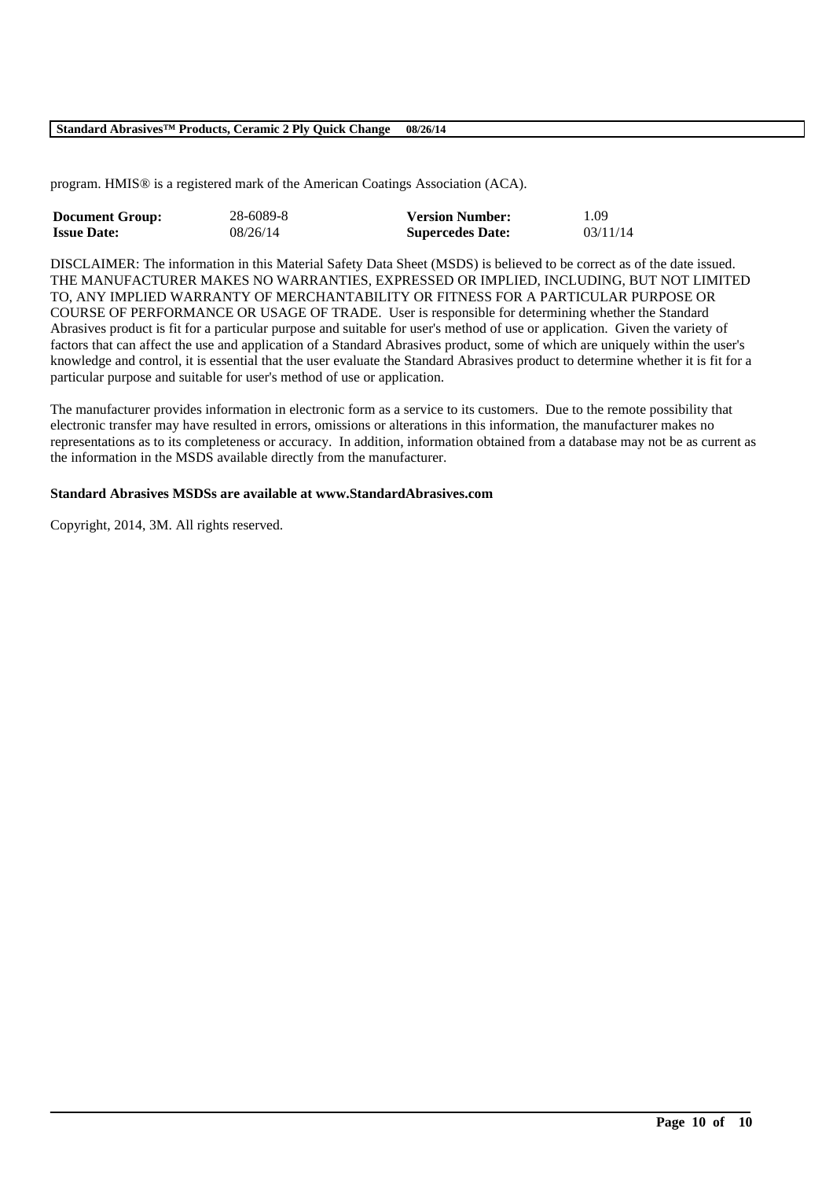program. HMIS® is a registered mark of the American Coatings Association (ACA).

| **Document Group:** | 28-6089-8 | **Version Number:** | 1.09 |
| --- | --- | --- | --- |
| **Issue Date:** | 08/26/14 | **Supercedes Date:** | 03/11/14 |

DISCLAIMER: The information in this Material Safety Data Sheet (MSDS) is believed to be correct as of the date issued. THE MANUFACTURER MAKES NO WARRANTIES, EXPRESSED OR IMPLIED, INCLUDING, BUT NOT LIMITED TO, ANY IMPLIED WARRANTY OF MERCHANTABILITY OR FITNESS FOR A PARTICULAR PURPOSE OR COURSE OF PERFORMANCE OR USAGE OF TRADE. User is responsible for determining whether the Standard Abrasives product is fit for a particular purpose and suitable for user's method of use or application. Given the variety of factors that can affect the use and application of a Standard Abrasives product, some of which are uniquely within the user's knowledge and control, it is essential that the user evaluate the Standard Abrasives product to determine whether it is fit for a particular purpose and suitable for user's method of use or application.

The manufacturer provides information in electronic form as a service to its customers. Due to the remote possibility that electronic transfer may have resulted in errors, omissions or alterations in this information, the manufacturer makes no representations as to its completeness or accuracy. In addition, information obtained from a database may not be as current as the information in the MSDS available directly from the manufacturer.

**Standard Abrasives MSDSs are available at www.StandardAbrasives.com**

Copyright, 2014, 3M. All rights reserved.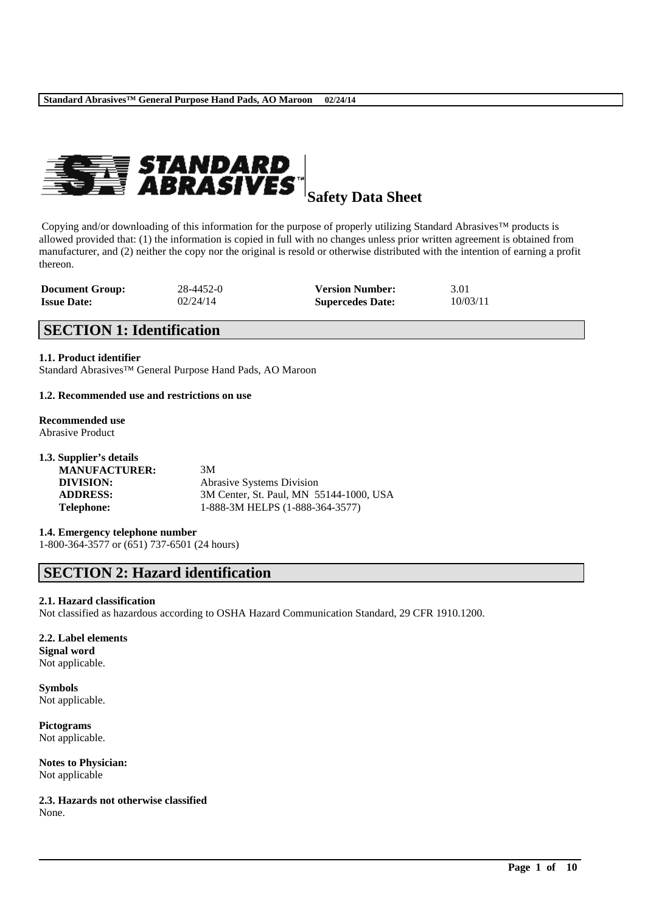# Safety Data Sheet

Copying and/or downloading of this information for the purpose of properly utilizing Standard Abrasives™ products is allowed provided that: (1) the information is copied in full with no changes unless prior written agreement is obtained from manufacturer, and (2) neither the copy nor the original is resold or otherwise distributed with the intention of earning a profit thereon.

| | | | |
|---|---|---|---|
| **Document Group:** | 28-4452-0 | **Version Number:** | 3.01 |
| **Issue Date:** | 02/24/14 | **Supercedes Date:** | 10/03/11 |

## SECTION 1: Identification

**1.1. Product identifier**

Standard Abrasives™ General Purpose Hand Pads, AO Maroon

**1.2. Recommended use and restrictions on use**

**Recommended use**

Abrasive Product

**1.3. Supplier's details**

| | |
|---|---|
| **MANUFACTURER:** | 3M |
| **DIVISION:** | Abrasive Systems Division |
| **ADDRESS:** | 3M Center, St. Paul, MN 55144-1000, USA |
| **Telephone:** | 1-888-3M HELPS (1-888-364-3577) |

**1.4. Emergency telephone number**

1-800-364-3577 or (651) 737-6501 (24 hours)

## SECTION 2: Hazard identification

**2.1. Hazard classification**

Not classified as hazardous according to OSHA Hazard Communication Standard, 29 CFR 1910.1200.

**2.2. Label elements**

**Signal word**

Not applicable.

**Symbols**

Not applicable.

**Pictograms**

Not applicable.

**Notes to Physician:**

Not applicable

**2.3. Hazards not otherwise classified**

None.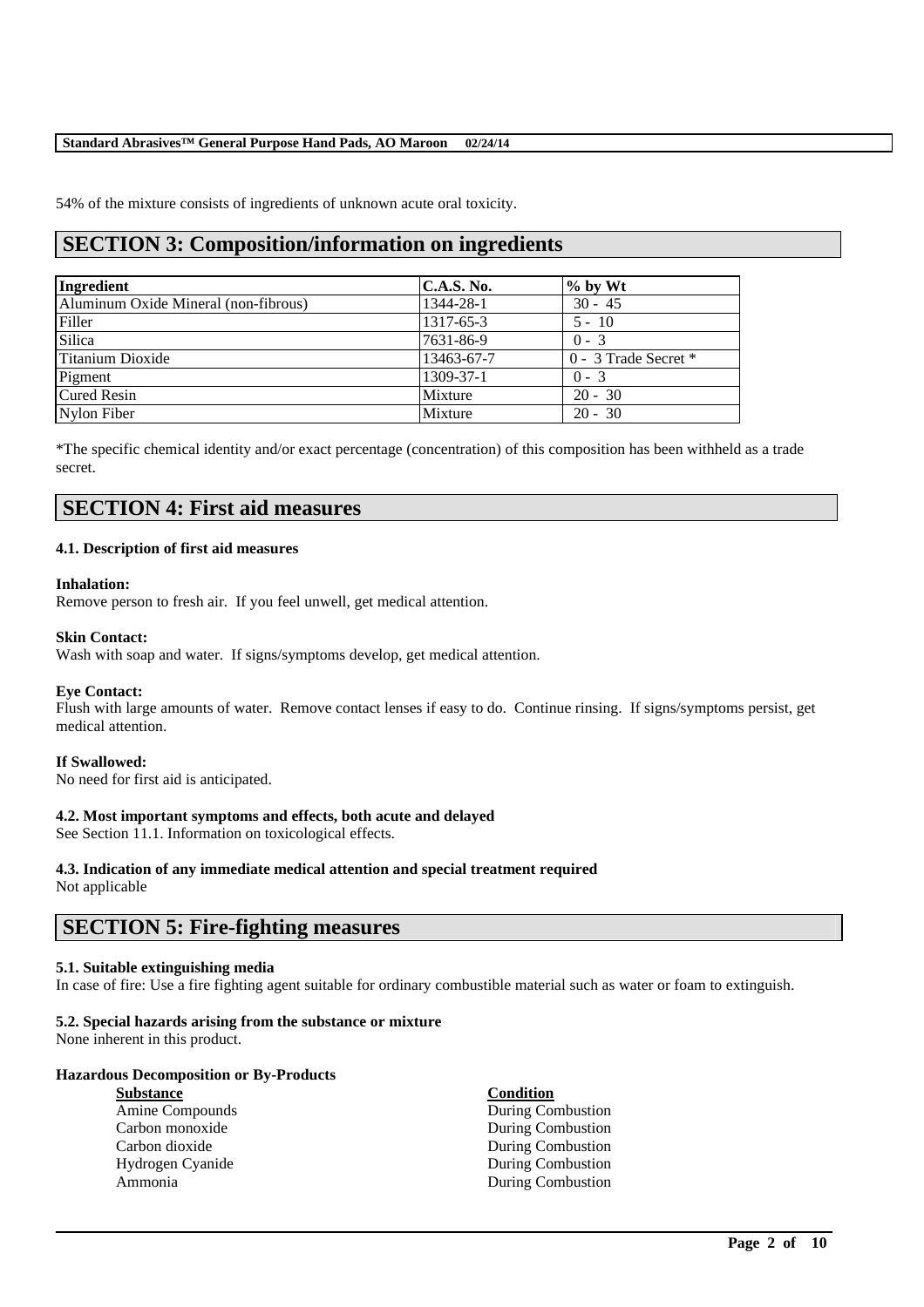54% of the mixture consists of ingredients of unknown acute oral toxicity.

## SECTION 3: Composition/information on ingredients

| Ingredient | C.A.S. No. | % by Wt |
|---|---|---|
| Aluminum Oxide Mineral (non-fibrous) | 1344-28-1 | 30 - 45 |
| Filler | 1317-65-3 | 5 - 10 |
| Silica | 7631-86-9 | 0 - 3 |
| Titanium Dioxide | 13463-67-7 | 0 - 3 Trade Secret * |
| Pigment | 1309-37-1 | 0 - 3 |
| Cured Resin | Mixture | 20 - 30 |
| Nylon Fiber | Mixture | 20 - 30 |

*The specific chemical identity and/or exact percentage (concentration) of this composition has been withheld as a trade secret.

## SECTION 4: First aid measures

### 4.1. Description of first aid measures

**Inhalation:**
Remove person to fresh air. If you feel unwell, get medical attention.

**Skin Contact:**
Wash with soap and water. If signs/symptoms develop, get medical attention.

**Eye Contact:**
Flush with large amounts of water. Remove contact lenses if easy to do. Continue rinsing. If signs/symptoms persist, get medical attention.

**If Swallowed:**
No need for first aid is anticipated.

### 4.2. Most important symptoms and effects, both acute and delayed
See Section 11.1. Information on toxicological effects.

### 4.3. Indication of any immediate medical attention and special treatment required
Not applicable

## SECTION 5: Fire-fighting measures

### 5.1. Suitable extinguishing media
In case of fire: Use a fire fighting agent suitable for ordinary combustible material such as water or foam to extinguish.

### 5.2. Special hazards arising from the substance or mixture
None inherent in this product.

**Hazardous Decomposition or By-Products**

| Substance | Condition |
|---|---|
| Amine Compounds | During Combustion |
| Carbon monoxide | During Combustion |
| Carbon dioxide | During Combustion |
| Hydrogen Cyanide | During Combustion |
| Ammonia | During Combustion |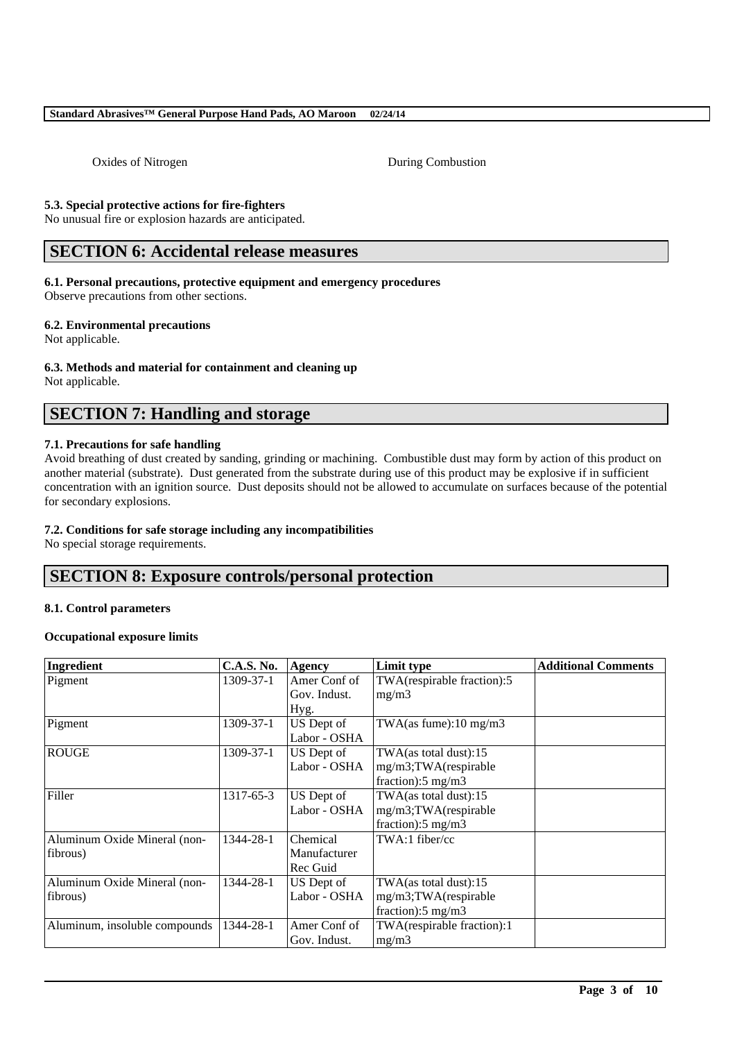| Oxides of Nitrogen | During Combustion |
|---|---|

**5.3. Special protective actions for fire-fighters**

No unusual fire or explosion hazards are anticipated.

# SECTION 6: Accidental release measures

**6.1. Personal precautions, protective equipment and emergency procedures**

Observe precautions from other sections.

**6.2. Environmental precautions**

Not applicable.

**6.3. Methods and material for containment and cleaning up**

Not applicable.

# SECTION 7: Handling and storage

**7.1. Precautions for safe handling**

Avoid breathing of dust created by sanding, grinding or machining. Combustible dust may form by action of this product on another material (substrate). Dust generated from the substrate during use of this product may be explosive if in sufficient concentration with an ignition source. Dust deposits should not be allowed to accumulate on surfaces because of the potential for secondary explosions.

**7.2. Conditions for safe storage including any incompatibilities**

No special storage requirements.

# SECTION 8: Exposure controls/personal protection

**8.1. Control parameters**

**Occupational exposure limits**

| Ingredient | C.A.S. No. | Agency | Limit type | Additional Comments |
|---|---|---|---|---|
| Pigment | 1309-37-1 | Amer Conf of Gov. Indust. Hyg. | TWA(respirable fraction):5 mg/m3 | |
| Pigment | 1309-37-1 | US Dept of Labor - OSHA | TWA(as fume):10 mg/m3 | |
| ROUGE | 1309-37-1 | US Dept of Labor - OSHA | TWA(as total dust):15 mg/m3;TWA(respirable fraction):5 mg/m3 | |
| Filler | 1317-65-3 | US Dept of Labor - OSHA | TWA(as total dust):15 mg/m3;TWA(respirable fraction):5 mg/m3 | |
| Aluminum Oxide Mineral (non-fibrous) | 1344-28-1 | Chemical Manufacturer Rec Guid | TWA:1 fiber/cc | |
| Aluminum Oxide Mineral (non-fibrous) | 1344-28-1 | US Dept of Labor - OSHA | TWA(as total dust):15 mg/m3;TWA(respirable fraction):5 mg/m3 | |
| Aluminum, insoluble compounds | 1344-28-1 | Amer Conf of Gov. Indust. | TWA(respirable fraction):1 mg/m3 | |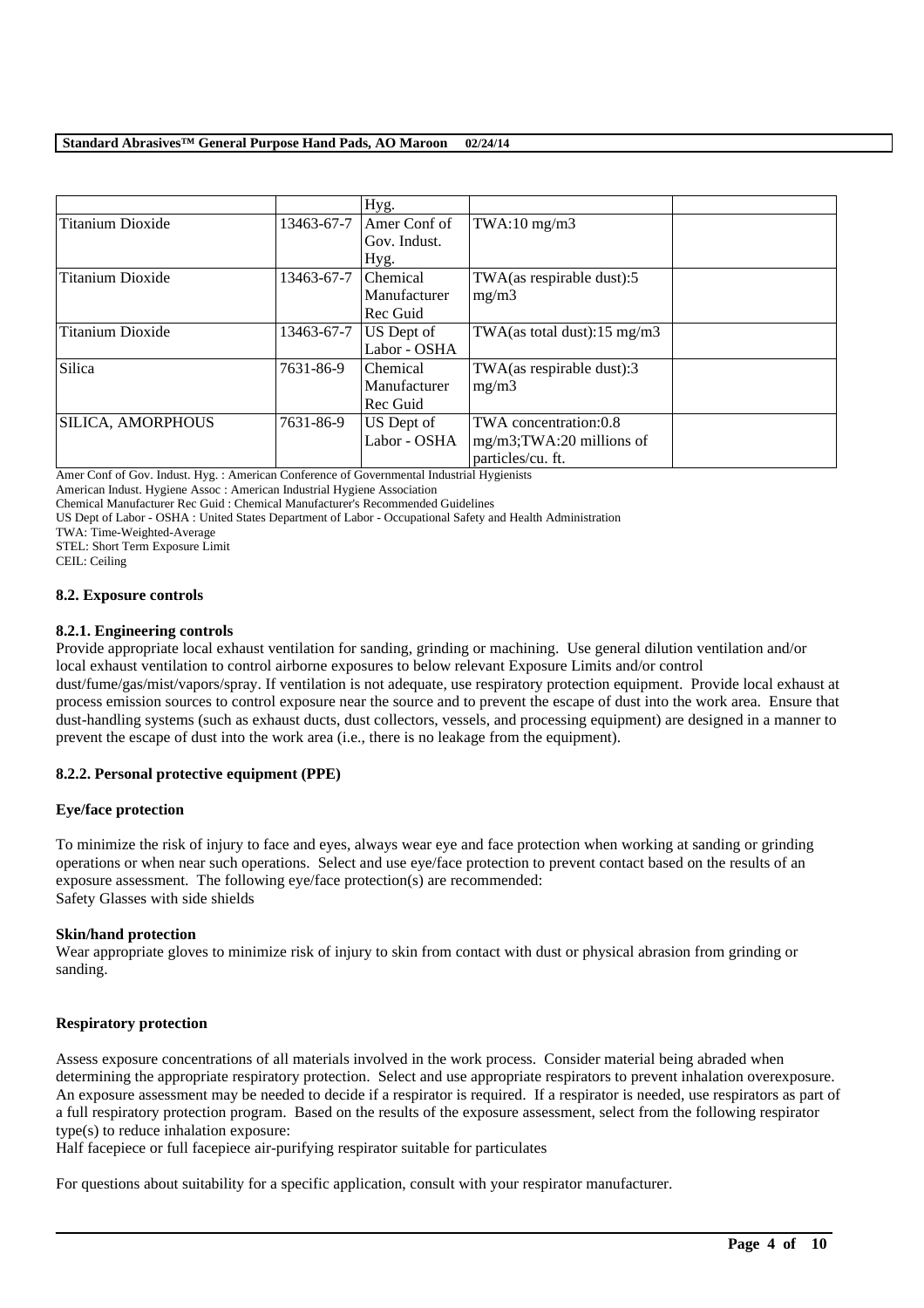| | | Hyg. | | |
|---|---|---|---|---|
| Titanium Dioxide | 13463-67-7 | Amer Conf of Gov. Indust. Hyg. | TWA:10 mg/m3 | |
| Titanium Dioxide | 13463-67-7 | Chemical Manufacturer Rec Guid | TWA(as respirable dust):5 mg/m3 | |
| Titanium Dioxide | 13463-67-7 | US Dept of Labor - OSHA | TWA(as total dust):15 mg/m3 | |
| Silica | 7631-86-9 | Chemical Manufacturer Rec Guid | TWA(as respirable dust):3 mg/m3 | |
| SILICA, AMORPHOUS | 7631-86-9 | US Dept of Labor - OSHA | TWA concentration:0.8 mg/m3;TWA:20 millions of particles/cu. ft. | |

Amer Conf of Gov. Indust. Hyg. : American Conference of Governmental Industrial Hygienists
American Indust. Hygiene Assoc : American Industrial Hygiene Association
Chemical Manufacturer Rec Guid : Chemical Manufacturer's Recommended Guidelines
US Dept of Labor - OSHA : United States Department of Labor - Occupational Safety and Health Administration
TWA: Time-Weighted-Average
STEL: Short Term Exposure Limit
CEIL: Ceiling

### 8.2. Exposure controls

#### 8.2.1. Engineering controls

Provide appropriate local exhaust ventilation for sanding, grinding or machining. Use general dilution ventilation and/or local exhaust ventilation to control airborne exposures to below relevant Exposure Limits and/or control dust/fume/gas/mist/vapors/spray. If ventilation is not adequate, use respiratory protection equipment. Provide local exhaust at process emission sources to control exposure near the source and to prevent the escape of dust into the work area. Ensure that dust-handling systems (such as exhaust ducts, dust collectors, vessels, and processing equipment) are designed in a manner to prevent the escape of dust into the work area (i.e., there is no leakage from the equipment).

#### 8.2.2. Personal protective equipment (PPE)

**Eye/face protection**

To minimize the risk of injury to face and eyes, always wear eye and face protection when working at sanding or grinding operations or when near such operations. Select and use eye/face protection to prevent contact based on the results of an exposure assessment. The following eye/face protection(s) are recommended:
Safety Glasses with side shields

**Skin/hand protection**

Wear appropriate gloves to minimize risk of injury to skin from contact with dust or physical abrasion from grinding or sanding.

**Respiratory protection**

Assess exposure concentrations of all materials involved in the work process. Consider material being abraded when determining the appropriate respiratory protection. Select and use appropriate respirators to prevent inhalation overexposure. An exposure assessment may be needed to decide if a respirator is required. If a respirator is needed, use respirators as part of a full respiratory protection program. Based on the results of the exposure assessment, select from the following respirator type(s) to reduce inhalation exposure:
Half facepiece or full facepiece air-purifying respirator suitable for particulates

For questions about suitability for a specific application, consult with your respirator manufacturer.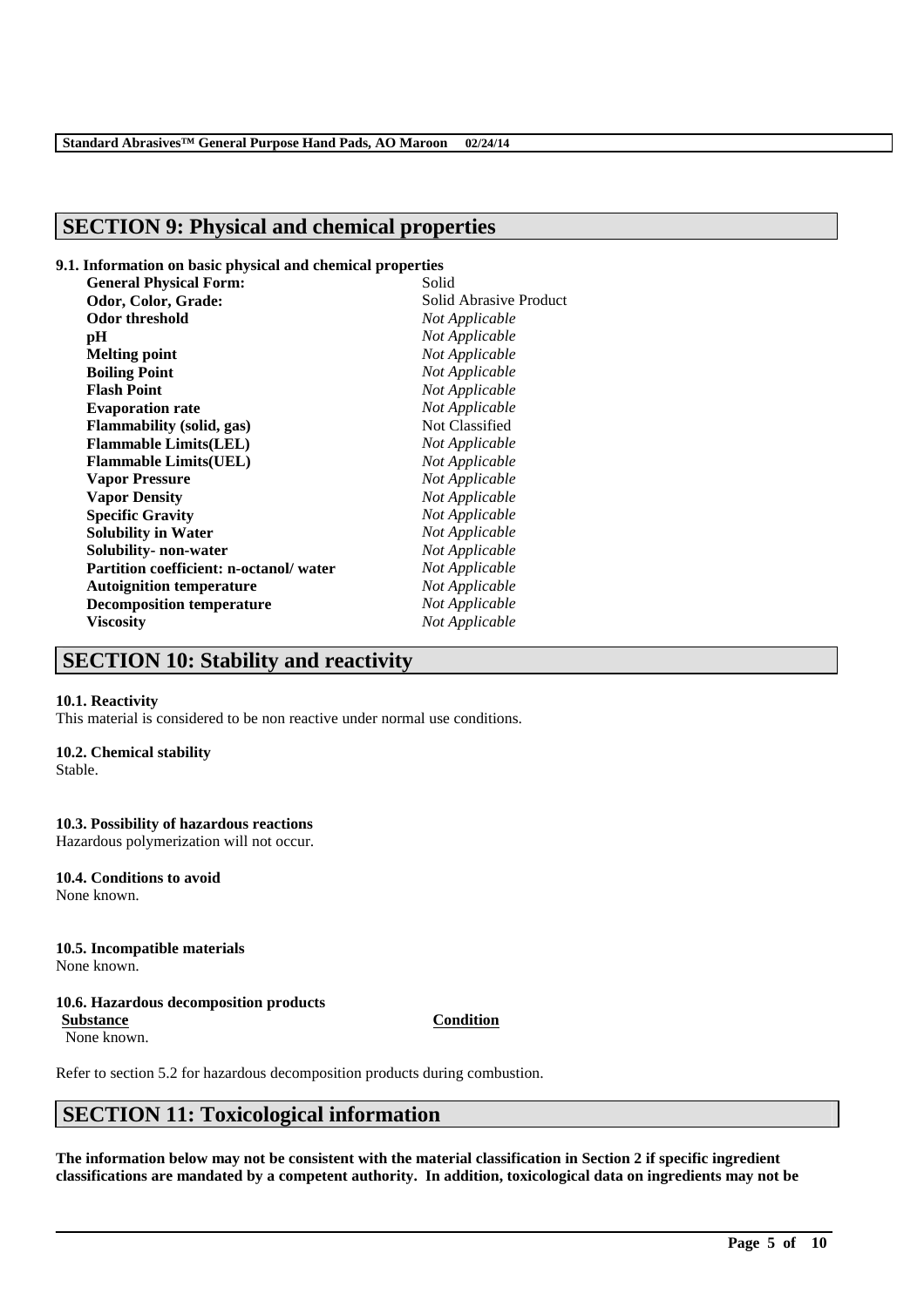## SECTION 9: Physical and chemical properties

**9.1. Information on basic physical and chemical properties**

| | |
|---|---|
| **General Physical Form:** | Solid |
| **Odor, Color, Grade:** | Solid Abrasive Product |
| **Odor threshold** | *Not Applicable* |
| **pH** | *Not Applicable* |
| **Melting point** | *Not Applicable* |
| **Boiling Point** | *Not Applicable* |
| **Flash Point** | *Not Applicable* |
| **Evaporation rate** | *Not Applicable* |
| **Flammability (solid, gas)** | Not Classified |
| **Flammable Limits(LEL)** | *Not Applicable* |
| **Flammable Limits(UEL)** | *Not Applicable* |
| **Vapor Pressure** | *Not Applicable* |
| **Vapor Density** | *Not Applicable* |
| **Specific Gravity** | *Not Applicable* |
| **Solubility in Water** | *Not Applicable* |
| **Solubility- non-water** | *Not Applicable* |
| **Partition coefficient: n-octanol/ water** | *Not Applicable* |
| **Autoignition temperature** | *Not Applicable* |
| **Decomposition temperature** | *Not Applicable* |
| **Viscosity** | *Not Applicable* |

## SECTION 10: Stability and reactivity

**10.1. Reactivity**

This material is considered to be non reactive under normal use conditions.

**10.2. Chemical stability**

Stable.

**10.3. Possibility of hazardous reactions**

Hazardous polymerization will not occur.

**10.4. Conditions to avoid**

None known.

**10.5. Incompatible materials**

None known.

**10.6. Hazardous decomposition products**

| Substance | Condition |
|---|---|
| None known. | |

Refer to section 5.2 for hazardous decomposition products during combustion.

## SECTION 11: Toxicological information

**The information below may not be consistent with the material classification in Section 2 if specific ingredient classifications are mandated by a competent authority. In addition, toxicological data on ingredients may not be**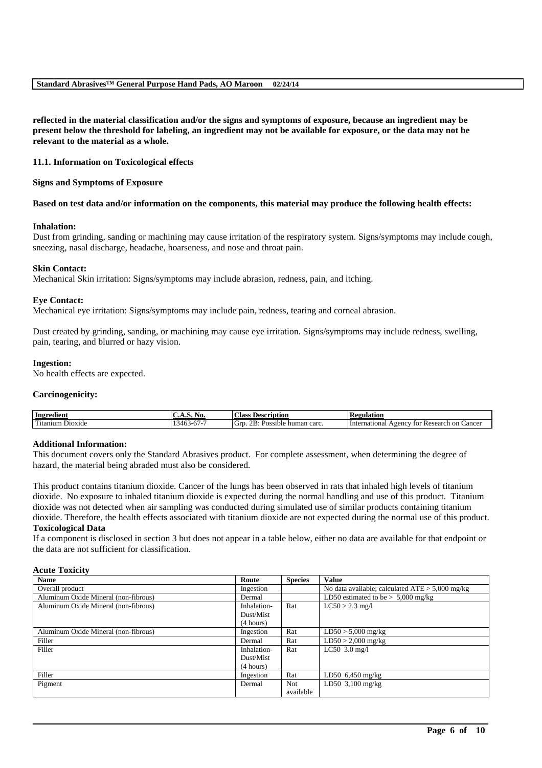**reflected in the material classification and/or the signs and symptoms of exposure, because an ingredient may be present below the threshold for labeling, an ingredient may not be available for exposure, or the data may not be relevant to the material as a whole.**

### 11.1. Information on Toxicological effects

**Signs and Symptoms of Exposure**

**Based on test data and/or information on the components, this material may produce the following health effects:**

**Inhalation:**
Dust from grinding, sanding or machining may cause irritation of the respiratory system. Signs/symptoms may include cough, sneezing, nasal discharge, headache, hoarseness, and nose and throat pain.

**Skin Contact:**
Mechanical Skin irritation: Signs/symptoms may include abrasion, redness, pain, and itching.

**Eye Contact:**
Mechanical eye irritation: Signs/symptoms may include pain, redness, tearing and corneal abrasion.

Dust created by grinding, sanding, or machining may cause eye irritation. Signs/symptoms may include redness, swelling, pain, tearing, and blurred or hazy vision.

**Ingestion:**
No health effects are expected.

**Carcinogenicity:**

| Ingredient | C.A.S. No. | Class Description | Regulation |
|---|---|---|---|
| Titanium Dioxide | 13463-67-7 | Grp. 2B: Possible human carc. | International Agency for Research on Cancer |

**Additional Information:**
This document covers only the Standard Abrasives product. For complete assessment, when determining the degree of hazard, the material being abraded must also be considered.

This product contains titanium dioxide. Cancer of the lungs has been observed in rats that inhaled high levels of titanium dioxide. No exposure to inhaled titanium dioxide is expected during the normal handling and use of this product. Titanium dioxide was not detected when air sampling was conducted during simulated use of similar products containing titanium dioxide. Therefore, the health effects associated with titanium dioxide are not expected during the normal use of this product.

**Toxicological Data**
If a component is disclosed in section 3 but does not appear in a table below, either no data are available for that endpoint or the data are not sufficient for classification.

**Acute Toxicity**

| Name | Route | Species | Value |
|---|---|---|---|
| Overall product | Ingestion | | No data available; calculated ATE > 5,000 mg/kg |
| Aluminum Oxide Mineral (non-fibrous) | Dermal | | LD50 estimated to be > 5,000 mg/kg |
| Aluminum Oxide Mineral (non-fibrous) | Inhalation-Dust/Mist (4 hours) | Rat | LC50 > 2.3 mg/l |
| Aluminum Oxide Mineral (non-fibrous) | Ingestion | Rat | LD50 > 5,000 mg/kg |
| Filler | Dermal | Rat | LD50 > 2,000 mg/kg |
| Filler | Inhalation-Dust/Mist (4 hours) | Rat | LC50 3.0 mg/l |
| Filler | Ingestion | Rat | LD50 6,450 mg/kg |
| Pigment | Dermal | Not available | LD50 3,100 mg/kg |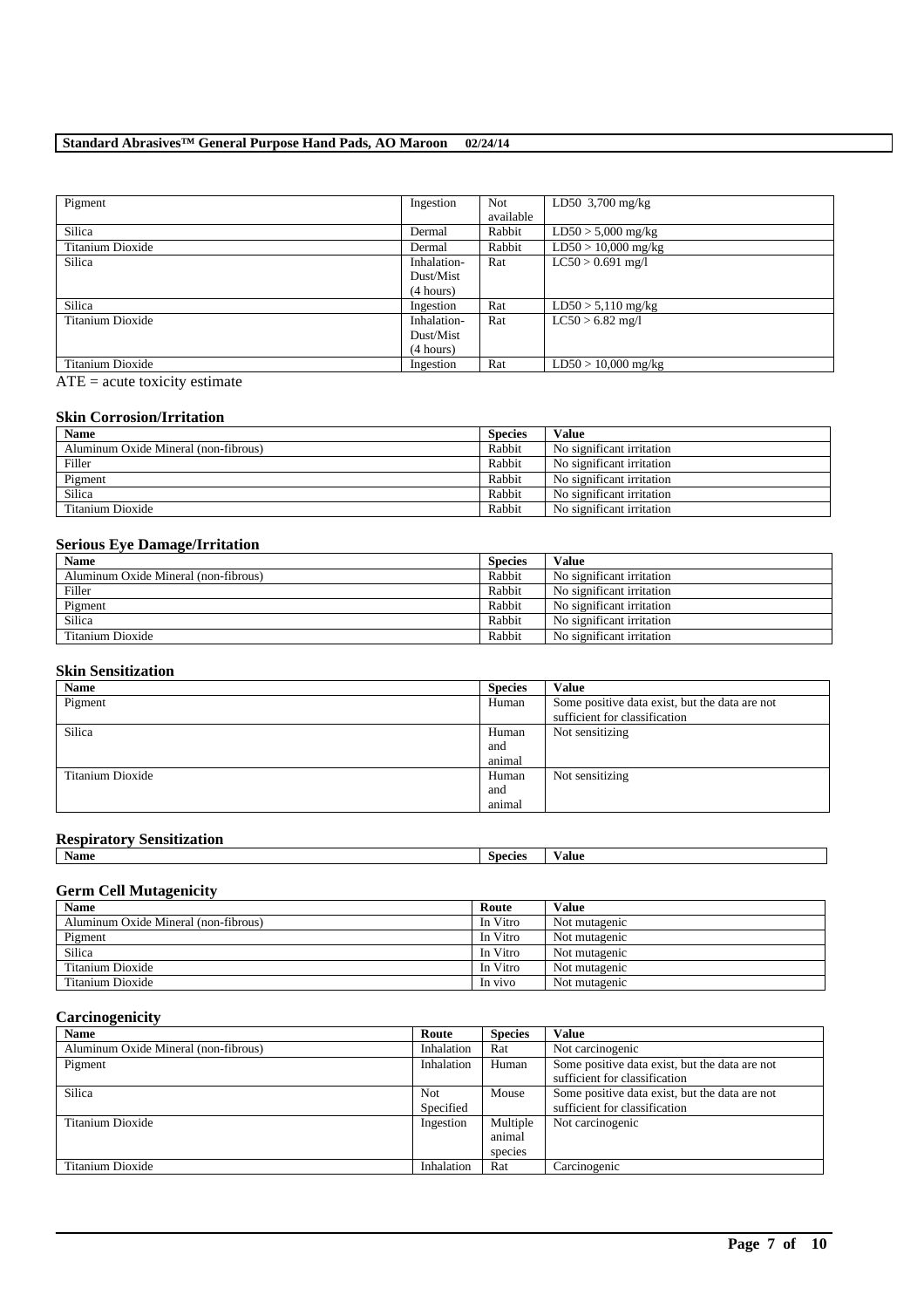| Pigment | Ingestion | Not available | LD50 3,700 mg/kg |
|---|---|---|---|
| Silica | Dermal | Rabbit | LD50 > 5,000 mg/kg |
| Titanium Dioxide | Dermal | Rabbit | LD50 > 10,000 mg/kg |
| Silica | Inhalation-Dust/Mist (4 hours) | Rat | LC50 > 0.691 mg/l |
| Silica | Ingestion | Rat | LD50 > 5,110 mg/kg |
| Titanium Dioxide | Inhalation-Dust/Mist (4 hours) | Rat | LC50 > 6.82 mg/l |
| Titanium Dioxide | Ingestion | Rat | LD50 > 10,000 mg/kg |

ATE = acute toxicity estimate

## Skin Corrosion/Irritation

| Name | Species | Value |
|---|---|---|
| Aluminum Oxide Mineral (non-fibrous) | Rabbit | No significant irritation |
| Filler | Rabbit | No significant irritation |
| Pigment | Rabbit | No significant irritation |
| Silica | Rabbit | No significant irritation |
| Titanium Dioxide | Rabbit | No significant irritation |

## Serious Eye Damage/Irritation

| Name | Species | Value |
|---|---|---|
| Aluminum Oxide Mineral (non-fibrous) | Rabbit | No significant irritation |
| Filler | Rabbit | No significant irritation |
| Pigment | Rabbit | No significant irritation |
| Silica | Rabbit | No significant irritation |
| Titanium Dioxide | Rabbit | No significant irritation |

## Skin Sensitization

| Name | Species | Value |
|---|---|---|
| Pigment | Human | Some positive data exist, but the data are not sufficient for classification |
| Silica | Human and animal | Not sensitizing |
| Titanium Dioxide | Human and animal | Not sensitizing |

## Respiratory Sensitization

| Name | Species | Value |
|---|---|---|

## Germ Cell Mutagenicity

| Name | Route | Value |
|---|---|---|
| Aluminum Oxide Mineral (non-fibrous) | In Vitro | Not mutagenic |
| Pigment | In Vitro | Not mutagenic |
| Silica | In Vitro | Not mutagenic |
| Titanium Dioxide | In Vitro | Not mutagenic |
| Titanium Dioxide | In vivo | Not mutagenic |

## Carcinogenicity

| Name | Route | Species | Value |
|---|---|---|---|
| Aluminum Oxide Mineral (non-fibrous) | Inhalation | Rat | Not carcinogenic |
| Pigment | Inhalation | Human | Some positive data exist, but the data are not sufficient for classification |
| Silica | Not Specified | Mouse | Some positive data exist, but the data are not sufficient for classification |
| Titanium Dioxide | Ingestion | Multiple animal species | Not carcinogenic |
| Titanium Dioxide | Inhalation | Rat | Carcinogenic |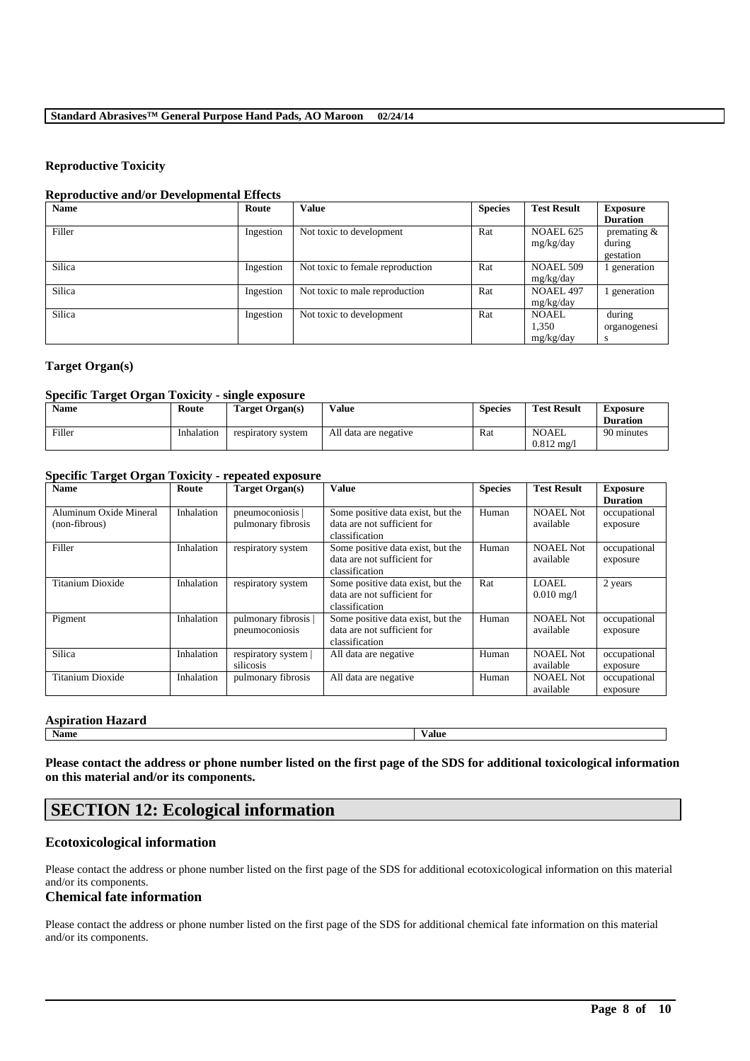### Reproductive Toxicity

#### Reproductive and/or Developmental Effects

| Name | Route | Value | Species | Test Result | Exposure Duration |
|---|---|---|---|---|---|
| Filler | Ingestion | Not toxic to development | Rat | NOAEL 625 mg/kg/day | premating & during gestation |
| Silica | Ingestion | Not toxic to female reproduction | Rat | NOAEL 509 mg/kg/day | 1 generation |
| Silica | Ingestion | Not toxic to male reproduction | Rat | NOAEL 497 mg/kg/day | 1 generation |
| Silica | Ingestion | Not toxic to development | Rat | NOAEL 1,350 mg/kg/day | during organogenesis |

### Target Organ(s)

#### Specific Target Organ Toxicity - single exposure

| Name | Route | Target Organ(s) | Value | Species | Test Result | Exposure Duration |
|---|---|---|---|---|---|---|
| Filler | Inhalation | respiratory system | All data are negative | Rat | NOAEL 0.812 mg/l | 90 minutes |

#### Specific Target Organ Toxicity - repeated exposure

| Name | Route | Target Organ(s) | Value | Species | Test Result | Exposure Duration |
|---|---|---|---|---|---|---|
| Aluminum Oxide Mineral (non-fibrous) | Inhalation | pneumoconiosis \| pulmonary fibrosis | Some positive data exist, but the data are not sufficient for classification | Human | NOAEL Not available | occupational exposure |
| Filler | Inhalation | respiratory system | Some positive data exist, but the data are not sufficient for classification | Human | NOAEL Not available | occupational exposure |
| Titanium Dioxide | Inhalation | respiratory system | Some positive data exist, but the data are not sufficient for classification | Rat | LOAEL 0.010 mg/l | 2 years |
| Pigment | Inhalation | pulmonary fibrosis \| pneumoconiosis | Some positive data exist, but the data are not sufficient for classification | Human | NOAEL Not available | occupational exposure |
| Silica | Inhalation | respiratory system \| silicosis | All data are negative | Human | NOAEL Not available | occupational exposure |
| Titanium Dioxide | Inhalation | pulmonary fibrosis | All data are negative | Human | NOAEL Not available | occupational exposure |

#### Aspiration Hazard

| Name | Value |
|---|---|

**Please contact the address or phone number listed on the first page of the SDS for additional toxicological information on this material and/or its components.**

## SECTION 12: Ecological information

### Ecotoxicological information

Please contact the address or phone number listed on the first page of the SDS for additional ecotoxicological information on this material and/or its components.

### Chemical fate information

Please contact the address or phone number listed on the first page of the SDS for additional chemical fate information on this material and/or its components.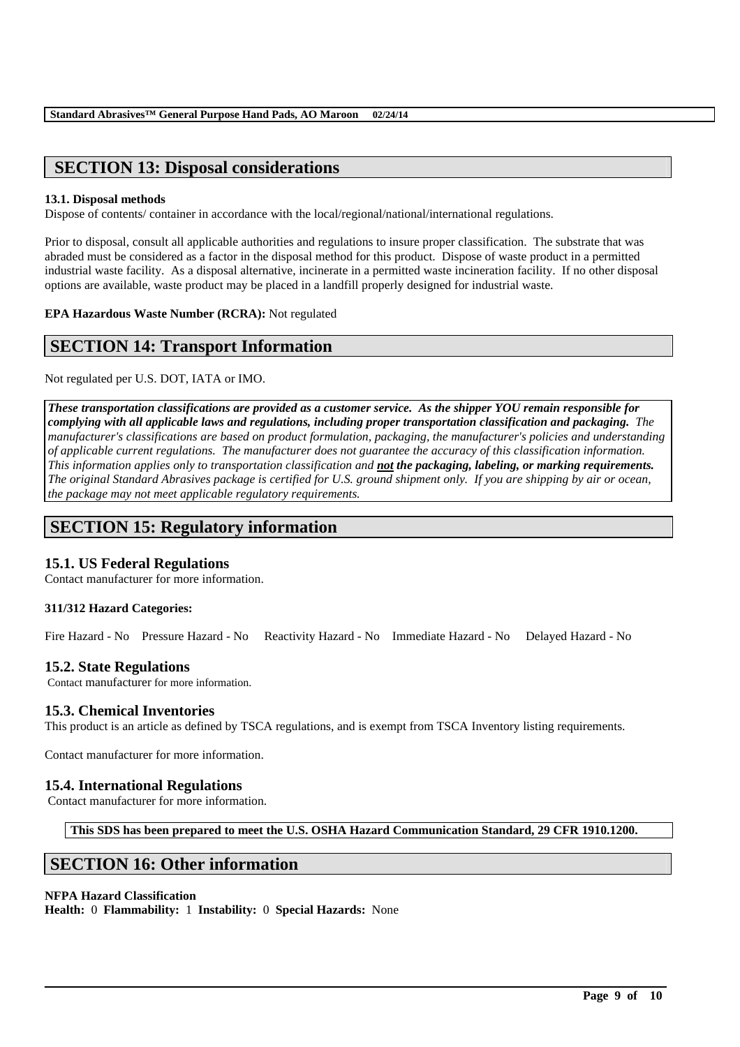## SECTION 13: Disposal considerations

**13.1. Disposal methods**

Dispose of contents/ container in accordance with the local/regional/national/international regulations.

Prior to disposal, consult all applicable authorities and regulations to insure proper classification. The substrate that was abraded must be considered as a factor in the disposal method for this product. Dispose of waste product in a permitted industrial waste facility. As a disposal alternative, incinerate in a permitted waste incineration facility. If no other disposal options are available, waste product may be placed in a landfill properly designed for industrial waste.

**EPA Hazardous Waste Number (RCRA):** Not regulated

## SECTION 14: Transport Information

Not regulated per U.S. DOT, IATA or IMO.

***These transportation classifications are provided as a customer service. As the shipper YOU remain responsible for complying with all applicable laws and regulations, including proper transportation classification and packaging.*** *The manufacturer's classifications are based on product formulation, packaging, the manufacturer's policies and understanding of applicable current regulations. The manufacturer does not guarantee the accuracy of this classification information. This information applies only to transportation classification and* ***not the packaging, labeling, or marking requirements.*** *The original Standard Abrasives package is certified for U.S. ground shipment only. If you are shipping by air or ocean, the package may not meet applicable regulatory requirements.*

## SECTION 15: Regulatory information

### 15.1. US Federal Regulations

Contact manufacturer for more information.

**311/312 Hazard Categories:**

Fire Hazard - No    Pressure Hazard - No    Reactivity Hazard - No    Immediate Hazard - No    Delayed Hazard - No

### 15.2. State Regulations

Contact manufacturer for more information.

### 15.3. Chemical Inventories

This product is an article as defined by TSCA regulations, and is exempt from TSCA Inventory listing requirements.

Contact manufacturer for more information.

### 15.4. International Regulations

Contact manufacturer for more information.

**This SDS has been prepared to meet the U.S. OSHA Hazard Communication Standard, 29 CFR 1910.1200.**

## SECTION 16: Other information

**NFPA Hazard Classification**
**Health:** 0 **Flammability:** 1 **Instability:** 0 **Special Hazards:** None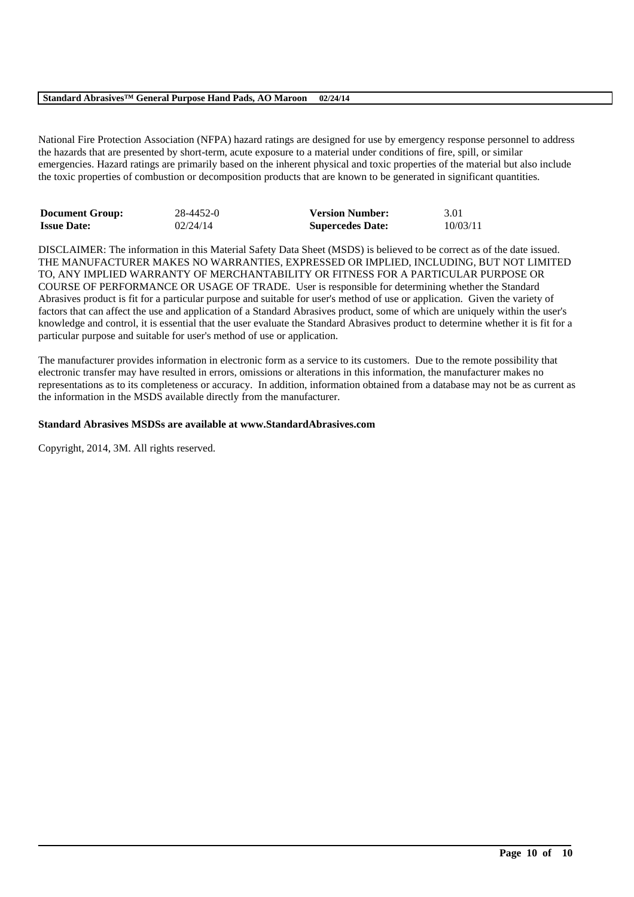National Fire Protection Association (NFPA) hazard ratings are designed for use by emergency response personnel to address the hazards that are presented by short-term, acute exposure to a material under conditions of fire, spill, or similar emergencies. Hazard ratings are primarily based on the inherent physical and toxic properties of the material but also include the toxic properties of combustion or decomposition products that are known to be generated in significant quantities.

| **Document Group:** | 28-4452-0 | **Version Number:** | 3.01 |
|---|---|---|---|
| **Issue Date:** | 02/24/14 | **Supercedes Date:** | 10/03/11 |

DISCLAIMER: The information in this Material Safety Data Sheet (MSDS) is believed to be correct as of the date issued. THE MANUFACTURER MAKES NO WARRANTIES, EXPRESSED OR IMPLIED, INCLUDING, BUT NOT LIMITED TO, ANY IMPLIED WARRANTY OF MERCHANTABILITY OR FITNESS FOR A PARTICULAR PURPOSE OR COURSE OF PERFORMANCE OR USAGE OF TRADE. User is responsible for determining whether the Standard Abrasives product is fit for a particular purpose and suitable for user's method of use or application. Given the variety of factors that can affect the use and application of a Standard Abrasives product, some of which are uniquely within the user's knowledge and control, it is essential that the user evaluate the Standard Abrasives product to determine whether it is fit for a particular purpose and suitable for user's method of use or application.

The manufacturer provides information in electronic form as a service to its customers. Due to the remote possibility that electronic transfer may have resulted in errors, omissions or alterations in this information, the manufacturer makes no representations as to its completeness or accuracy. In addition, information obtained from a database may not be as current as the information in the MSDS available directly from the manufacturer.

**Standard Abrasives MSDSs are available at www.StandardAbrasives.com**

Copyright, 2014, 3M. All rights reserved.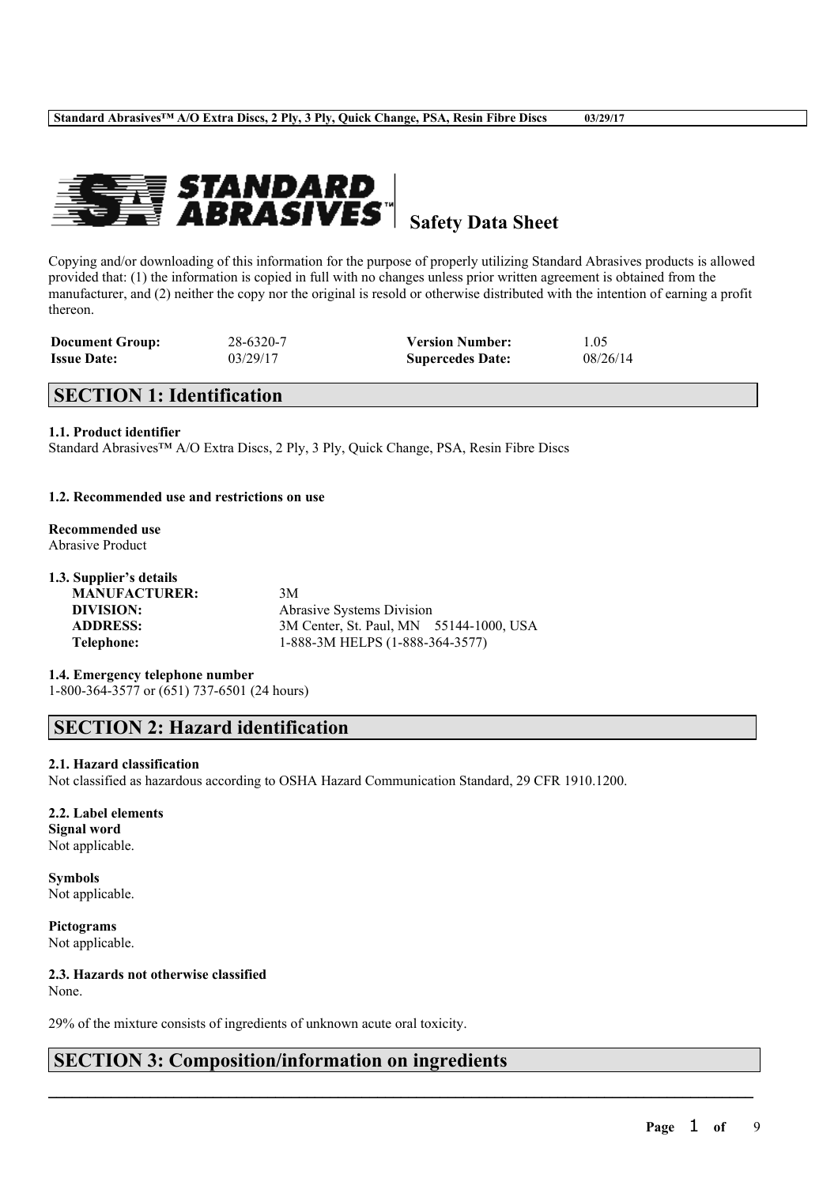# Safety Data Sheet

Copying and/or downloading of this information for the purpose of properly utilizing Standard Abrasives products is allowed provided that: (1) the information is copied in full with no changes unless prior written agreement is obtained from the manufacturer, and (2) neither the copy nor the original is resold or otherwise distributed with the intention of earning a profit thereon.

| **Document Group:** | 28-6320-7 | **Version Number:** | 1.05 |
|---|---|---|---|
| **Issue Date:** | 03/29/17 | **Supercedes Date:** | 08/26/14 |

## SECTION 1: Identification

**1.1. Product identifier**

Standard Abrasives™ A/O Extra Discs, 2 Ply, 3 Ply, Quick Change, PSA, Resin Fibre Discs

**1.2. Recommended use and restrictions on use**

**Recommended use**

Abrasive Product

**1.3. Supplier's details**

| | |
|---|---|
| **MANUFACTURER:** | 3M |
| **DIVISION:** | Abrasive Systems Division |
| **ADDRESS:** | 3M Center, St. Paul, MN 55144-1000, USA |
| **Telephone:** | 1-888-3M HELPS (1-888-364-3577) |

**1.4. Emergency telephone number**

1-800-364-3577 or (651) 737-6501 (24 hours)

## SECTION 2: Hazard identification

**2.1. Hazard classification**

Not classified as hazardous according to OSHA Hazard Communication Standard, 29 CFR 1910.1200.

**2.2. Label elements**

**Signal word**

Not applicable.

**Symbols**

Not applicable.

**Pictograms**

Not applicable.

**2.3. Hazards not otherwise classified**

None.

29% of the mixture consists of ingredients of unknown acute oral toxicity.

## SECTION 3: Composition/information on ingredients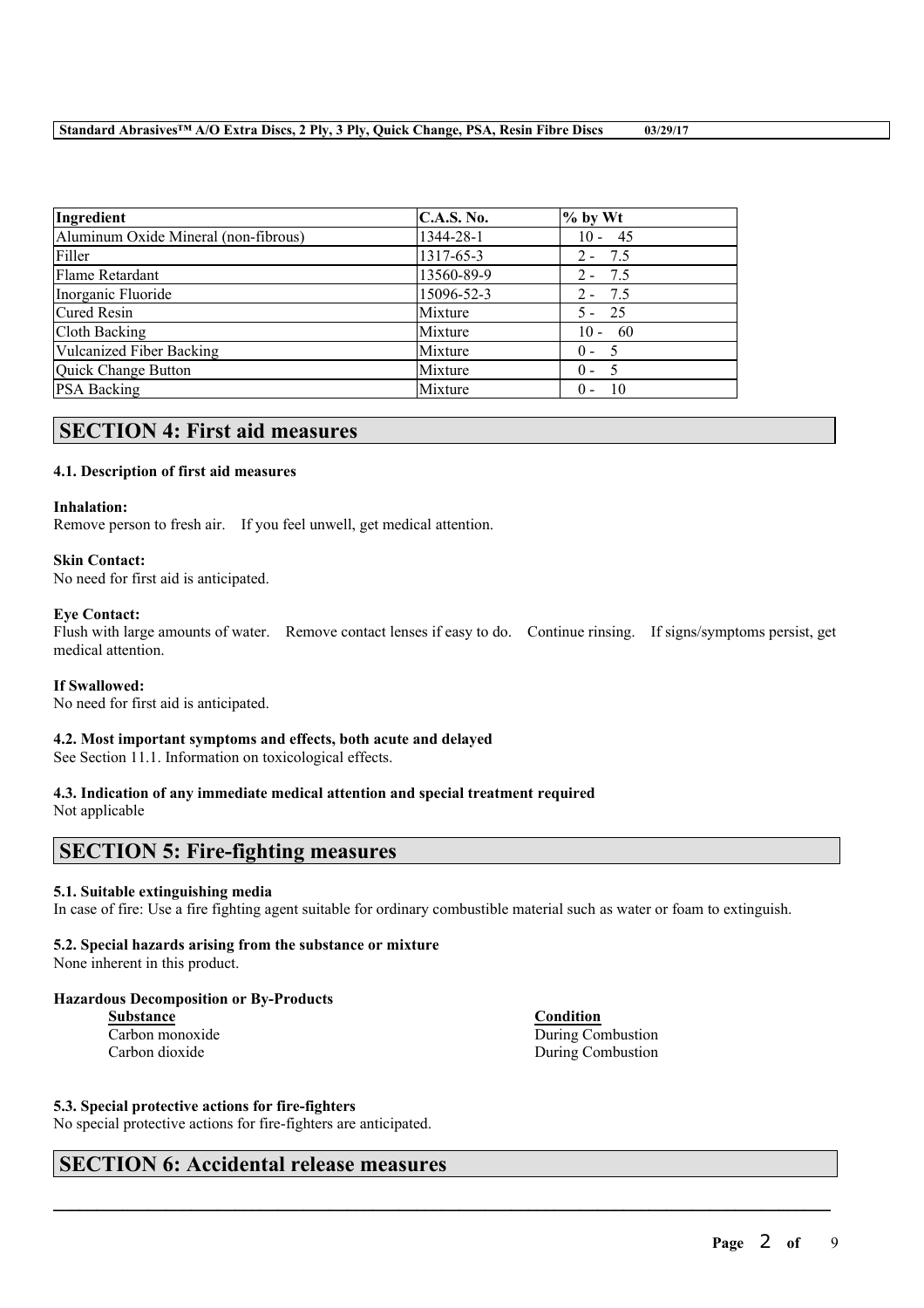| Ingredient | C.A.S. No. | % by Wt |
|---|---|---|
| Aluminum Oxide Mineral (non-fibrous) | 1344-28-1 | 10 - 45 |
| Filler | 1317-65-3 | 2 - 7.5 |
| Flame Retardant | 13560-89-9 | 2 - 7.5 |
| Inorganic Fluoride | 15096-52-3 | 2 - 7.5 |
| Cured Resin | Mixture | 5 - 25 |
| Cloth Backing | Mixture | 10 - 60 |
| Vulcanized Fiber Backing | Mixture | 0 - 5 |
| Quick Change Button | Mixture | 0 - 5 |
| PSA Backing | Mixture | 0 - 10 |

## SECTION 4: First aid measures

### 4.1. Description of first aid measures

**Inhalation:**
Remove person to fresh air. If you feel unwell, get medical attention.

**Skin Contact:**
No need for first aid is anticipated.

**Eye Contact:**
Flush with large amounts of water. Remove contact lenses if easy to do. Continue rinsing. If signs/symptoms persist, get medical attention.

**If Swallowed:**
No need for first aid is anticipated.

### 4.2. Most important symptoms and effects, both acute and delayed

See Section 11.1. Information on toxicological effects.

### 4.3. Indication of any immediate medical attention and special treatment required

Not applicable

## SECTION 5: Fire-fighting measures

### 5.1. Suitable extinguishing media

In case of fire: Use a fire fighting agent suitable for ordinary combustible material such as water or foam to extinguish.

### 5.2. Special hazards arising from the substance or mixture

None inherent in this product.

**Hazardous Decomposition or By-Products**

| Substance | Condition |
|---|---|
| Carbon monoxide | During Combustion |
| Carbon dioxide | During Combustion |

### 5.3. Special protective actions for fire-fighters

No special protective actions for fire-fighters are anticipated.

## SECTION 6: Accidental release measures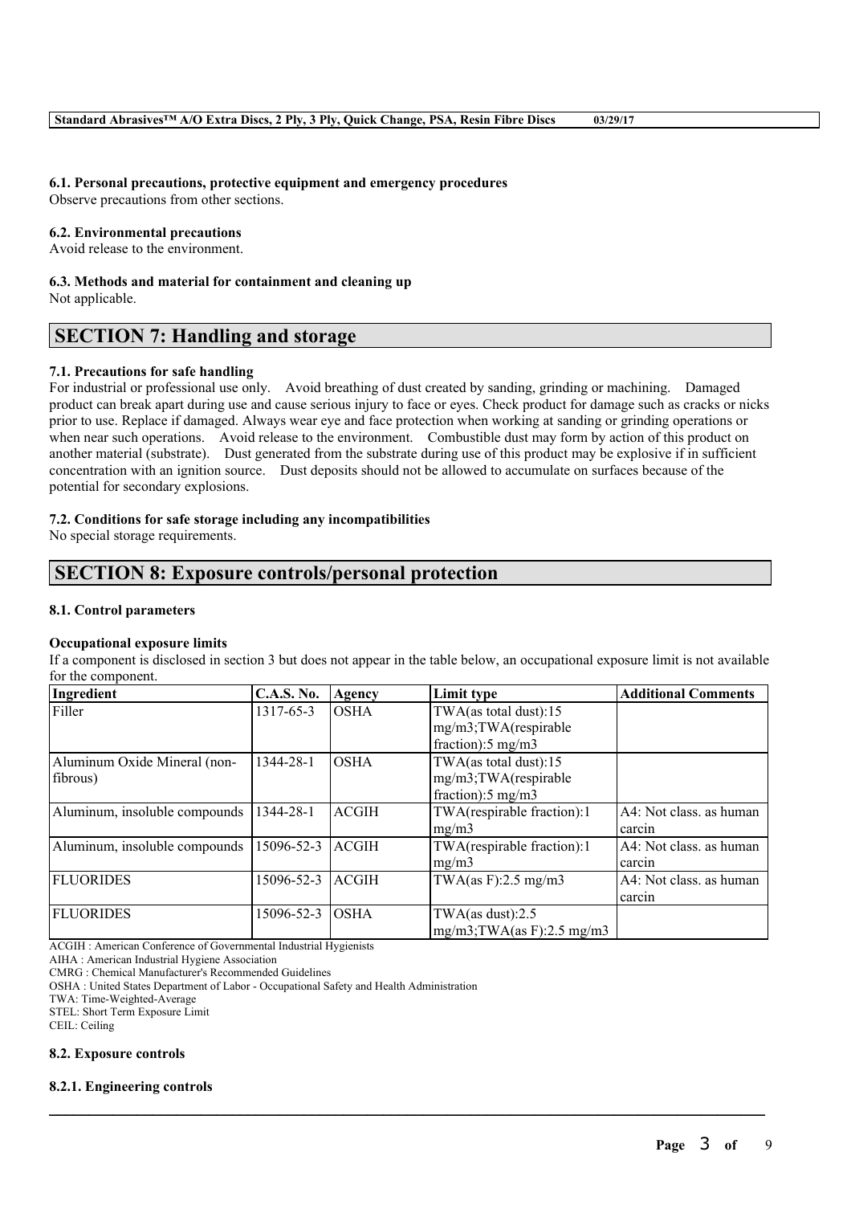#### 6.1. Personal precautions, protective equipment and emergency procedures
Observe precautions from other sections.

#### 6.2. Environmental precautions
Avoid release to the environment.

#### 6.3. Methods and material for containment and cleaning up
Not applicable.

## SECTION 7: Handling and storage

#### 7.1. Precautions for safe handling
For industrial or professional use only. Avoid breathing of dust created by sanding, grinding or machining. Damaged product can break apart during use and cause serious injury to face or eyes. Check product for damage such as cracks or nicks prior to use. Replace if damaged. Always wear eye and face protection when working at sanding or grinding operations or when near such operations. Avoid release to the environment. Combustible dust may form by action of this product on another material (substrate). Dust generated from the substrate during use of this product may be explosive if in sufficient concentration with an ignition source. Dust deposits should not be allowed to accumulate on surfaces because of the potential for secondary explosions.

#### 7.2. Conditions for safe storage including any incompatibilities
No special storage requirements.

## SECTION 8: Exposure controls/personal protection

#### 8.1. Control parameters

**Occupational exposure limits**

If a component is disclosed in section 3 but does not appear in the table below, an occupational exposure limit is not available for the component.

| Ingredient | C.A.S. No. | Agency | Limit type | Additional Comments |
|---|---|---|---|---|
| Filler | 1317-65-3 | OSHA | TWA(as total dust):15 mg/m3;TWA(respirable fraction):5 mg/m3 | |
| Aluminum Oxide Mineral (non-fibrous) | 1344-28-1 | OSHA | TWA(as total dust):15 mg/m3;TWA(respirable fraction):5 mg/m3 | |
| Aluminum, insoluble compounds | 1344-28-1 | ACGIH | TWA(respirable fraction):1 mg/m3 | A4: Not class. as human carcin |
| Aluminum, insoluble compounds | 15096-52-3 | ACGIH | TWA(respirable fraction):1 mg/m3 | A4: Not class. as human carcin |
| FLUORIDES | 15096-52-3 | ACGIH | TWA(as F):2.5 mg/m3 | A4: Not class. as human carcin |
| FLUORIDES | 15096-52-3 | OSHA | TWA(as dust):2.5 mg/m3;TWA(as F):2.5 mg/m3 | |

ACGIH : American Conference of Governmental Industrial Hygienists
AIHA : American Industrial Hygiene Association
CMRG : Chemical Manufacturer's Recommended Guidelines
OSHA : United States Department of Labor - Occupational Safety and Health Administration
TWA: Time-Weighted-Average
STEL: Short Term Exposure Limit
CEIL: Ceiling

#### 8.2. Exposure controls

#### 8.2.1. Engineering controls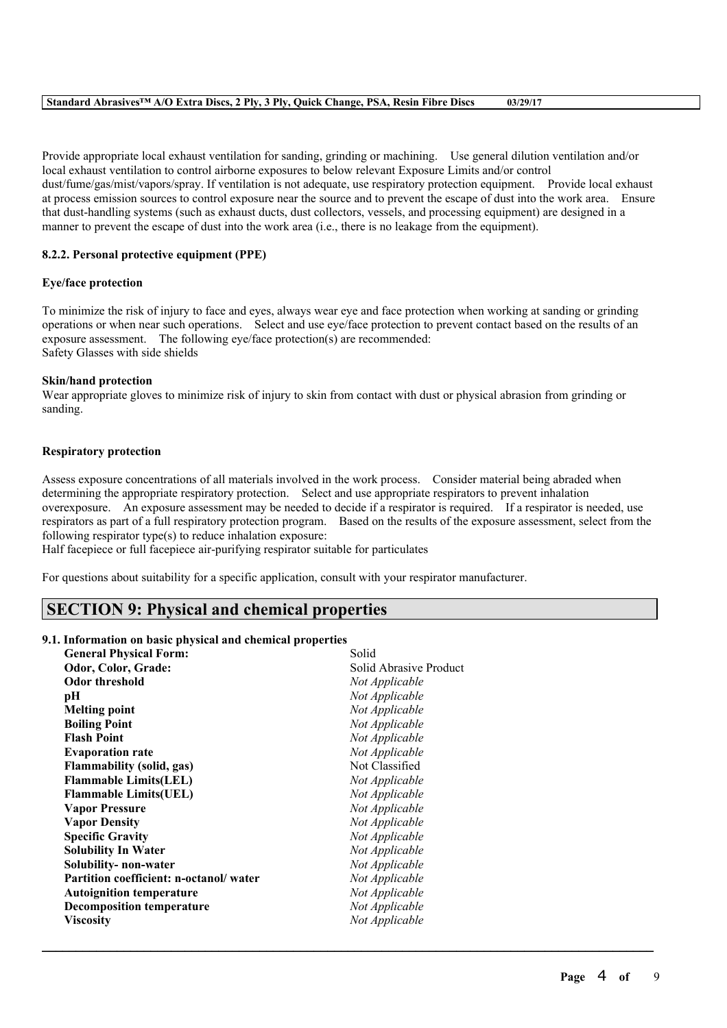Provide appropriate local exhaust ventilation for sanding, grinding or machining. Use general dilution ventilation and/or local exhaust ventilation to control airborne exposures to below relevant Exposure Limits and/or control dust/fume/gas/mist/vapors/spray. If ventilation is not adequate, use respiratory protection equipment. Provide local exhaust at process emission sources to control exposure near the source and to prevent the escape of dust into the work area. Ensure that dust-handling systems (such as exhaust ducts, dust collectors, vessels, and processing equipment) are designed in a manner to prevent the escape of dust into the work area (i.e., there is no leakage from the equipment).

### 8.2.2. Personal protective equipment (PPE)

**Eye/face protection**

To minimize the risk of injury to face and eyes, always wear eye and face protection when working at sanding or grinding operations or when near such operations. Select and use eye/face protection to prevent contact based on the results of an exposure assessment. The following eye/face protection(s) are recommended:
Safety Glasses with side shields

**Skin/hand protection**

Wear appropriate gloves to minimize risk of injury to skin from contact with dust or physical abrasion from grinding or sanding.

**Respiratory protection**

Assess exposure concentrations of all materials involved in the work process. Consider material being abraded when determining the appropriate respiratory protection. Select and use appropriate respirators to prevent inhalation overexposure. An exposure assessment may be needed to decide if a respirator is required. If a respirator is needed, use respirators as part of a full respiratory protection program. Based on the results of the exposure assessment, select from the following respirator type(s) to reduce inhalation exposure:
Half facepiece or full facepiece air-purifying respirator suitable for particulates

For questions about suitability for a specific application, consult with your respirator manufacturer.

## SECTION 9: Physical and chemical properties

### 9.1. Information on basic physical and chemical properties

| | |
|---|---|
| **General Physical Form:** | Solid |
| **Odor, Color, Grade:** | Solid Abrasive Product |
| **Odor threshold** | *Not Applicable* |
| **pH** | *Not Applicable* |
| **Melting point** | *Not Applicable* |
| **Boiling Point** | *Not Applicable* |
| **Flash Point** | *Not Applicable* |
| **Evaporation rate** | *Not Applicable* |
| **Flammability (solid, gas)** | Not Classified |
| **Flammable Limits(LEL)** | *Not Applicable* |
| **Flammable Limits(UEL)** | *Not Applicable* |
| **Vapor Pressure** | *Not Applicable* |
| **Vapor Density** | *Not Applicable* |
| **Specific Gravity** | *Not Applicable* |
| **Solubility In Water** | *Not Applicable* |
| **Solubility- non-water** | *Not Applicable* |
| **Partition coefficient: n-octanol/ water** | *Not Applicable* |
| **Autoignition temperature** | *Not Applicable* |
| **Decomposition temperature** | *Not Applicable* |
| **Viscosity** | *Not Applicable* |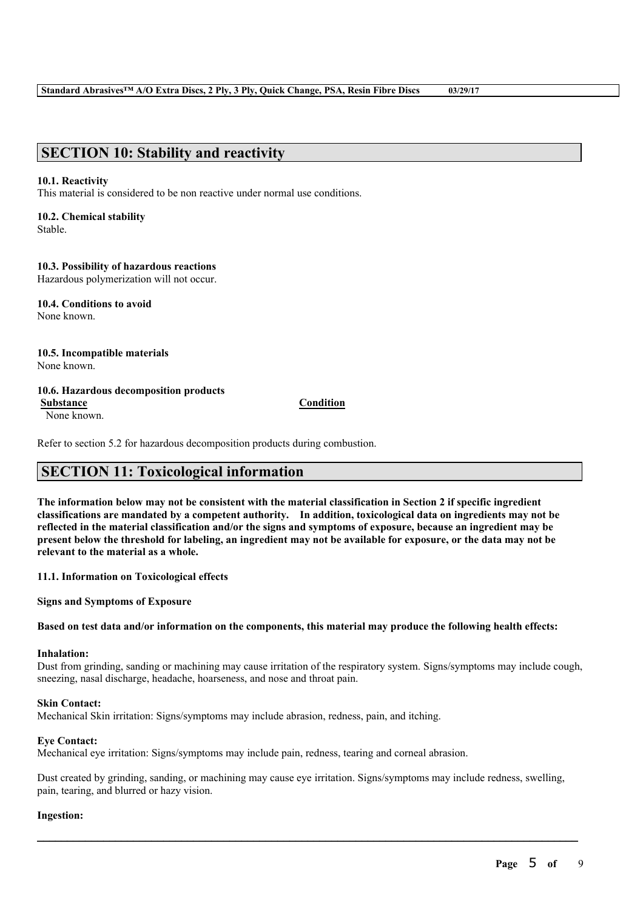## SECTION 10: Stability and reactivity

**10.1. Reactivity**
This material is considered to be non reactive under normal use conditions.

**10.2. Chemical stability**
Stable.

**10.3. Possibility of hazardous reactions**
Hazardous polymerization will not occur.

**10.4. Conditions to avoid**
None known.

**10.5. Incompatible materials**
None known.

**10.6. Hazardous decomposition products**

| Substance | Condition |
|---|---|
| None known. | |

Refer to section 5.2 for hazardous decomposition products during combustion.

## SECTION 11: Toxicological information

**The information below may not be consistent with the material classification in Section 2 if specific ingredient classifications are mandated by a competent authority. In addition, toxicological data on ingredients may not be reflected in the material classification and/or the signs and symptoms of exposure, because an ingredient may be present below the threshold for labeling, an ingredient may not be available for exposure, or the data may not be relevant to the material as a whole.**

**11.1. Information on Toxicological effects**

**Signs and Symptoms of Exposure**

**Based on test data and/or information on the components, this material may produce the following health effects:**

**Inhalation:**
Dust from grinding, sanding or machining may cause irritation of the respiratory system. Signs/symptoms may include cough, sneezing, nasal discharge, headache, hoarseness, and nose and throat pain.

**Skin Contact:**
Mechanical Skin irritation: Signs/symptoms may include abrasion, redness, pain, and itching.

**Eye Contact:**
Mechanical eye irritation: Signs/symptoms may include pain, redness, tearing and corneal abrasion.

Dust created by grinding, sanding, or machining may cause eye irritation. Signs/symptoms may include redness, swelling, pain, tearing, and blurred or hazy vision.

**Ingestion:**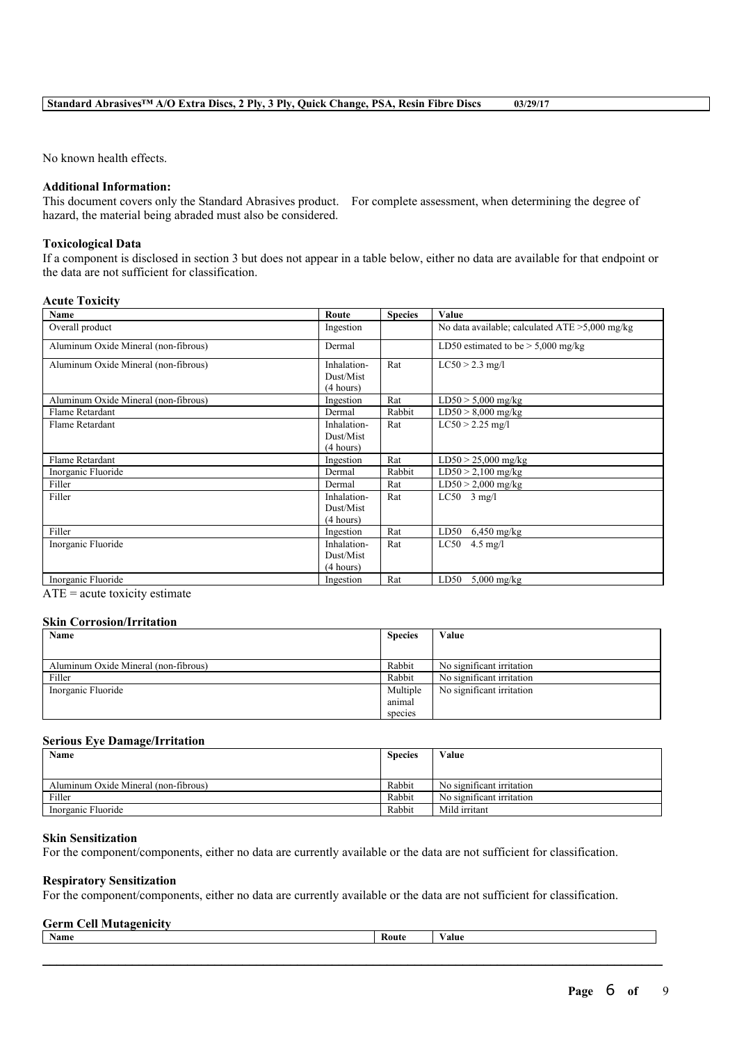No known health effects.

**Additional Information:**
This document covers only the Standard Abrasives product. For complete assessment, when determining the degree of hazard, the material being abraded must also be considered.

**Toxicological Data**
If a component is disclosed in section 3 but does not appear in a table below, either no data are available for that endpoint or the data are not sufficient for classification.

**Acute Toxicity**

| Name | Route | Species | Value |
| --- | --- | --- | --- |
| Overall product | Ingestion | | No data available; calculated ATE >5,000 mg/kg |
| Aluminum Oxide Mineral (non-fibrous) | Dermal | | LD50 estimated to be > 5,000 mg/kg |
| Aluminum Oxide Mineral (non-fibrous) | Inhalation-Dust/Mist (4 hours) | Rat | LC50 > 2.3 mg/l |
| Aluminum Oxide Mineral (non-fibrous) | Ingestion | Rat | LD50 > 5,000 mg/kg |
| Flame Retardant | Dermal | Rabbit | LD50 > 8,000 mg/kg |
| Flame Retardant | Inhalation-Dust/Mist (4 hours) | Rat | LC50 > 2.25 mg/l |
| Flame Retardant | Ingestion | Rat | LD50 > 25,000 mg/kg |
| Inorganic Fluoride | Dermal | Rabbit | LD50 > 2,100 mg/kg |
| Filler | Dermal | Rat | LD50 > 2,000 mg/kg |
| Filler | Inhalation-Dust/Mist (4 hours) | Rat | LC50 3 mg/l |
| Filler | Ingestion | Rat | LD50 6,450 mg/kg |
| Inorganic Fluoride | Inhalation-Dust/Mist (4 hours) | Rat | LC50 4.5 mg/l |
| Inorganic Fluoride | Ingestion | Rat | LD50 5,000 mg/kg |

ATE = acute toxicity estimate

**Skin Corrosion/Irritation**

| Name | Species | Value |
| --- | --- | --- |
| Aluminum Oxide Mineral (non-fibrous) | Rabbit | No significant irritation |
| Filler | Rabbit | No significant irritation |
| Inorganic Fluoride | Multiple animal species | No significant irritation |

**Serious Eye Damage/Irritation**

| Name | Species | Value |
| --- | --- | --- |
| Aluminum Oxide Mineral (non-fibrous) | Rabbit | No significant irritation |
| Filler | Rabbit | No significant irritation |
| Inorganic Fluoride | Rabbit | Mild irritant |

**Skin Sensitization**
For the component/components, either no data are currently available or the data are not sufficient for classification.

**Respiratory Sensitization**
For the component/components, either no data are currently available or the data are not sufficient for classification.

**Germ Cell Mutagenicity**

| Name | Route | Value |
| --- | --- | --- |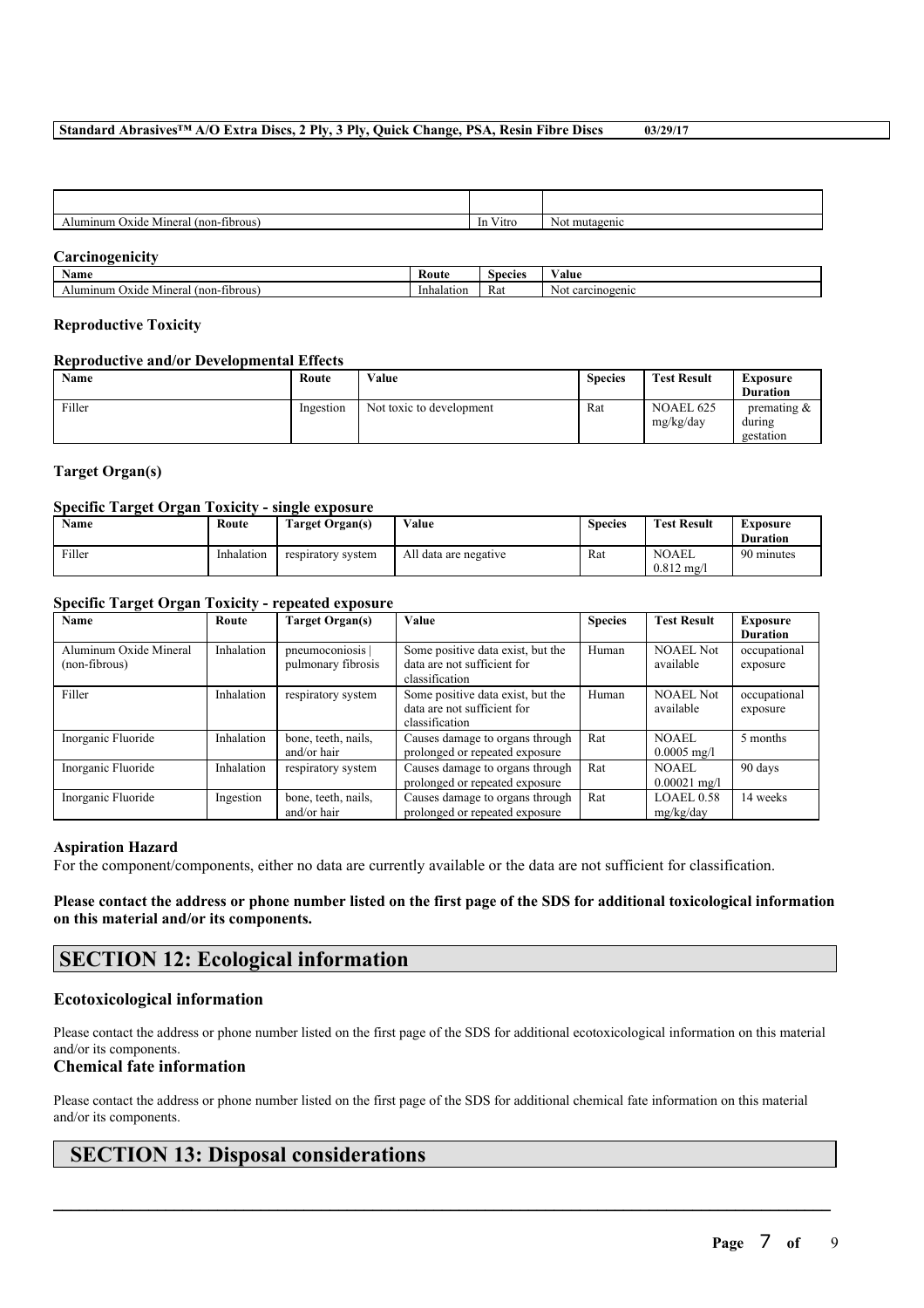| | | |
|---|---|---|
| Aluminum Oxide Mineral (non-fibrous) | In Vitro | Not mutagenic |

**Carcinogenicity**

| Name | Route | Species | Value |
|---|---|---|---|
| Aluminum Oxide Mineral (non-fibrous) | Inhalation | Rat | Not carcinogenic |

**Reproductive Toxicity**

**Reproductive and/or Developmental Effects**

| Name | Route | Value | Species | Test Result | Exposure Duration |
|---|---|---|---|---|---|
| Filler | Ingestion | Not toxic to development | Rat | NOAEL 625 mg/kg/day | premating & during gestation |

**Target Organ(s)**

**Specific Target Organ Toxicity - single exposure**

| Name | Route | Target Organ(s) | Value | Species | Test Result | Exposure Duration |
|---|---|---|---|---|---|---|
| Filler | Inhalation | respiratory system | All data are negative | Rat | NOAEL 0.812 mg/l | 90 minutes |

**Specific Target Organ Toxicity - repeated exposure**

| Name | Route | Target Organ(s) | Value | Species | Test Result | Exposure Duration |
|---|---|---|---|---|---|---|
| Aluminum Oxide Mineral (non-fibrous) | Inhalation | pneumoconiosis \| pulmonary fibrosis | Some positive data exist, but the data are not sufficient for classification | Human | NOAEL Not available | occupational exposure |
| Filler | Inhalation | respiratory system | Some positive data exist, but the data are not sufficient for classification | Human | NOAEL Not available | occupational exposure |
| Inorganic Fluoride | Inhalation | bone, teeth, nails, and/or hair | Causes damage to organs through prolonged or repeated exposure | Rat | NOAEL 0.0005 mg/l | 5 months |
| Inorganic Fluoride | Inhalation | respiratory system | Causes damage to organs through prolonged or repeated exposure | Rat | NOAEL 0.00021 mg/l | 90 days |
| Inorganic Fluoride | Ingestion | bone, teeth, nails, and/or hair | Causes damage to organs through prolonged or repeated exposure | Rat | LOAEL 0.58 mg/kg/day | 14 weeks |

**Aspiration Hazard**

For the component/components, either no data are currently available or the data are not sufficient for classification.

**Please contact the address or phone number listed on the first page of the SDS for additional toxicological information on this material and/or its components.**

## SECTION 12: Ecological information

### Ecotoxicological information

Please contact the address or phone number listed on the first page of the SDS for additional ecotoxicological information on this material and/or its components.

### Chemical fate information

Please contact the address or phone number listed on the first page of the SDS for additional chemical fate information on this material and/or its components.

## SECTION 13: Disposal considerations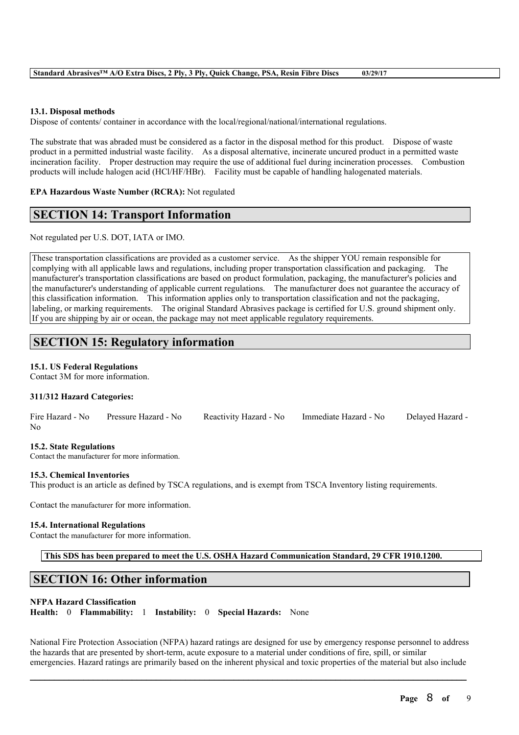### 13.1. Disposal methods

Dispose of contents/ container in accordance with the local/regional/national/international regulations.

The substrate that was abraded must be considered as a factor in the disposal method for this product. Dispose of waste product in a permitted industrial waste facility. As a disposal alternative, incinerate uncured product in a permitted waste incineration facility. Proper destruction may require the use of additional fuel during incineration processes. Combustion products will include halogen acid (HCl/HF/HBr). Facility must be capable of handling halogenated materials.

**EPA Hazardous Waste Number (RCRA):** Not regulated

## SECTION 14: Transport Information

Not regulated per U.S. DOT, IATA or IMO.

These transportation classifications are provided as a customer service. As the shipper YOU remain responsible for complying with all applicable laws and regulations, including proper transportation classification and packaging. The manufacturer's transportation classifications are based on product formulation, packaging, the manufacturer's policies and the manufacturer's understanding of applicable current regulations. The manufacturer does not guarantee the accuracy of this classification information. This information applies only to transportation classification and not the packaging, labeling, or marking requirements. The original Standard Abrasives package is certified for U.S. ground shipment only. If you are shipping by air or ocean, the package may not meet applicable regulatory requirements.

## SECTION 15: Regulatory information

### 15.1. US Federal Regulations

Contact 3M for more information.

**311/312 Hazard Categories:**

Fire Hazard - No Pressure Hazard - No Reactivity Hazard - No Immediate Hazard - No Delayed Hazard - No

### 15.2. State Regulations

Contact the manufacturer for more information.

### 15.3. Chemical Inventories

This product is an article as defined by TSCA regulations, and is exempt from TSCA Inventory listing requirements.

Contact the manufacturer for more information.

### 15.4. International Regulations

Contact the manufacturer for more information.

**This SDS has been prepared to meet the U.S. OSHA Hazard Communication Standard, 29 CFR 1910.1200.**

## SECTION 16: Other information

**NFPA Hazard Classification**

**Health:** 0 **Flammability:** 1 **Instability:** 0 **Special Hazards:** None

National Fire Protection Association (NFPA) hazard ratings are designed for use by emergency response personnel to address the hazards that are presented by short-term, acute exposure to a material under conditions of fire, spill, or similar emergencies. Hazard ratings are primarily based on the inherent physical and toxic properties of the material but also include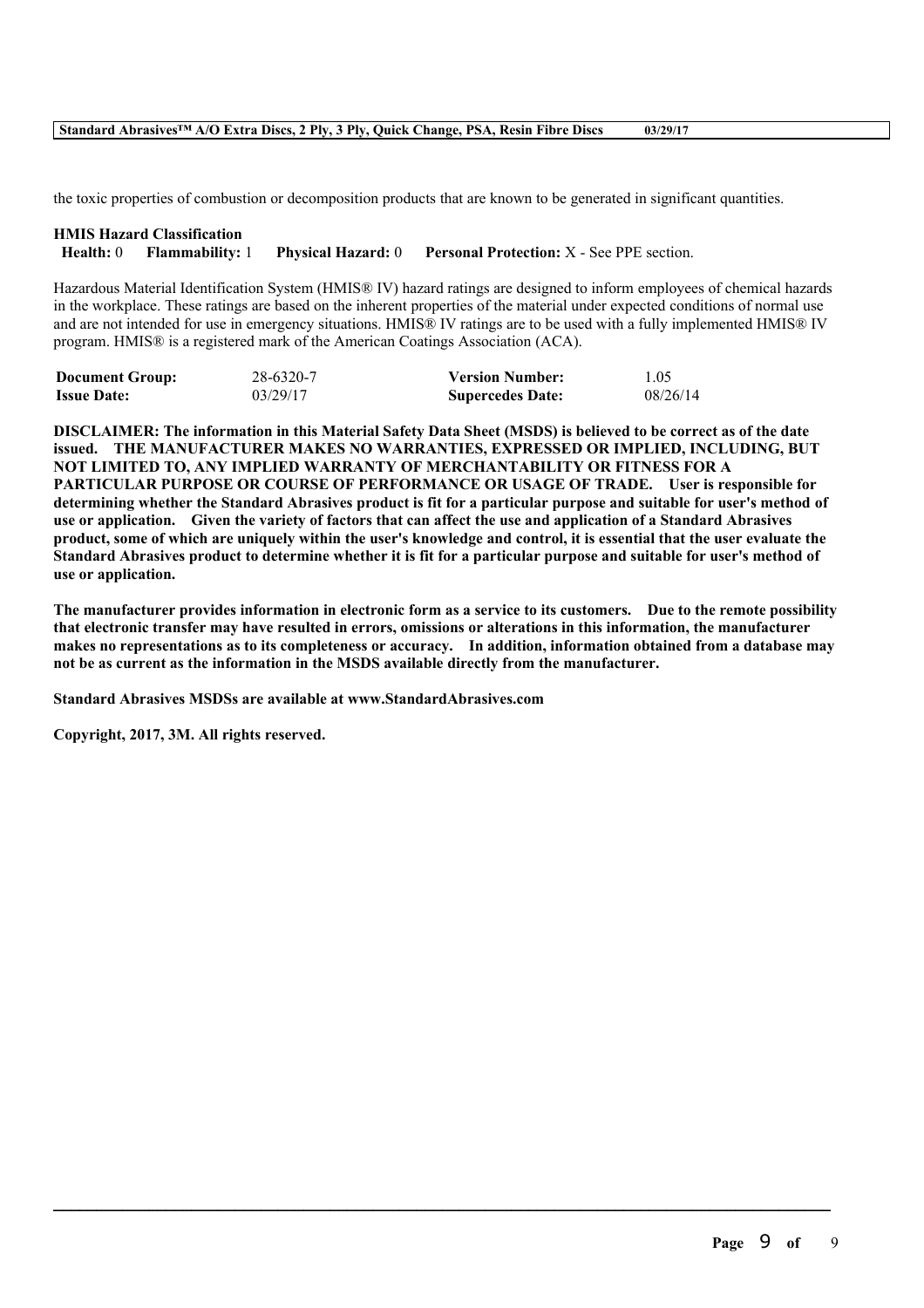the toxic properties of combustion or decomposition products that are known to be generated in significant quantities.

**HMIS Hazard Classification**

**Health:** 0 **Flammability:** 1 **Physical Hazard:** 0 **Personal Protection:** X - See PPE section.

Hazardous Material Identification System (HMIS® IV) hazard ratings are designed to inform employees of chemical hazards in the workplace. These ratings are based on the inherent properties of the material under expected conditions of normal use and are not intended for use in emergency situations. HMIS® IV ratings are to be used with a fully implemented HMIS® IV program. HMIS® is a registered mark of the American Coatings Association (ACA).

| | | | |
|---|---|---|---|
| **Document Group:** | 28-6320-7 | **Version Number:** | 1.05 |
| **Issue Date:** | 03/29/17 | **Supercedes Date:** | 08/26/14 |

**DISCLAIMER: The information in this Material Safety Data Sheet (MSDS) is believed to be correct as of the date issued. THE MANUFACTURER MAKES NO WARRANTIES, EXPRESSED OR IMPLIED, INCLUDING, BUT NOT LIMITED TO, ANY IMPLIED WARRANTY OF MERCHANTABILITY OR FITNESS FOR A PARTICULAR PURPOSE OR COURSE OF PERFORMANCE OR USAGE OF TRADE. User is responsible for determining whether the Standard Abrasives product is fit for a particular purpose and suitable for user's method of use or application. Given the variety of factors that can affect the use and application of a Standard Abrasives product, some of which are uniquely within the user's knowledge and control, it is essential that the user evaluate the Standard Abrasives product to determine whether it is fit for a particular purpose and suitable for user's method of use or application.**

**The manufacturer provides information in electronic form as a service to its customers. Due to the remote possibility that electronic transfer may have resulted in errors, omissions or alterations in this information, the manufacturer makes no representations as to its completeness or accuracy. In addition, information obtained from a database may not be as current as the information in the MSDS available directly from the manufacturer.**

**Standard Abrasives MSDSs are available at www.StandardAbrasives.com**

**Copyright, 2017, 3M. All rights reserved.**